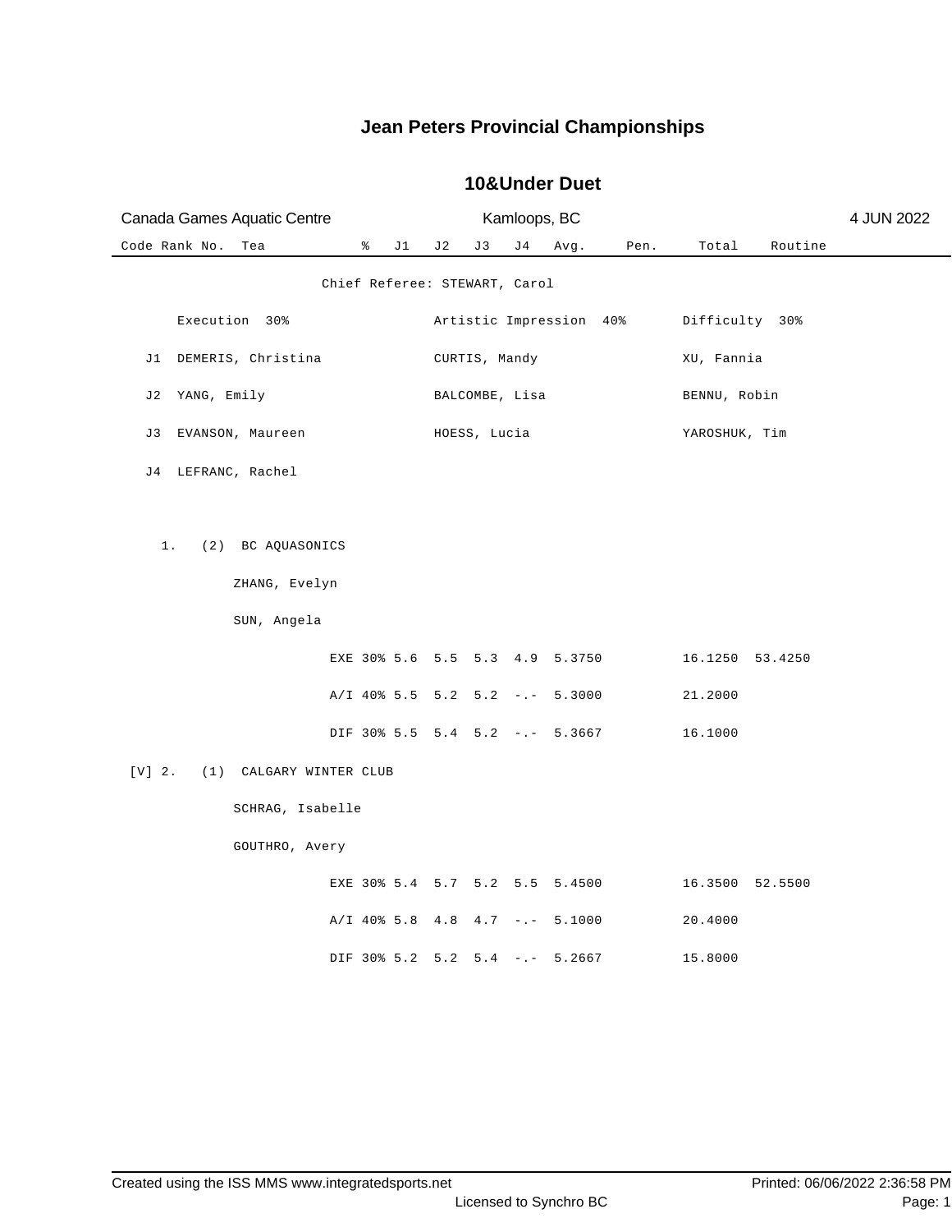# Jean Peters Provincial Championships

## 10&Under Duet

Canada Games Aquatic Centre | Kamloops, BC | 4 JUN 2022

Chief Referee: STEWART, Carol

| | Execution 30% | Artistic Impression 40% | Difficulty 30% |
|---|---|---|---|
| J1 | DEMERIS, Christina | CURTIS, Mandy | XU, Fannia |
| J2 | YANG, Emily | BALCOMBE, Lisa | BENNU, Robin |
| J3 | EVANSON, Maureen | HOESS, Lucia | YAROSHUK, Tim |
| J4 | LEFRANC, Rachel | | |

| Code | Rank | No. | Team | % | J1 | J2 | J3 | J4 | Avg. | Pen. | Total | Routine |
|---|---|---|---|---|---|---|---|---|---|---|---|---|
| | 1. | (2) | BC AQUASONICS | | | | | | | | | |
| | | | ZHANG, Evelyn | | | | | | | | | |
| | | | SUN, Angela | | | | | | | | | |
| | | | | EXE 30% | 5.6 | 5.5 | 5.3 | 4.9 | 5.3750 | | 16.1250 | 53.4250 |
| | | | | A/I 40% | 5.5 | 5.2 | 5.2 | -.- | 5.3000 | | 21.2000 | |
| | | | | DIF 30% | 5.5 | 5.4 | 5.2 | -.- | 5.3667 | | 16.1000 | |
| [V] | 2. | (1) | CALGARY WINTER CLUB | | | | | | | | | |
| | | | SCHRAG, Isabelle | | | | | | | | | |
| | | | GOUTHRO, Avery | | | | | | | | | |
| | | | | EXE 30% | 5.4 | 5.7 | 5.2 | 5.5 | 5.4500 | | 16.3500 | 52.5500 |
| | | | | A/I 40% | 5.8 | 4.8 | 4.7 | -.- | 5.1000 | | 20.4000 | |
| | | | | DIF 30% | 5.2 | 5.2 | 5.4 | -.- | 5.2667 | | 15.8000 | |

Created using the ISS MMS www.integratedsports.net | Printed: 06/06/2022 2:36:58 PM

Licensed to Synchro BC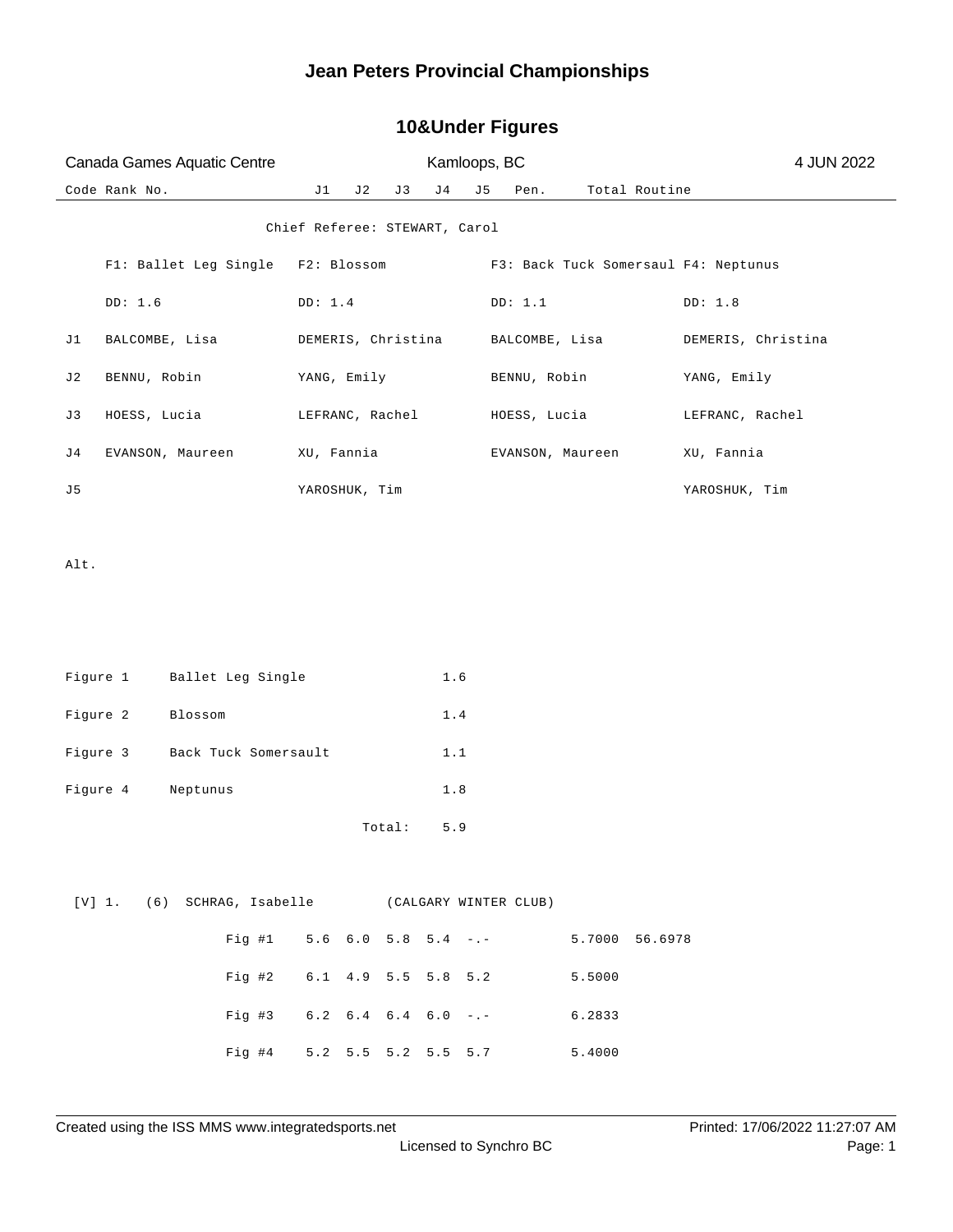# Jean Peters Provincial Championships

## 10&Under Figures

Canada Games Aquatic Centre — Kamloops, BC — 4 JUN 2022

| Code | Rank | No. | | J1 | J2 | J3 | J4 | J5 | Pen. | Total | Routine |
|---|---|---|---|---|---|---|---|---|---|---|---|

Chief Referee: STEWART, Carol

| | F1: Ballet Leg Single | F2: Blossom | F3: Back Tuck Somersaul | F4: Neptunus |
|---|---|---|---|---|
| | DD: 1.6 | DD: 1.4 | DD: 1.1 | DD: 1.8 |
| J1 | BALCOMBE, Lisa | DEMERIS, Christina | BALCOMBE, Lisa | DEMERIS, Christina |
| J2 | BENNU, Robin | YANG, Emily | BENNU, Robin | YANG, Emily |
| J3 | HOESS, Lucia | LEFRANC, Rachel | HOESS, Lucia | LEFRANC, Rachel |
| J4 | EVANSON, Maureen | XU, Fannia | EVANSON, Maureen | XU, Fannia |
| J5 | | YAROSHUK, Tim | | YAROSHUK, Tim |

Alt.

| Figure | Name | DD |
|---|---|---|
| Figure 1 | Ballet Leg Single | 1.6 |
| Figure 2 | Blossom | 1.4 |
| Figure 3 | Back Tuck Somersault | 1.1 |
| Figure 4 | Neptunus | 1.8 |
| | Total: | 5.9 |

[V] 1. (6) SCHRAG, Isabelle (CALGARY WINTER CLUB)

| | J1 | J2 | J3 | J4 | J5 | Pen. | Total | Routine |
|---|---|---|---|---|---|---|---|---|
| Fig #1 | 5.6 | 6.0 | 5.8 | 5.4 | -.- | | 5.7000 | 56.6978 |
| Fig #2 | 6.1 | 4.9 | 5.5 | 5.8 | 5.2 | | 5.5000 | |
| Fig #3 | 6.2 | 6.4 | 6.4 | 6.0 | -.- | | 6.2833 | |
| Fig #4 | 5.2 | 5.5 | 5.2 | 5.5 | 5.7 | | 5.4000 | |

Created using the ISS MMS www.integratedsports.net — Printed: 17/06/2022 11:27:07 AM — Licensed to Synchro BC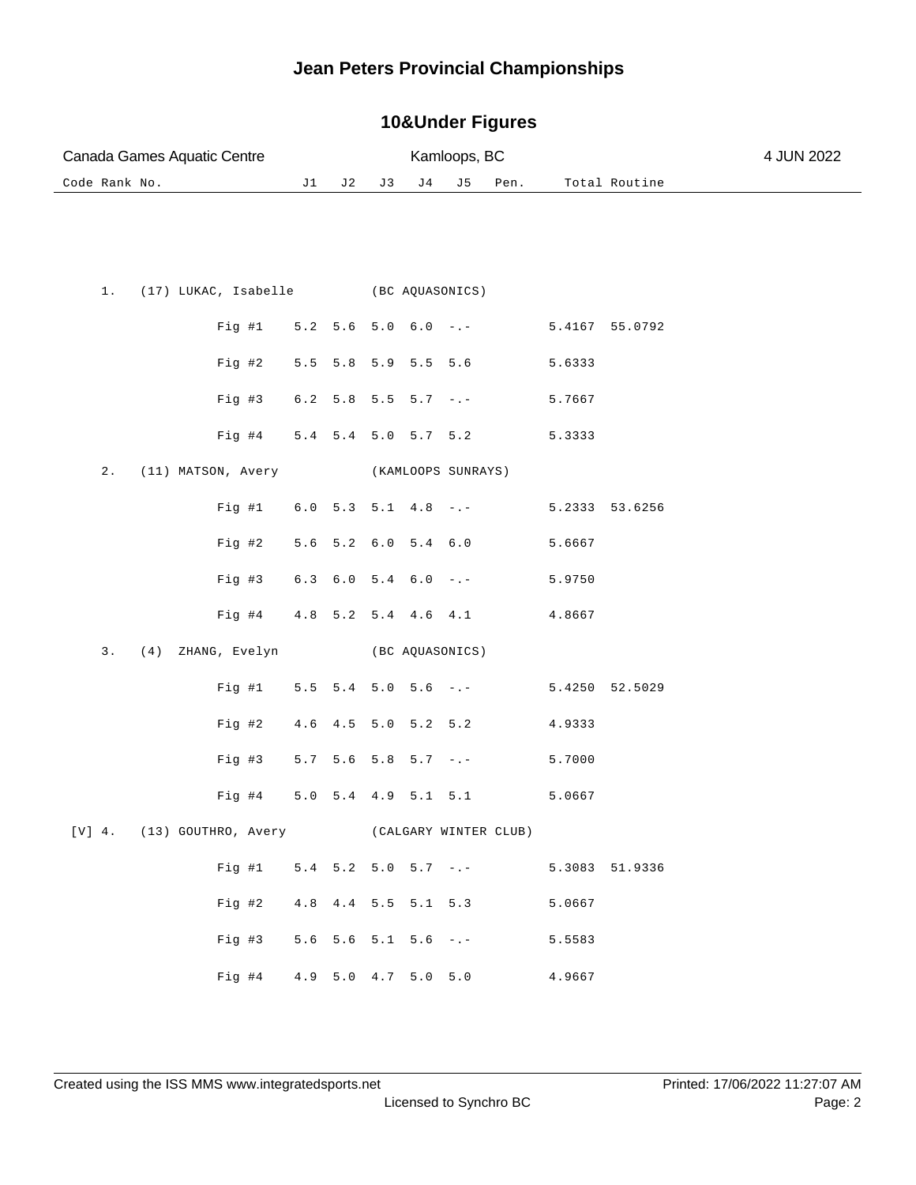# Jean Peters Provincial Championships

## 10&Under Figures

Canada Games Aquatic Centre | Kamloops, BC | 4 JUN 2022

| Code | Rank | No. | Name / Figure | Club | J1 | J2 | J3 | J4 | J5 | Pen. | Total | Routine |
|---|---|---|---|---|---|---|---|---|---|---|---|---|
| | 1. | (17) | LUKAC, Isabelle | (BC AQUASONICS) | | | | | | | | |
| | | | Fig #1 | | 5.2 | 5.6 | 5.0 | 6.0 | -.- | | 5.4167 | 55.0792 |
| | | | Fig #2 | | 5.5 | 5.8 | 5.9 | 5.5 | 5.6 | | 5.6333 | |
| | | | Fig #3 | | 6.2 | 5.8 | 5.5 | 5.7 | -.- | | 5.7667 | |
| | | | Fig #4 | | 5.4 | 5.4 | 5.0 | 5.7 | 5.2 | | 5.3333 | |
| | 2. | (11) | MATSON, Avery | (KAMLOOPS SUNRAYS) | | | | | | | | |
| | | | Fig #1 | | 6.0 | 5.3 | 5.1 | 4.8 | -.- | | 5.2333 | 53.6256 |
| | | | Fig #2 | | 5.6 | 5.2 | 6.0 | 5.4 | 6.0 | | 5.6667 | |
| | | | Fig #3 | | 6.3 | 6.0 | 5.4 | 6.0 | -.- | | 5.9750 | |
| | | | Fig #4 | | 4.8 | 5.2 | 5.4 | 4.6 | 4.1 | | 4.8667 | |
| | 3. | (4) | ZHANG, Evelyn | (BC AQUASONICS) | | | | | | | | |
| | | | Fig #1 | | 5.5 | 5.4 | 5.0 | 5.6 | -.- | | 5.4250 | 52.5029 |
| | | | Fig #2 | | 4.6 | 4.5 | 5.0 | 5.2 | 5.2 | | 4.9333 | |
| | | | Fig #3 | | 5.7 | 5.6 | 5.8 | 5.7 | -.- | | 5.7000 | |
| | | | Fig #4 | | 5.0 | 5.4 | 4.9 | 5.1 | 5.1 | | 5.0667 | |
| [V] | 4. | (13) | GOUTHRO, Avery | (CALGARY WINTER CLUB) | | | | | | | | |
| | | | Fig #1 | | 5.4 | 5.2 | 5.0 | 5.7 | -.- | | 5.3083 | 51.9336 |
| | | | Fig #2 | | 4.8 | 4.4 | 5.5 | 5.1 | 5.3 | | 5.0667 | |
| | | | Fig #3 | | 5.6 | 5.6 | 5.1 | 5.6 | -.- | | 5.5583 | |
| | | | Fig #4 | | 4.9 | 5.0 | 4.7 | 5.0 | 5.0 | | 4.9667 | |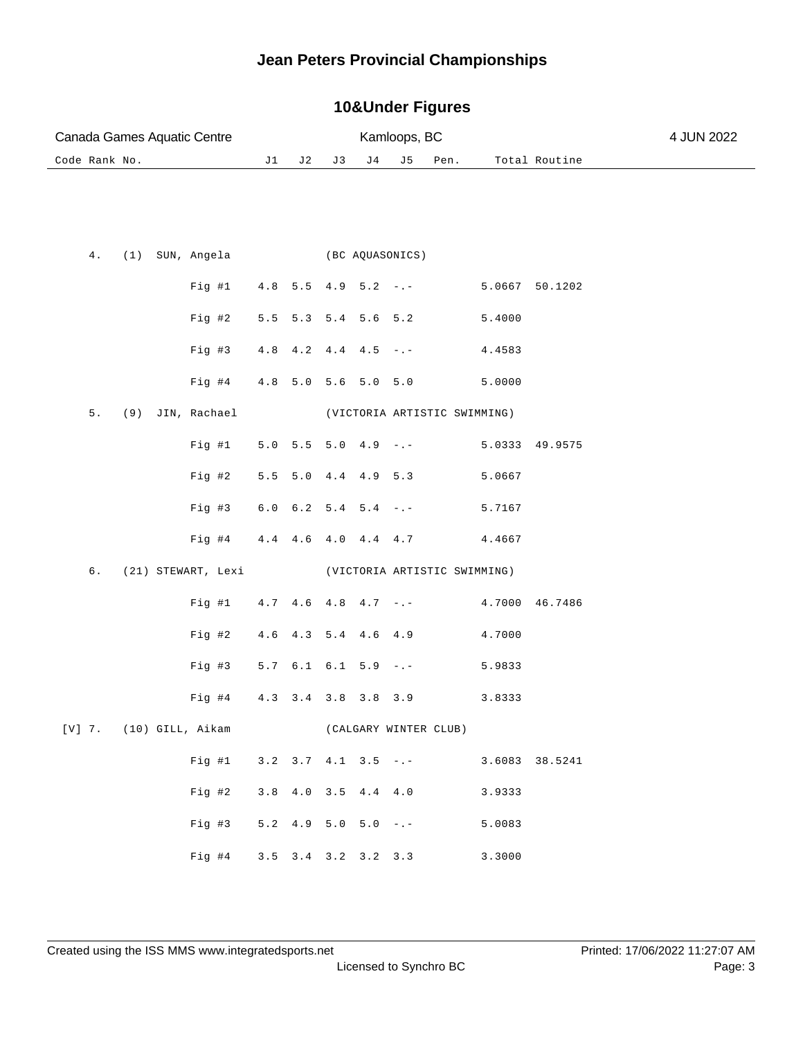# Jean Peters Provincial Championships

## 10&Under Figures

Canada Games Aquatic Centre — Kamloops, BC — 4 JUN 2022

| Code | Rank | No. | Name | Club / Figure | J1 | J2 | J3 | J4 | J5 | Pen. | Total | Routine |
|---|---|---|---|---|---|---|---|---|---|---|---|---|
| | 4. | (1) | SUN, Angela | (BC AQUASONICS) | | | | | | | | |
| | | | | Fig #1 | 4.8 | 5.5 | 4.9 | 5.2 | -.- | | 5.0667 | 50.1202 |
| | | | | Fig #2 | 5.5 | 5.3 | 5.4 | 5.6 | 5.2 | | 5.4000 | |
| | | | | Fig #3 | 4.8 | 4.2 | 4.4 | 4.5 | -.- | | 4.4583 | |
| | | | | Fig #4 | 4.8 | 5.0 | 5.6 | 5.0 | 5.0 | | 5.0000 | |
| | 5. | (9) | JIN, Rachael | (VICTORIA ARTISTIC SWIMMING) | | | | | | | | |
| | | | | Fig #1 | 5.0 | 5.5 | 5.0 | 4.9 | -.- | | 5.0333 | 49.9575 |
| | | | | Fig #2 | 5.5 | 5.0 | 4.4 | 4.9 | 5.3 | | 5.0667 | |
| | | | | Fig #3 | 6.0 | 6.2 | 5.4 | 5.4 | -.- | | 5.7167 | |
| | | | | Fig #4 | 4.4 | 4.6 | 4.0 | 4.4 | 4.7 | | 4.4667 | |
| | 6. | (21) | STEWART, Lexi | (VICTORIA ARTISTIC SWIMMING) | | | | | | | | |
| | | | | Fig #1 | 4.7 | 4.6 | 4.8 | 4.7 | -.- | | 4.7000 | 46.7486 |
| | | | | Fig #2 | 4.6 | 4.3 | 5.4 | 4.6 | 4.9 | | 4.7000 | |
| | | | | Fig #3 | 5.7 | 6.1 | 6.1 | 5.9 | -.- | | 5.9833 | |
| | | | | Fig #4 | 4.3 | 3.4 | 3.8 | 3.8 | 3.9 | | 3.8333 | |
| [V] | 7. | (10) | GILL, Aikam | (CALGARY WINTER CLUB) | | | | | | | | |
| | | | | Fig #1 | 3.2 | 3.7 | 4.1 | 3.5 | -.- | | 3.6083 | 38.5241 |
| | | | | Fig #2 | 3.8 | 4.0 | 3.5 | 4.4 | 4.0 | | 3.9333 | |
| | | | | Fig #3 | 5.2 | 4.9 | 5.0 | 5.0 | -.- | | 5.0083 | |
| | | | | Fig #4 | 3.5 | 3.4 | 3.2 | 3.2 | 3.3 | | 3.3000 | |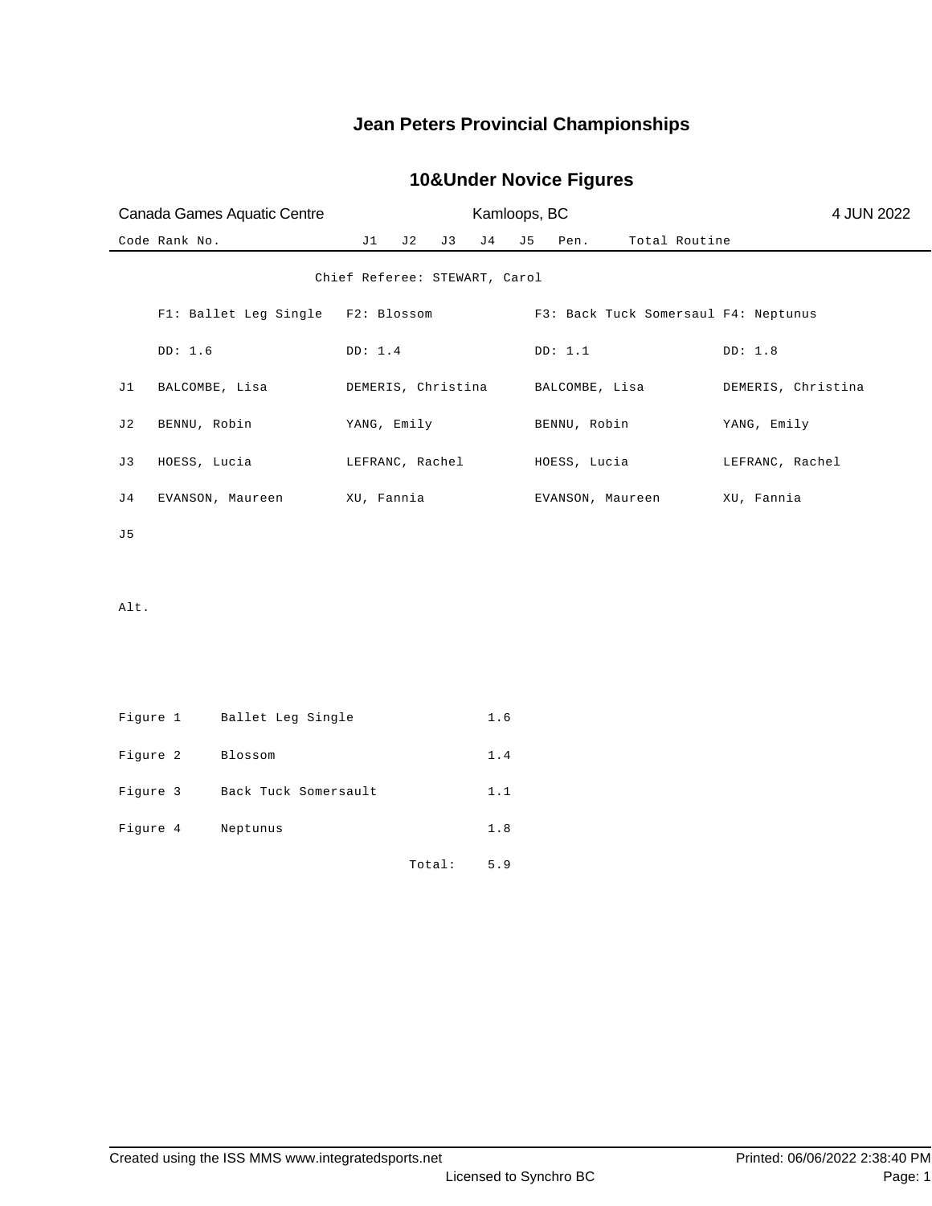# Jean Peters Provincial Championships

## 10&Under Novice Figures

Canada Games Aquatic Centre | Kamloops, BC | 4 JUN 2022

| Code | Rank | No. | J1 | J2 | J3 | J4 | J5 | Pen. | Total Routine |
|---|---|---|---|---|---|---|---|---|---|

Chief Referee: STEWART, Carol

| | F1: Ballet Leg Single | F2: Blossom | F3: Back Tuck Somersaul | F4: Neptunus |
|---|---|---|---|---|
| | DD: 1.6 | DD: 1.4 | DD: 1.1 | DD: 1.8 |
| J1 | BALCOMBE, Lisa | DEMERIS, Christina | BALCOMBE, Lisa | DEMERIS, Christina |
| J2 | BENNU, Robin | YANG, Emily | BENNU, Robin | YANG, Emily |
| J3 | HOESS, Lucia | LEFRANC, Rachel | HOESS, Lucia | LEFRANC, Rachel |
| J4 | EVANSON, Maureen | XU, Fannia | EVANSON, Maureen | XU, Fannia |
| J5 | | | | |
| Alt. | | | | |

| Figure | Name | DD |
|---|---|---|
| Figure 1 | Ballet Leg Single | 1.6 |
| Figure 2 | Blossom | 1.4 |
| Figure 3 | Back Tuck Somersault | 1.1 |
| Figure 4 | Neptunus | 1.8 |
| | Total: | 5.9 |

Created using the ISS MMS www.integratedsports.net | Licensed to Synchro BC | Printed: 06/06/2022 2:38:40 PM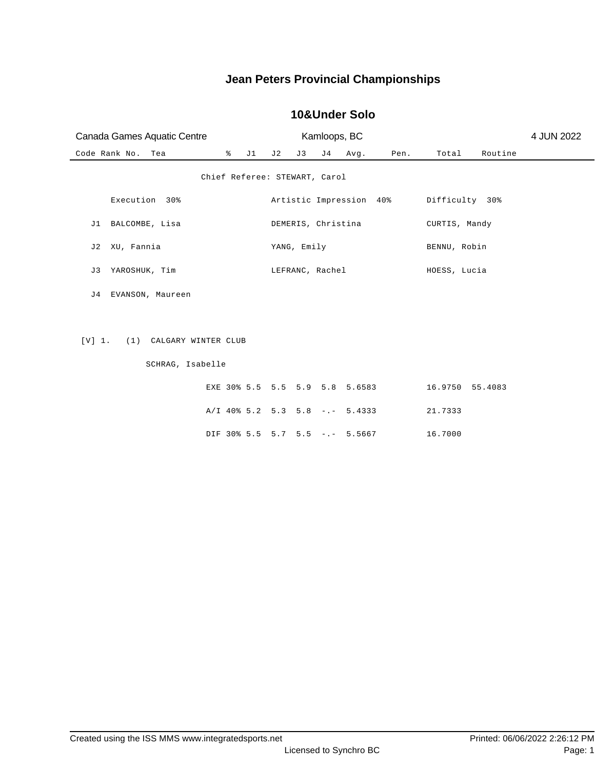# Jean Peters Provincial Championships

## 10&Under Solo

Canada Games Aquatic Centre | Kamloops, BC | 4 JUN 2022

| Code | Rank | No. | Tea | % | J1 | J2 | J3 | J4 | Avg. | Pen. | Total | Routine |
|---|---|---|---|---|---|---|---|---|---|---|---|---|

Chief Referee: STEWART, Carol

| | Execution 30% | Artistic Impression 40% | Difficulty 30% |
|---|---|---|---|
| J1 | BALCOMBE, Lisa | DEMERIS, Christina | CURTIS, Mandy |
| J2 | XU, Fannia | YANG, Emily | BENNU, Robin |
| J3 | YAROSHUK, Tim | LEFRANC, Rachel | HOESS, Lucia |
| J4 | EVANSON, Maureen | | |

[V] 1. (1) CALGARY WINTER CLUB

SCHRAG, Isabelle

| | % | J1 | J2 | J3 | J4 | Avg. | Pen. | Total | Routine |
|---|---|---|---|---|---|---|---|---|---|
| EXE | 30% | 5.5 | 5.5 | 5.9 | 5.8 | 5.6583 | | 16.9750 | 55.4083 |
| A/I | 40% | 5.2 | 5.3 | 5.8 | -.- | 5.4333 | | 21.7333 | |
| DIF | 30% | 5.5 | 5.7 | 5.5 | -.- | 5.5667 | | 16.7000 | |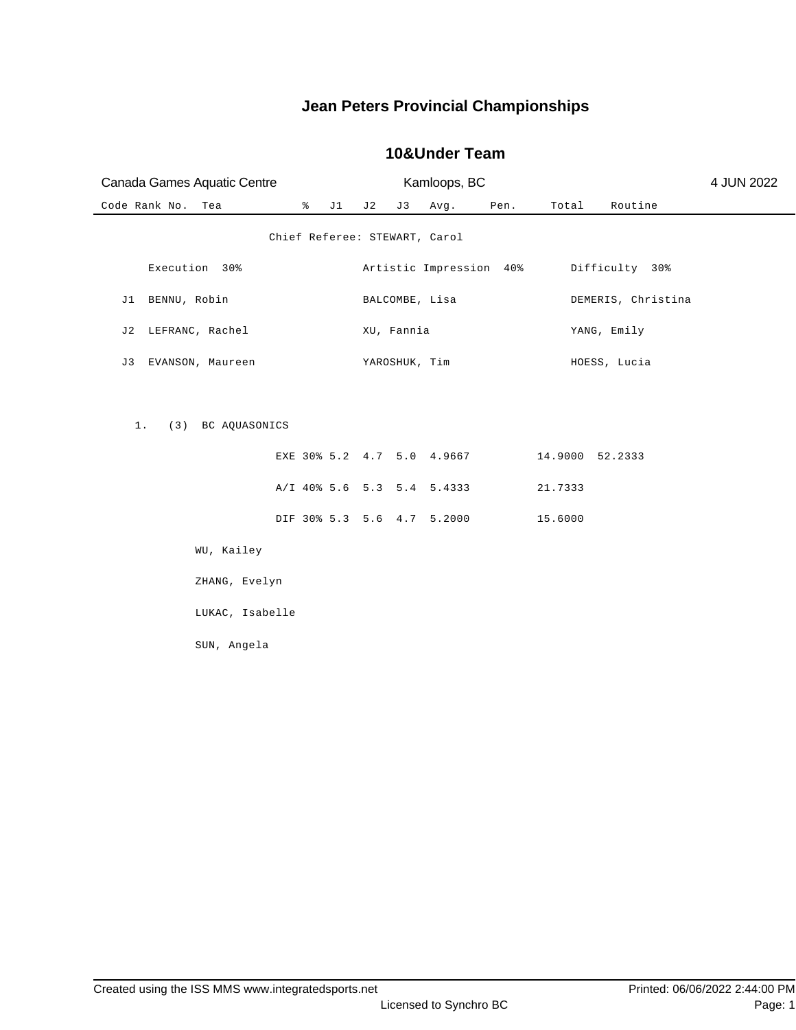# Jean Peters Provincial Championships

## 10&Under Team

Canada Games Aquatic Centre | Kamloops, BC | 4 JUN 2022

| Code | Rank | No. | Tea | % | J1 | J2 | J3 | Avg. | Pen. | Total | Routine |
|---|---|---|---|---|---|---|---|---|---|---|---|

Chief Referee: STEWART, Carol

| | Execution 30% | Artistic Impression 40% | Difficulty 30% |
|---|---|---|---|
| J1 | BENNU, Robin | BALCOMBE, Lisa | DEMERIS, Christina |
| J2 | LEFRANC, Rachel | XU, Fannia | YANG, Emily |
| J3 | EVANSON, Maureen | YAROSHUK, Tim | HOESS, Lucia |

1. (3) BC AQUASONICS

| | % | J1 | J2 | J3 | Avg. | Pen. | Total | Routine |
|---|---|---|---|---|---|---|---|---|
| EXE | 30% | 5.2 | 4.7 | 5.0 | 4.9667 | | 14.9000 | 52.2333 |
| A/I | 40% | 5.6 | 5.3 | 5.4 | 5.4333 | | 21.7333 | |
| DIF | 30% | 5.3 | 5.6 | 4.7 | 5.2000 | | 15.6000 | |

WU, Kailey

ZHANG, Evelyn

LUKAC, Isabelle

SUN, Angela

Created using the ISS MMS www.integratedsports.net | Printed: 06/06/2022 2:44:00 PM

Licensed to Synchro BC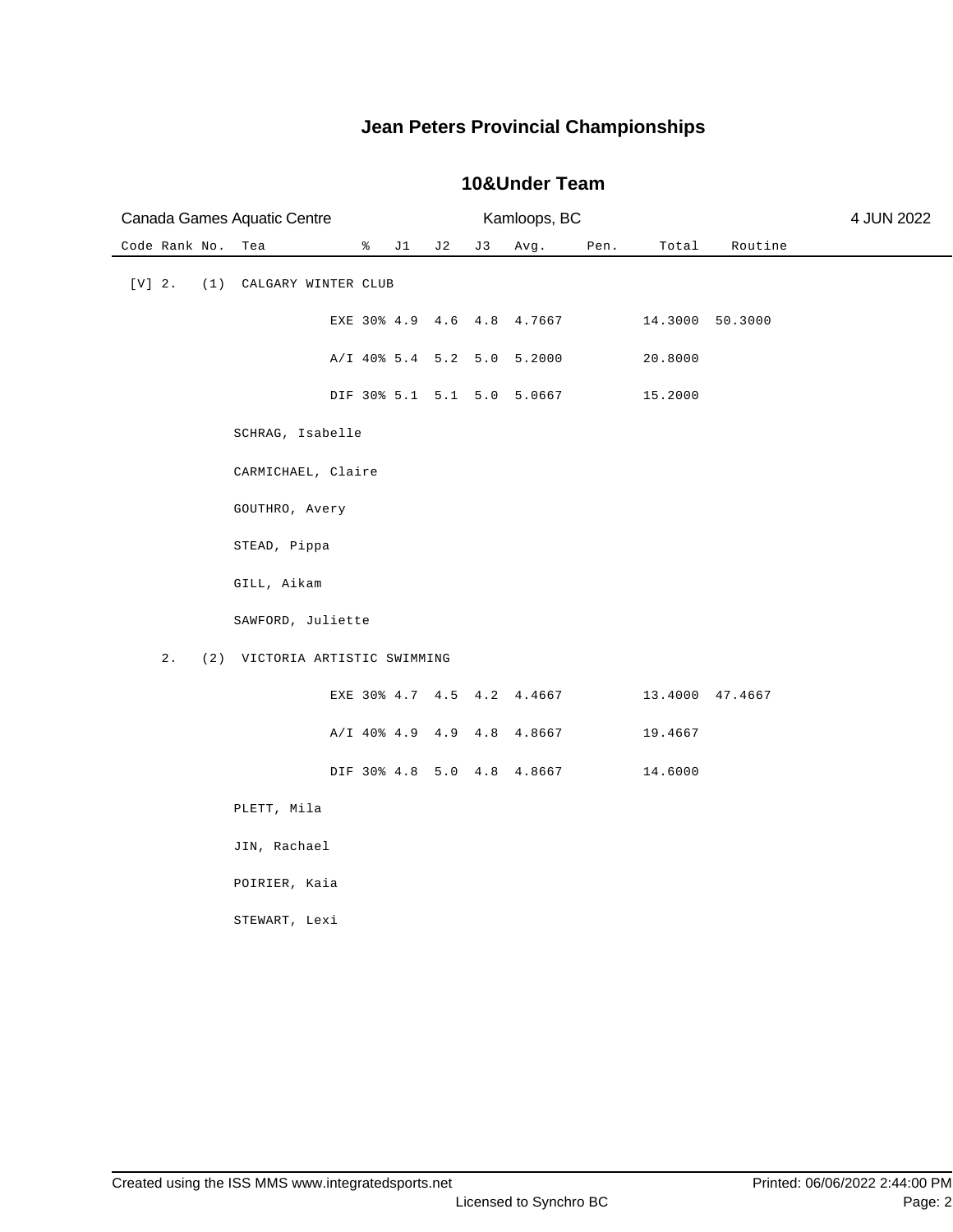# Jean Peters Provincial Championships

## 10&Under Team

Canada Games Aquatic Centre | Kamloops, BC | 4 JUN 2022

| Code | Rank | No. | Tea | | % | J1 | J2 | J3 | Avg. | Pen. | Total | Routine |
|---|---|---|---|---|---|---|---|---|---|---|---|---|
| [V] | 2. | (1) | CALGARY WINTER CLUB | | | | | | | | | |
| | | | | EXE | 30% | 4.9 | 4.6 | 4.8 | 4.7667 | | 14.3000 | 50.3000 |
| | | | | A/I | 40% | 5.4 | 5.2 | 5.0 | 5.2000 | | 20.8000 | |
| | | | | DIF | 30% | 5.1 | 5.1 | 5.0 | 5.0667 | | 15.2000 | |
| | | | SCHRAG, Isabelle | | | | | | | | | |
| | | | CARMICHAEL, Claire | | | | | | | | | |
| | | | GOUTHRO, Avery | | | | | | | | | |
| | | | STEAD, Pippa | | | | | | | | | |
| | | | GILL, Aikam | | | | | | | | | |
| | | | SAWFORD, Juliette | | | | | | | | | |
| | 2. | (2) | VICTORIA ARTISTIC SWIMMING | | | | | | | | | |
| | | | | EXE | 30% | 4.7 | 4.5 | 4.2 | 4.4667 | | 13.4000 | 47.4667 |
| | | | | A/I | 40% | 4.9 | 4.9 | 4.8 | 4.8667 | | 19.4667 | |
| | | | | DIF | 30% | 4.8 | 5.0 | 4.8 | 4.8667 | | 14.6000 | |
| | | | PLETT, Mila | | | | | | | | | |
| | | | JIN, Rachael | | | | | | | | | |
| | | | POIRIER, Kaia | | | | | | | | | |
| | | | STEWART, Lexi | | | | | | | | | |

Created using the ISS MMS www.integratedsports.net | Licensed to Synchro BC | Printed: 06/06/2022 2:44:00 PM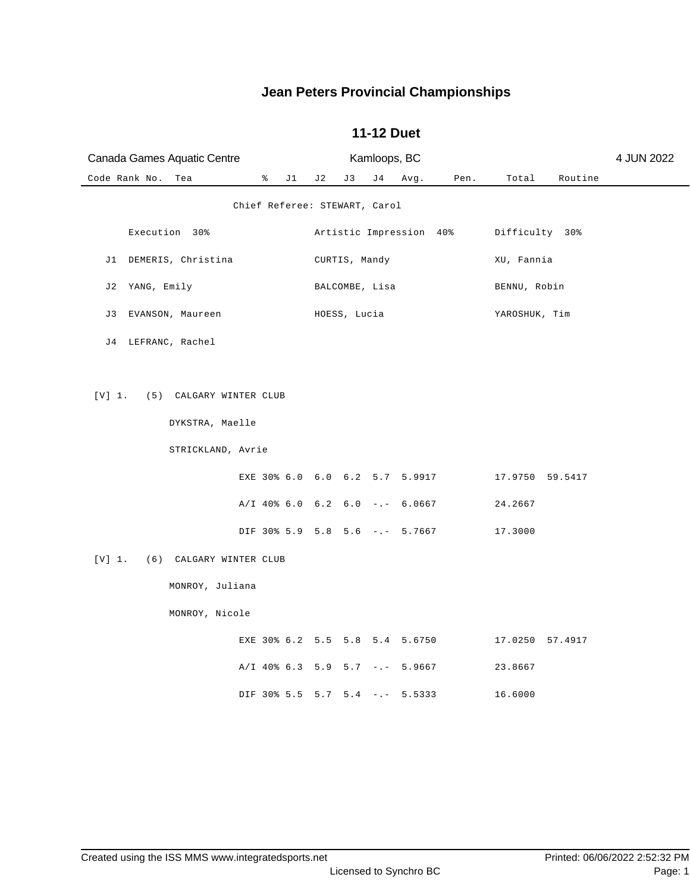# Jean Peters Provincial Championships

## 11-12 Duet

Canada Games Aquatic Centre — Kamloops, BC — 4 JUN 2022

Chief Referee: STEWART, Carol

| | Execution 30% | Artistic Impression 40% | Difficulty 30% |
|---|---|---|---|
| J1 | DEMERIS, Christina | CURTIS, Mandy | XU, Fannia |
| J2 | YANG, Emily | BALCOMBE, Lisa | BENNU, Robin |
| J3 | EVANSON, Maureen | HOESS, Lucia | YAROSHUK, Tim |
| J4 | LEFRANC, Rachel | | |

| Code | Rank | No. | Team | | % | J1 | J2 | J3 | J4 | Avg. | Pen. | Total | Routine |
|---|---|---|---|---|---|---|---|---|---|---|---|---|---|
| [V] | 1. | (5) | CALGARY WINTER CLUB | | | | | | | | | | |
| | | | DYKSTRA, Maelle | | | | | | | | | | |
| | | | STRICKLAND, Avrie | | | | | | | | | | |
| | | | | EXE | 30% | 6.0 | 6.0 | 6.2 | 5.7 | 5.9917 | | 17.9750 | 59.5417 |
| | | | | A/I | 40% | 6.0 | 6.2 | 6.0 | -.- | 6.0667 | | 24.2667 | |
| | | | | DIF | 30% | 5.9 | 5.8 | 5.6 | -.- | 5.7667 | | 17.3000 | |
| [V] | 1. | (6) | CALGARY WINTER CLUB | | | | | | | | | | |
| | | | MONROY, Juliana | | | | | | | | | | |
| | | | MONROY, Nicole | | | | | | | | | | |
| | | | | EXE | 30% | 6.2 | 5.5 | 5.8 | 5.4 | 5.6750 | | 17.0250 | 57.4917 |
| | | | | A/I | 40% | 6.3 | 5.9 | 5.7 | -.- | 5.9667 | | 23.8667 | |
| | | | | DIF | 30% | 5.5 | 5.7 | 5.4 | -.- | 5.5333 | | 16.6000 | |

Created using the ISS MMS www.integratedsports.net — Licensed to Synchro BC — Printed: 06/06/2022 2:52:32 PM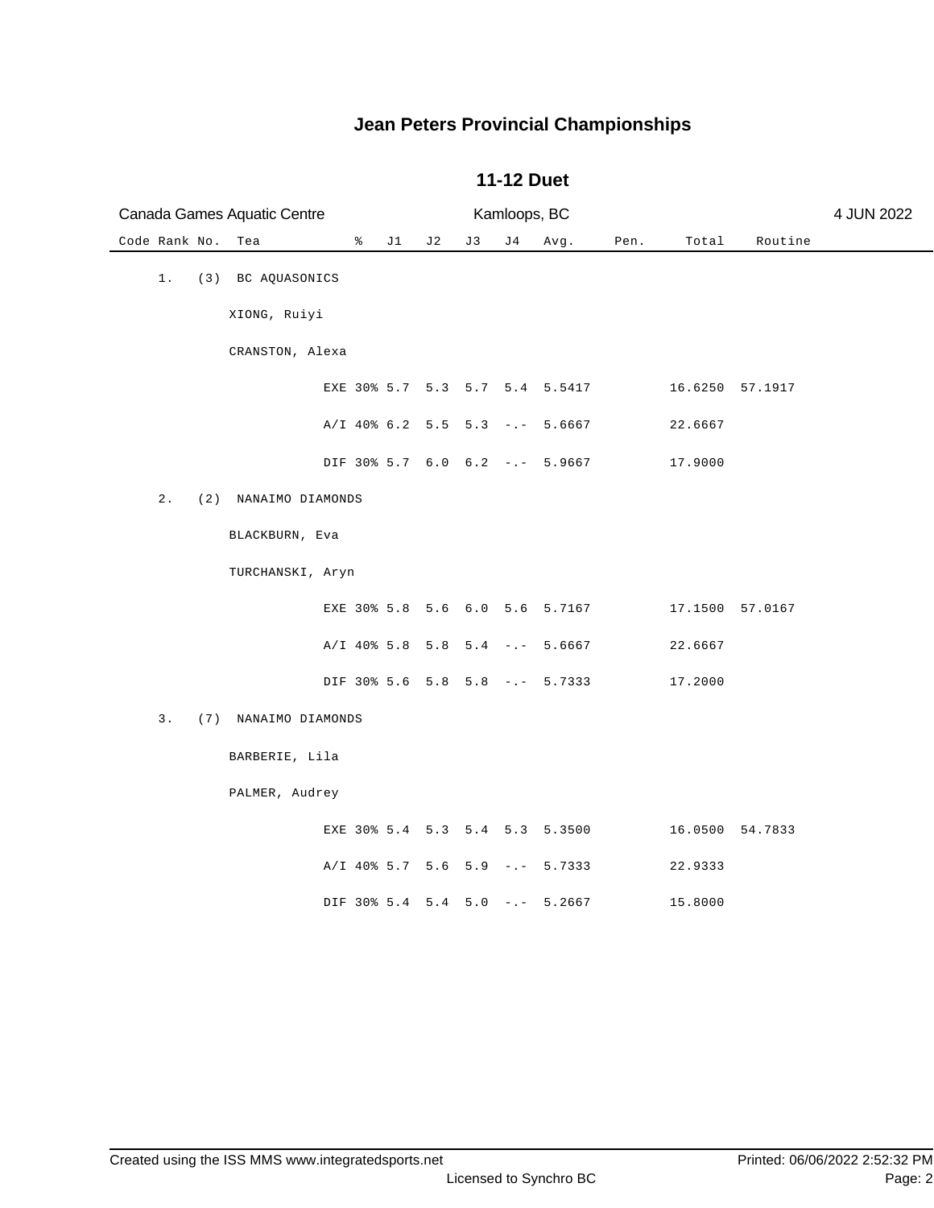# Jean Peters Provincial Championships

## 11-12 Duet

Canada Games Aquatic Centre | Kamloops, BC | 4 JUN 2022

| Code | Rank | No. | Tea | % | J1 | J2 | J3 | J4 | Avg. | Pen. | Total | Routine |
|---|---|---|---|---|---|---|---|---|---|---|---|---|
| | 1. | (3) | BC AQUASONICS | | | | | | | | | |
| | | | XIONG, Ruiyi | | | | | | | | | |
| | | | CRANSTON, Alexa | | | | | | | | | |
| | | | | EXE 30% | 5.7 | 5.3 | 5.7 | 5.4 | 5.5417 | | 16.6250 | 57.1917 |
| | | | | A/I 40% | 6.2 | 5.5 | 5.3 | -.- | 5.6667 | | 22.6667 | |
| | | | | DIF 30% | 5.7 | 6.0 | 6.2 | -.- | 5.9667 | | 17.9000 | |
| | 2. | (2) | NANAIMO DIAMONDS | | | | | | | | | |
| | | | BLACKBURN, Eva | | | | | | | | | |
| | | | TURCHANSKI, Aryn | | | | | | | | | |
| | | | | EXE 30% | 5.8 | 5.6 | 6.0 | 5.6 | 5.7167 | | 17.1500 | 57.0167 |
| | | | | A/I 40% | 5.8 | 5.8 | 5.4 | -.- | 5.6667 | | 22.6667 | |
| | | | | DIF 30% | 5.6 | 5.8 | 5.8 | -.- | 5.7333 | | 17.2000 | |
| | 3. | (7) | NANAIMO DIAMONDS | | | | | | | | | |
| | | | BARBERIE, Lila | | | | | | | | | |
| | | | PALMER, Audrey | | | | | | | | | |
| | | | | EXE 30% | 5.4 | 5.3 | 5.4 | 5.3 | 5.3500 | | 16.0500 | 54.7833 |
| | | | | A/I 40% | 5.7 | 5.6 | 5.9 | -.- | 5.7333 | | 22.9333 | |
| | | | | DIF 30% | 5.4 | 5.4 | 5.0 | -.- | 5.2667 | | 15.8000 | |

Created using the ISS MMS www.integratedsports.net — Licensed to Synchro BC — Printed: 06/06/2022 2:52:32 PM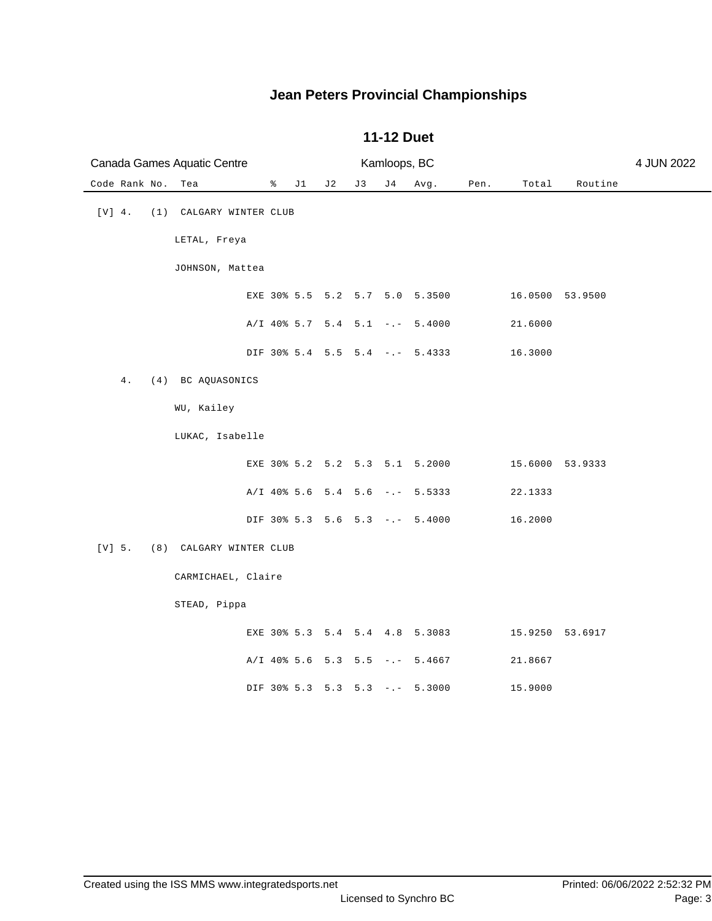# Jean Peters Provincial Championships

## 11-12 Duet

Canada Games Aquatic Centre — Kamloops, BC — 4 JUN 2022

| Code | Rank | No. | Tea | | % | J1 | J2 | J3 | J4 | Avg. | Pen. | Total | Routine |
|---|---|---|---|---|---|---|---|---|---|---|---|---|---|
| [V] | 4. | (1) | CALGARY WINTER CLUB | | | | | | | | | | |
| | | | LETAL, Freya | | | | | | | | | | |
| | | | JOHNSON, Mattea | | | | | | | | | | |
| | | | | EXE | 30% | 5.5 | 5.2 | 5.7 | 5.0 | 5.3500 | | 16.0500 | 53.9500 |
| | | | | A/I | 40% | 5.7 | 5.4 | 5.1 | -.- | 5.4000 | | 21.6000 | |
| | | | | DIF | 30% | 5.4 | 5.5 | 5.4 | -.- | 5.4333 | | 16.3000 | |
| | 4. | (4) | BC AQUASONICS | | | | | | | | | | |
| | | | WU, Kailey | | | | | | | | | | |
| | | | LUKAC, Isabelle | | | | | | | | | | |
| | | | | EXE | 30% | 5.2 | 5.2 | 5.3 | 5.1 | 5.2000 | | 15.6000 | 53.9333 |
| | | | | A/I | 40% | 5.6 | 5.4 | 5.6 | -.- | 5.5333 | | 22.1333 | |
| | | | | DIF | 30% | 5.3 | 5.6 | 5.3 | -.- | 5.4000 | | 16.2000 | |
| [V] | 5. | (8) | CALGARY WINTER CLUB | | | | | | | | | | |
| | | | CARMICHAEL, Claire | | | | | | | | | | |
| | | | STEAD, Pippa | | | | | | | | | | |
| | | | | EXE | 30% | 5.3 | 5.4 | 5.4 | 4.8 | 5.3083 | | 15.9250 | 53.6917 |
| | | | | A/I | 40% | 5.6 | 5.3 | 5.5 | -.- | 5.4667 | | 21.8667 | |
| | | | | DIF | 30% | 5.3 | 5.3 | 5.3 | -.- | 5.3000 | | 15.9000 | |

Created using the ISS MMS www.integratedsports.net — Licensed to Synchro BC — Printed: 06/06/2022 2:52:32 PM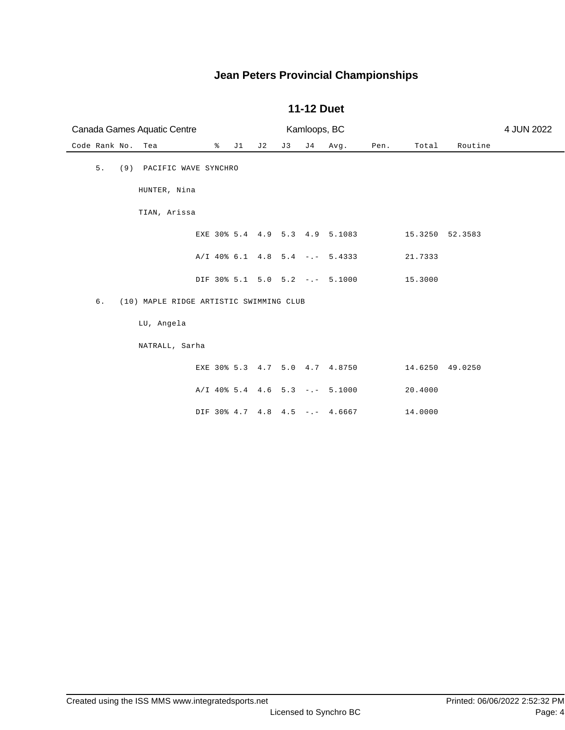# Jean Peters Provincial Championships

## 11-12 Duet

Canada Games Aquatic Centre | Kamloops, BC | 4 JUN 2022

| Code | Rank | No. | Tea | % | J1 | J2 | J3 | J4 | Avg. | Pen. | Total | Routine |
|---|---|---|---|---|---|---|---|---|---|---|---|---|
| | 5. | (9) | PACIFIC WAVE SYNCHRO | | | | | | | | | |
| | | | HUNTER, Nina | | | | | | | | | |
| | | | TIAN, Arissa | | | | | | | | | |
| | | | EXE | 30% | 5.4 | 4.9 | 5.3 | 4.9 | 5.1083 | | 15.3250 | 52.3583 |
| | | | A/I | 40% | 6.1 | 4.8 | 5.4 | -.- | 5.4333 | | 21.7333 | |
| | | | DIF | 30% | 5.1 | 5.0 | 5.2 | -.- | 5.1000 | | 15.3000 | |
| | 6. | (10) | MAPLE RIDGE ARTISTIC SWIMMING CLUB | | | | | | | | | |
| | | | LU, Angela | | | | | | | | | |
| | | | NATRALL, Sarha | | | | | | | | | |
| | | | EXE | 30% | 5.3 | 4.7 | 5.0 | 4.7 | 4.8750 | | 14.6250 | 49.0250 |
| | | | A/I | 40% | 5.4 | 4.6 | 5.3 | -.- | 5.1000 | | 20.4000 | |
| | | | DIF | 30% | 4.7 | 4.8 | 4.5 | -.- | 4.6667 | | 14.0000 | |

Created using the ISS MMS www.integratedsports.net

Licensed to Synchro BC

Printed: 06/06/2022 2:52:32 PM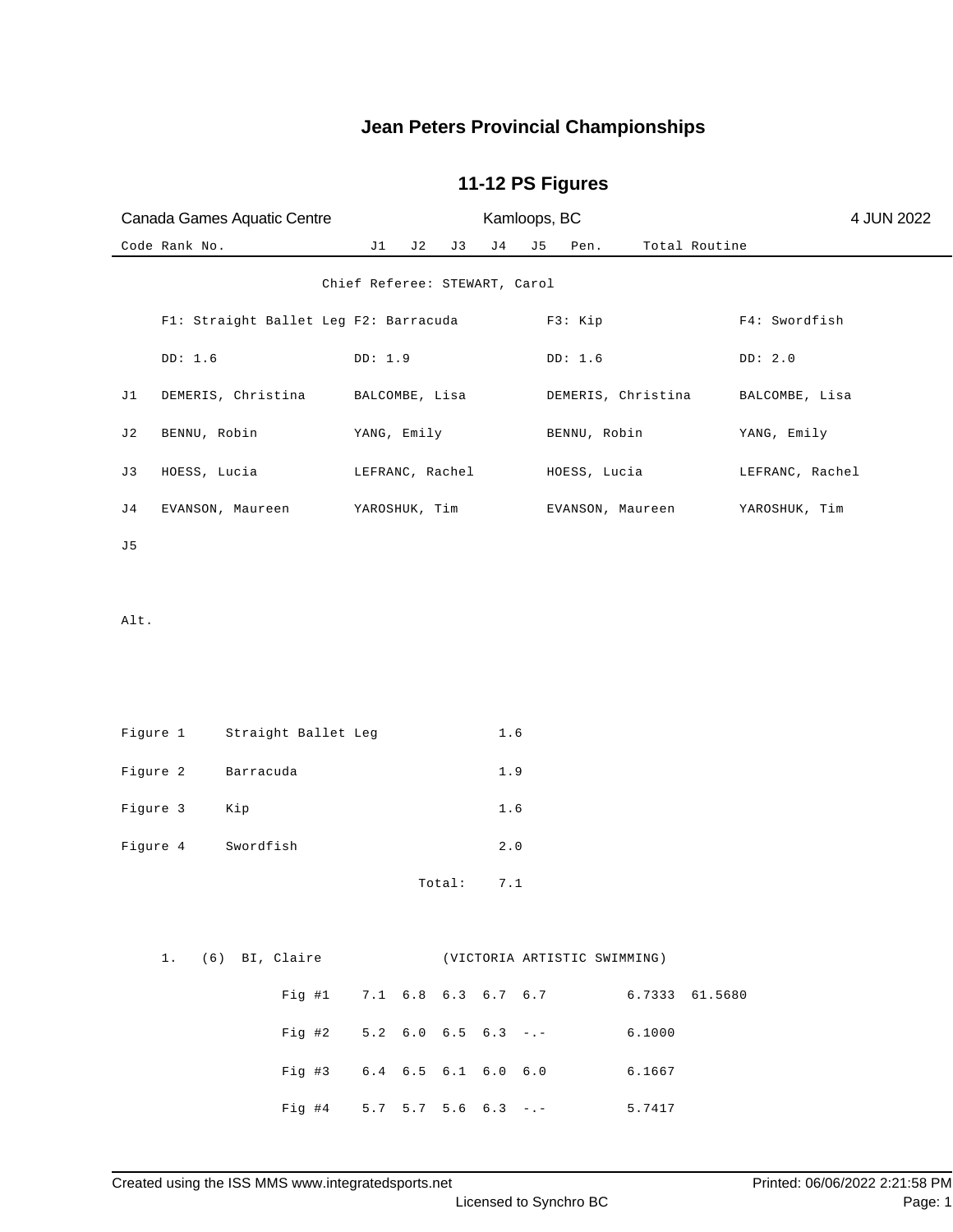# Jean Peters Provincial Championships

## 11-12 PS Figures

Canada Games Aquatic Centre — Kamloops, BC — 4 JUN 2022

Code Rank No. | J1 | J2 | J3 | J4 | J5 | Pen. | Total Routine

Chief Referee: STEWART, Carol

| | F1: Straight Ballet Leg | F2: Barracuda | F3: Kip | F4: Swordfish |
|---|---|---|---|---|
| | DD: 1.6 | DD: 1.9 | DD: 1.6 | DD: 2.0 |
| J1 | DEMERIS, Christina | BALCOMBE, Lisa | DEMERIS, Christina | BALCOMBE, Lisa |
| J2 | BENNU, Robin | YANG, Emily | BENNU, Robin | YANG, Emily |
| J3 | HOESS, Lucia | LEFRANC, Rachel | HOESS, Lucia | LEFRANC, Rachel |
| J4 | EVANSON, Maureen | YAROSHUK, Tim | EVANSON, Maureen | YAROSHUK, Tim |
| J5 | | | | |
| Alt. | | | | |

| Figure | Name | DD |
|---|---|---|
| Figure 1 | Straight Ballet Leg | 1.6 |
| Figure 2 | Barracuda | 1.9 |
| Figure 3 | Kip | 1.6 |
| Figure 4 | Swordfish | 2.0 |
| | Total: | 7.1 |

1. (6) BI, Claire (VICTORIA ARTISTIC SWIMMING)

| | J1 | J2 | J3 | J4 | J5 | Pen. | Total | Routine |
|---|---|---|---|---|---|---|---|---|
| Fig #1 | 7.1 | 6.8 | 6.3 | 6.7 | 6.7 | | 6.7333 | 61.5680 |
| Fig #2 | 5.2 | 6.0 | 6.5 | 6.3 | -.- | | 6.1000 | |
| Fig #3 | 6.4 | 6.5 | 6.1 | 6.0 | 6.0 | | 6.1667 | |
| Fig #4 | 5.7 | 5.7 | 5.6 | 6.3 | -.- | | 5.7417 | |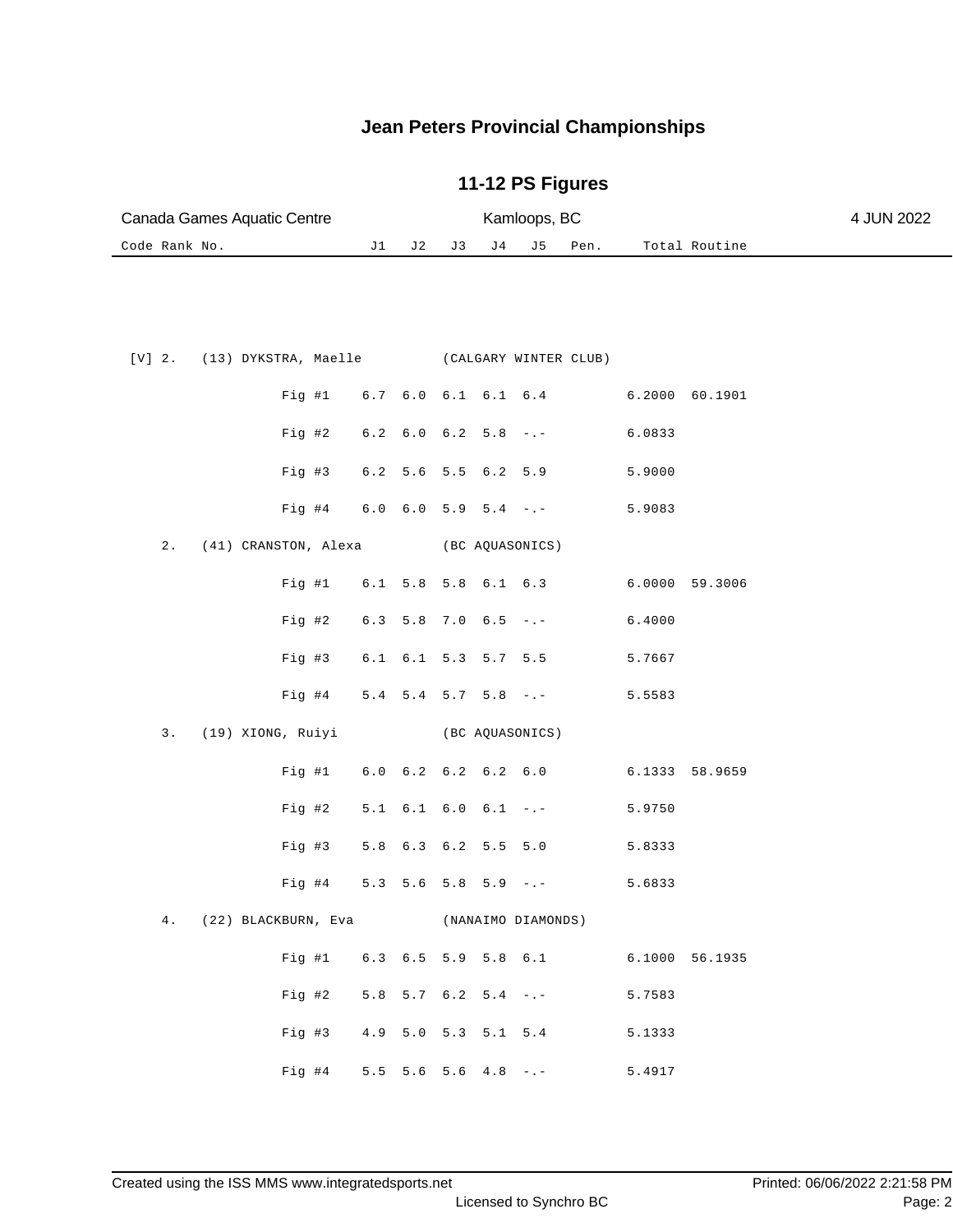# Jean Peters Provincial Championships

## 11-12 PS Figures

Canada Games Aquatic Centre — Kamloops, BC — 4 JUN 2022

| Code | Rank | No. | Name / Figure | Club | J1 | J2 | J3 | J4 | J5 | Pen. | Total | Routine |
|---|---|---|---|---|---|---|---|---|---|---|---|---|
| [V] | 2. | (13) | DYKSTRA, Maelle | (CALGARY WINTER CLUB) | | | | | | | | |
| | | | Fig #1 | | 6.7 | 6.0 | 6.1 | 6.1 | 6.4 | | 6.2000 | 60.1901 |
| | | | Fig #2 | | 6.2 | 6.0 | 6.2 | 5.8 | -.- | | 6.0833 | |
| | | | Fig #3 | | 6.2 | 5.6 | 5.5 | 6.2 | 5.9 | | 5.9000 | |
| | | | Fig #4 | | 6.0 | 6.0 | 5.9 | 5.4 | -.- | | 5.9083 | |
| | 2. | (41) | CRANSTON, Alexa | (BC AQUASONICS) | | | | | | | | |
| | | | Fig #1 | | 6.1 | 5.8 | 5.8 | 6.1 | 6.3 | | 6.0000 | 59.3006 |
| | | | Fig #2 | | 6.3 | 5.8 | 7.0 | 6.5 | -.- | | 6.4000 | |
| | | | Fig #3 | | 6.1 | 6.1 | 5.3 | 5.7 | 5.5 | | 5.7667 | |
| | | | Fig #4 | | 5.4 | 5.4 | 5.7 | 5.8 | -.- | | 5.5583 | |
| | 3. | (19) | XIONG, Ruiyi | (BC AQUASONICS) | | | | | | | | |
| | | | Fig #1 | | 6.0 | 6.2 | 6.2 | 6.2 | 6.0 | | 6.1333 | 58.9659 |
| | | | Fig #2 | | 5.1 | 6.1 | 6.0 | 6.1 | -.- | | 5.9750 | |
| | | | Fig #3 | | 5.8 | 6.3 | 6.2 | 5.5 | 5.0 | | 5.8333 | |
| | | | Fig #4 | | 5.3 | 5.6 | 5.8 | 5.9 | -.- | | 5.6833 | |
| | 4. | (22) | BLACKBURN, Eva | (NANAIMO DIAMONDS) | | | | | | | | |
| | | | Fig #1 | | 6.3 | 6.5 | 5.9 | 5.8 | 6.1 | | 6.1000 | 56.1935 |
| | | | Fig #2 | | 5.8 | 5.7 | 6.2 | 5.4 | -.- | | 5.7583 | |
| | | | Fig #3 | | 4.9 | 5.0 | 5.3 | 5.1 | 5.4 | | 5.1333 | |
| | | | Fig #4 | | 5.5 | 5.6 | 5.6 | 4.8 | -.- | | 5.4917 | |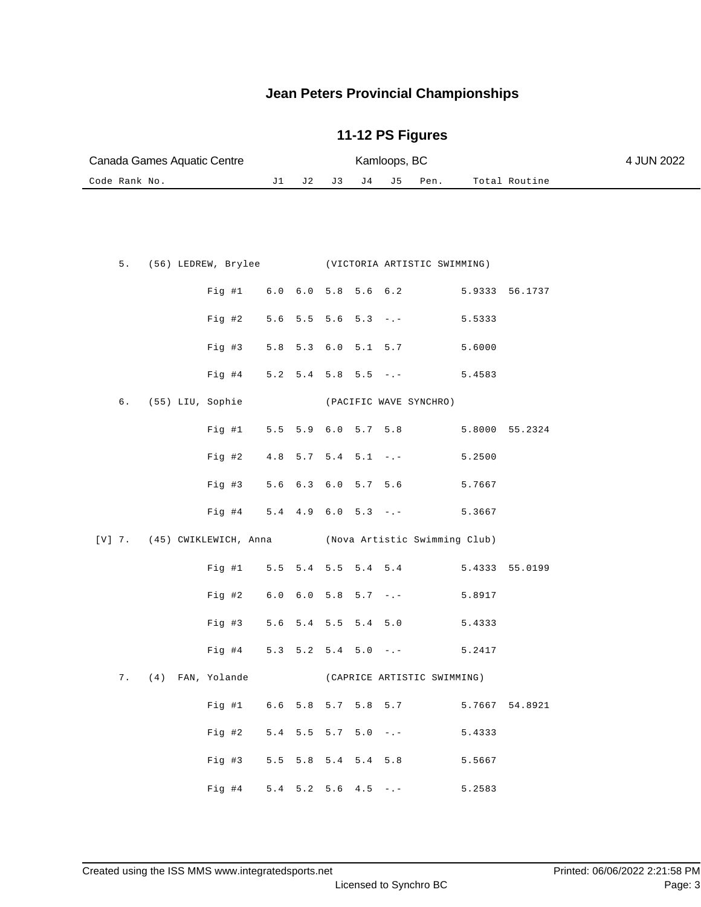# Jean Peters Provincial Championships

## 11-12 PS Figures

Canada Games Aquatic Centre | Kamloops, BC | 4 JUN 2022

| Code | Rank | No. | Name / Figure | J1 | J2 | J3 | J4 | J5 | Pen. | Total | Routine |
|---|---|---|---|---|---|---|---|---|---|---|---|
| | 5. | (56) | LEDREW, Brylee (VICTORIA ARTISTIC SWIMMING) | | | | | | | | |
| | | | Fig #1 | 6.0 | 6.0 | 5.8 | 5.6 | 6.2 | | 5.9333 | 56.1737 |
| | | | Fig #2 | 5.6 | 5.5 | 5.6 | 5.3 | -.- | | 5.5333 | |
| | | | Fig #3 | 5.8 | 5.3 | 6.0 | 5.1 | 5.7 | | 5.6000 | |
| | | | Fig #4 | 5.2 | 5.4 | 5.8 | 5.5 | -.- | | 5.4583 | |
| | 6. | (55) | LIU, Sophie (PACIFIC WAVE SYNCHRO) | | | | | | | | |
| | | | Fig #1 | 5.5 | 5.9 | 6.0 | 5.7 | 5.8 | | 5.8000 | 55.2324 |
| | | | Fig #2 | 4.8 | 5.7 | 5.4 | 5.1 | -.- | | 5.2500 | |
| | | | Fig #3 | 5.6 | 6.3 | 6.0 | 5.7 | 5.6 | | 5.7667 | |
| | | | Fig #4 | 5.4 | 4.9 | 6.0 | 5.3 | -.- | | 5.3667 | |
| [V] | 7. | (45) | CWIKLEWICH, Anna (Nova Artistic Swimming Club) | | | | | | | | |
| | | | Fig #1 | 5.5 | 5.4 | 5.5 | 5.4 | 5.4 | | 5.4333 | 55.0199 |
| | | | Fig #2 | 6.0 | 6.0 | 5.8 | 5.7 | -.- | | 5.8917 | |
| | | | Fig #3 | 5.6 | 5.4 | 5.5 | 5.4 | 5.0 | | 5.4333 | |
| | | | Fig #4 | 5.3 | 5.2 | 5.4 | 5.0 | -.- | | 5.2417 | |
| | 7. | (4) | FAN, Yolande (CAPRICE ARTISTIC SWIMMING) | | | | | | | | |
| | | | Fig #1 | 6.6 | 5.8 | 5.7 | 5.8 | 5.7 | | 5.7667 | 54.8921 |
| | | | Fig #2 | 5.4 | 5.5 | 5.7 | 5.0 | -.- | | 5.4333 | |
| | | | Fig #3 | 5.5 | 5.8 | 5.4 | 5.4 | 5.8 | | 5.5667 | |
| | | | Fig #4 | 5.4 | 5.2 | 5.6 | 4.5 | -.- | | 5.2583 | |

Created using the ISS MMS www.integratedsports.net | Licensed to Synchro BC | Printed: 06/06/2022 2:21:58 PM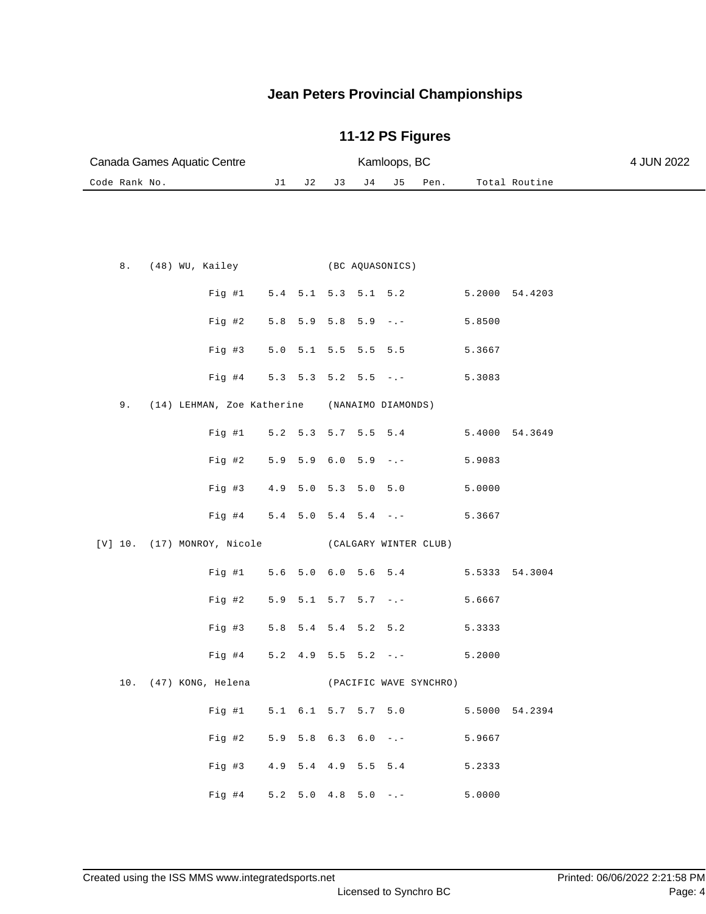# Jean Peters Provincial Championships

## 11-12 PS Figures

Canada Games Aquatic Centre | Kamloops, BC | 4 JUN 2022

| Code | Rank | No. | | J1 | J2 | J3 | J4 | J5 | Pen. | Total | Routine |
|---|---|---|---|---|---|---|---|---|---|---|---|
| | 8. | (48) WU, Kailey | (BC AQUASONICS) | | | | | | | | |
| | | | Fig #1 | 5.4 | 5.1 | 5.3 | 5.1 | 5.2 | | 5.2000 | 54.4203 |
| | | | Fig #2 | 5.8 | 5.9 | 5.8 | 5.9 | -.- | | 5.8500 | |
| | | | Fig #3 | 5.0 | 5.1 | 5.5 | 5.5 | 5.5 | | 5.3667 | |
| | | | Fig #4 | 5.3 | 5.3 | 5.2 | 5.5 | -.- | | 5.3083 | |
| | 9. | (14) LEHMAN, Zoe Katherine | (NANAIMO DIAMONDS) | | | | | | | | |
| | | | Fig #1 | 5.2 | 5.3 | 5.7 | 5.5 | 5.4 | | 5.4000 | 54.3649 |
| | | | Fig #2 | 5.9 | 5.9 | 6.0 | 5.9 | -.- | | 5.9083 | |
| | | | Fig #3 | 4.9 | 5.0 | 5.3 | 5.0 | 5.0 | | 5.0000 | |
| | | | Fig #4 | 5.4 | 5.0 | 5.4 | 5.4 | -.- | | 5.3667 | |
| [V] | 10. | (17) MONROY, Nicole | (CALGARY WINTER CLUB) | | | | | | | | |
| | | | Fig #1 | 5.6 | 5.0 | 6.0 | 5.6 | 5.4 | | 5.5333 | 54.3004 |
| | | | Fig #2 | 5.9 | 5.1 | 5.7 | 5.7 | -.- | | 5.6667 | |
| | | | Fig #3 | 5.8 | 5.4 | 5.4 | 5.2 | 5.2 | | 5.3333 | |
| | | | Fig #4 | 5.2 | 4.9 | 5.5 | 5.2 | -.- | | 5.2000 | |
| | 10. | (47) KONG, Helena | (PACIFIC WAVE SYNCHRO) | | | | | | | | |
| | | | Fig #1 | 5.1 | 6.1 | 5.7 | 5.7 | 5.0 | | 5.5000 | 54.2394 |
| | | | Fig #2 | 5.9 | 5.8 | 6.3 | 6.0 | -.- | | 5.9667 | |
| | | | Fig #3 | 4.9 | 5.4 | 4.9 | 5.5 | 5.4 | | 5.2333 | |
| | | | Fig #4 | 5.2 | 5.0 | 4.8 | 5.0 | -.- | | 5.0000 | |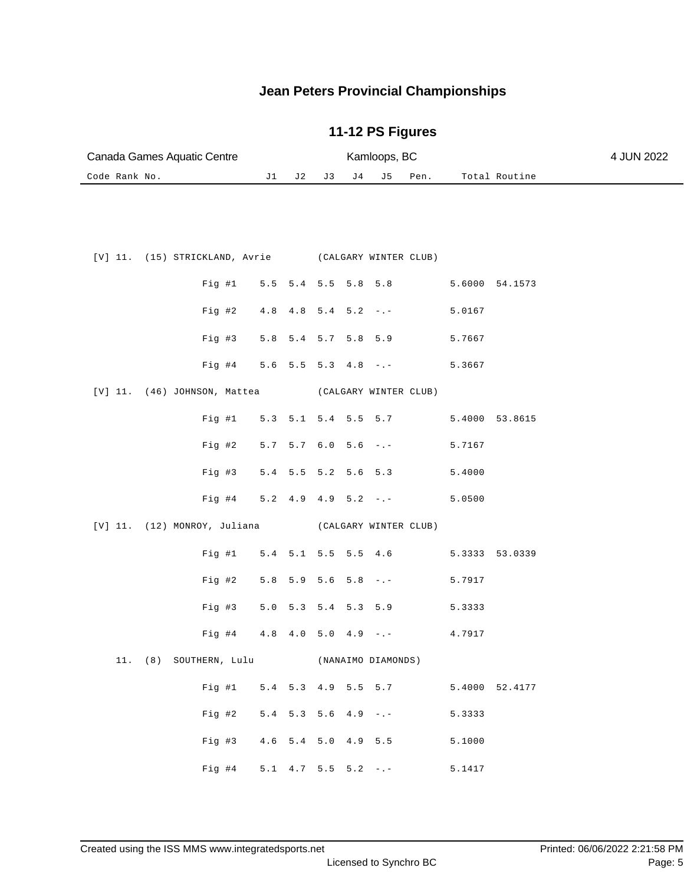# Jean Peters Provincial Championships

## 11-12 PS Figures

Canada Games Aquatic Centre | Kamloops, BC | 4 JUN 2022

| Code | Rank | No. | Name | Club | Fig | J1 | J2 | J3 | J4 | J5 | Pen. | Total | Routine |
|---|---|---|---|---|---|---|---|---|---|---|---|---|---|
| [V] | 11. | (15) | STRICKLAND, Avrie | (CALGARY WINTER CLUB) | | | | | | | | | |
| | | | | | Fig #1 | 5.5 | 5.4 | 5.5 | 5.8 | 5.8 | | 5.6000 | 54.1573 |
| | | | | | Fig #2 | 4.8 | 4.8 | 5.4 | 5.2 | -.- | | 5.0167 | |
| | | | | | Fig #3 | 5.8 | 5.4 | 5.7 | 5.8 | 5.9 | | 5.7667 | |
| | | | | | Fig #4 | 5.6 | 5.5 | 5.3 | 4.8 | -.- | | 5.3667 | |
| [V] | 11. | (46) | JOHNSON, Mattea | (CALGARY WINTER CLUB) | | | | | | | | | |
| | | | | | Fig #1 | 5.3 | 5.1 | 5.4 | 5.5 | 5.7 | | 5.4000 | 53.8615 |
| | | | | | Fig #2 | 5.7 | 5.7 | 6.0 | 5.6 | -.- | | 5.7167 | |
| | | | | | Fig #3 | 5.4 | 5.5 | 5.2 | 5.6 | 5.3 | | 5.4000 | |
| | | | | | Fig #4 | 5.2 | 4.9 | 4.9 | 5.2 | -.- | | 5.0500 | |
| [V] | 11. | (12) | MONROY, Juliana | (CALGARY WINTER CLUB) | | | | | | | | | |
| | | | | | Fig #1 | 5.4 | 5.1 | 5.5 | 5.5 | 4.6 | | 5.3333 | 53.0339 |
| | | | | | Fig #2 | 5.8 | 5.9 | 5.6 | 5.8 | -.- | | 5.7917 | |
| | | | | | Fig #3 | 5.0 | 5.3 | 5.4 | 5.3 | 5.9 | | 5.3333 | |
| | | | | | Fig #4 | 4.8 | 4.0 | 5.0 | 4.9 | -.- | | 4.7917 | |
| | 11. | (8) | SOUTHERN, Lulu | (NANAIMO DIAMONDS) | | | | | | | | | |
| | | | | | Fig #1 | 5.4 | 5.3 | 4.9 | 5.5 | 5.7 | | 5.4000 | 52.4177 |
| | | | | | Fig #2 | 5.4 | 5.3 | 5.6 | 4.9 | -.- | | 5.3333 | |
| | | | | | Fig #3 | 4.6 | 5.4 | 5.0 | 4.9 | 5.5 | | 5.1000 | |
| | | | | | Fig #4 | 5.1 | 4.7 | 5.5 | 5.2 | -.- | | 5.1417 | |

Created using the ISS MMS www.integratedsports.net | Licensed to Synchro BC | Printed: 06/06/2022 2:21:58 PM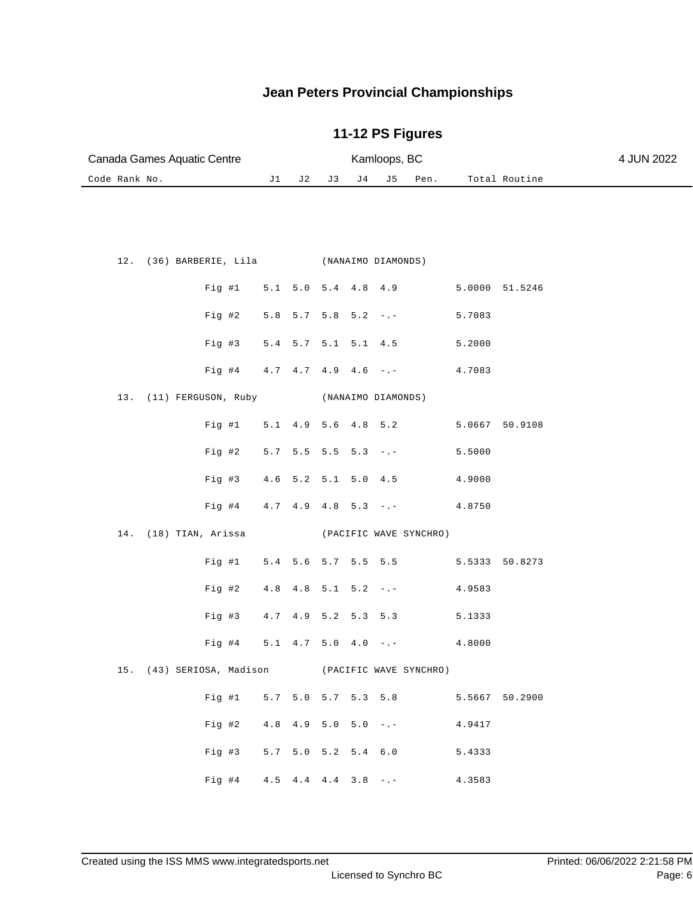# Jean Peters Provincial Championships

## 11-12 PS Figures

Canada Games Aquatic Centre — Kamloops, BC — 4 JUN 2022

| Code Rank No. | | J1 | J2 | J3 | J4 | J5 | Pen. | Total | Routine |
|---|---|---|---|---|---|---|---|---|---|
| 12. (36) BARBERIE, Lila (NANAIMO DIAMONDS) | | | | | | | | | |
| | Fig #1 | 5.1 | 5.0 | 5.4 | 4.8 | 4.9 | | 5.0000 | 51.5246 |
| | Fig #2 | 5.8 | 5.7 | 5.8 | 5.2 | -.- | | 5.7083 | |
| | Fig #3 | 5.4 | 5.7 | 5.1 | 5.1 | 4.5 | | 5.2000 | |
| | Fig #4 | 4.7 | 4.7 | 4.9 | 4.6 | -.- | | 4.7083 | |
| 13. (11) FERGUSON, Ruby (NANAIMO DIAMONDS) | | | | | | | | | |
| | Fig #1 | 5.1 | 4.9 | 5.6 | 4.8 | 5.2 | | 5.0667 | 50.9108 |
| | Fig #2 | 5.7 | 5.5 | 5.5 | 5.3 | -.- | | 5.5000 | |
| | Fig #3 | 4.6 | 5.2 | 5.1 | 5.0 | 4.5 | | 4.9000 | |
| | Fig #4 | 4.7 | 4.9 | 4.8 | 5.3 | -.- | | 4.8750 | |
| 14. (18) TIAN, Arissa (PACIFIC WAVE SYNCHRO) | | | | | | | | | |
| | Fig #1 | 5.4 | 5.6 | 5.7 | 5.5 | 5.5 | | 5.5333 | 50.8273 |
| | Fig #2 | 4.8 | 4.8 | 5.1 | 5.2 | -.- | | 4.9583 | |
| | Fig #3 | 4.7 | 4.9 | 5.2 | 5.3 | 5.3 | | 5.1333 | |
| | Fig #4 | 5.1 | 4.7 | 5.0 | 4.0 | -.- | | 4.8000 | |
| 15. (43) SERIOSA, Madison (PACIFIC WAVE SYNCHRO) | | | | | | | | | |
| | Fig #1 | 5.7 | 5.0 | 5.7 | 5.3 | 5.8 | | 5.5667 | 50.2900 |
| | Fig #2 | 4.8 | 4.9 | 5.0 | 5.0 | -.- | | 4.9417 | |
| | Fig #3 | 5.7 | 5.0 | 5.2 | 5.4 | 6.0 | | 5.4333 | |
| | Fig #4 | 4.5 | 4.4 | 4.4 | 3.8 | -.- | | 4.3583 | |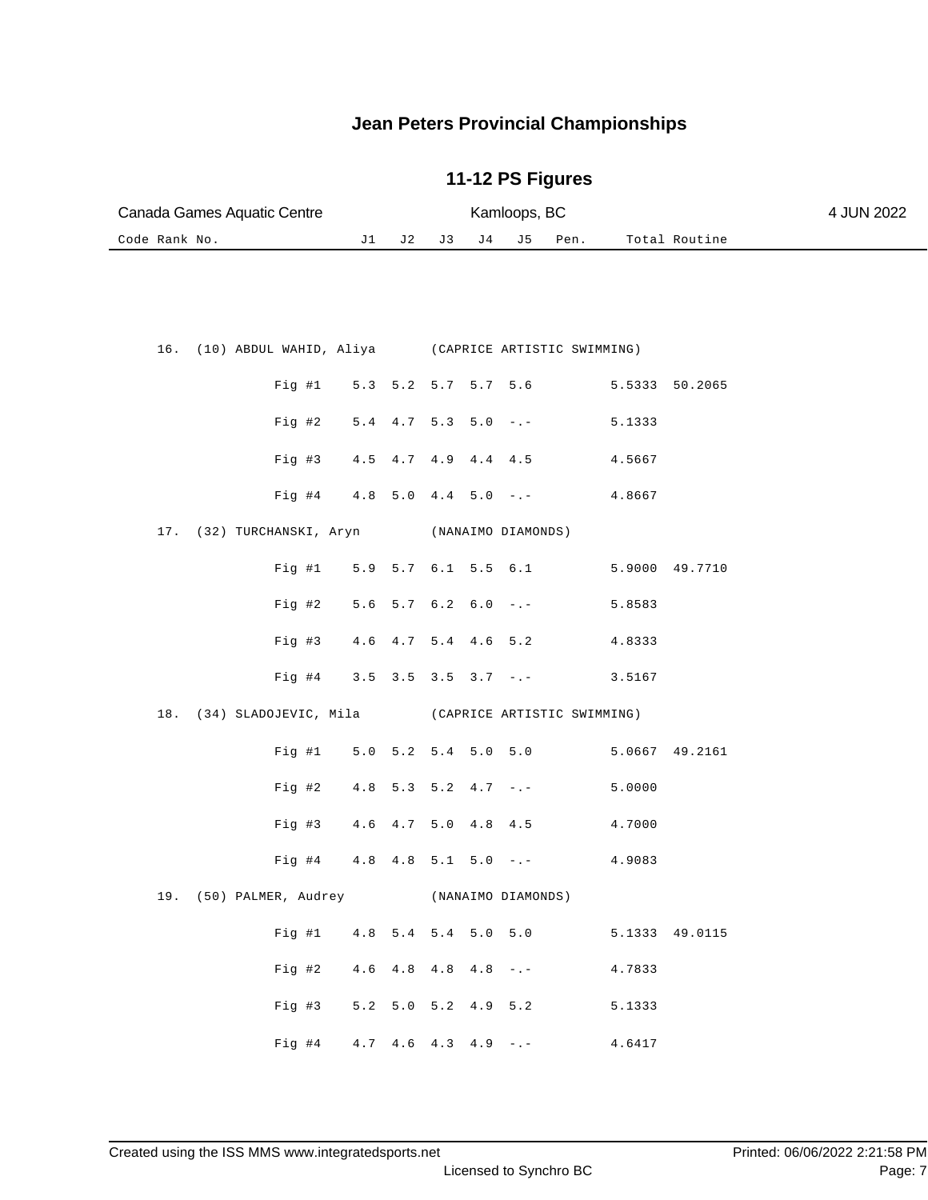# Jean Peters Provincial Championships

## 11-12 PS Figures

Canada Games Aquatic Centre — Kamloops, BC — 4 JUN 2022

| Code Rank No. | | J1 | J2 | J3 | J4 | J5 | Pen. | Total | Routine |
|---|---|---|---|---|---|---|---|---|---|
| 16. (10) ABDUL WAHID, Aliya (CAPRICE ARTISTIC SWIMMING) | | | | | | | | | |
| | Fig #1 | 5.3 | 5.2 | 5.7 | 5.7 | 5.6 | | 5.5333 | 50.2065 |
| | Fig #2 | 5.4 | 4.7 | 5.3 | 5.0 | -.- | | 5.1333 | |
| | Fig #3 | 4.5 | 4.7 | 4.9 | 4.4 | 4.5 | | 4.5667 | |
| | Fig #4 | 4.8 | 5.0 | 4.4 | 5.0 | -.- | | 4.8667 | |
| 17. (32) TURCHANSKI, Aryn (NANAIMO DIAMONDS) | | | | | | | | | |
| | Fig #1 | 5.9 | 5.7 | 6.1 | 5.5 | 6.1 | | 5.9000 | 49.7710 |
| | Fig #2 | 5.6 | 5.7 | 6.2 | 6.0 | -.- | | 5.8583 | |
| | Fig #3 | 4.6 | 4.7 | 5.4 | 4.6 | 5.2 | | 4.8333 | |
| | Fig #4 | 3.5 | 3.5 | 3.5 | 3.7 | -.- | | 3.5167 | |
| 18. (34) SLADOJEVIC, Mila (CAPRICE ARTISTIC SWIMMING) | | | | | | | | | |
| | Fig #1 | 5.0 | 5.2 | 5.4 | 5.0 | 5.0 | | 5.0667 | 49.2161 |
| | Fig #2 | 4.8 | 5.3 | 5.2 | 4.7 | -.- | | 5.0000 | |
| | Fig #3 | 4.6 | 4.7 | 5.0 | 4.8 | 4.5 | | 4.7000 | |
| | Fig #4 | 4.8 | 4.8 | 5.1 | 5.0 | -.- | | 4.9083 | |
| 19. (50) PALMER, Audrey (NANAIMO DIAMONDS) | | | | | | | | | |
| | Fig #1 | 4.8 | 5.4 | 5.4 | 5.0 | 5.0 | | 5.1333 | 49.0115 |
| | Fig #2 | 4.6 | 4.8 | 4.8 | 4.8 | -.- | | 4.7833 | |
| | Fig #3 | 5.2 | 5.0 | 5.2 | 4.9 | 5.2 | | 5.1333 | |
| | Fig #4 | 4.7 | 4.6 | 4.3 | 4.9 | -.- | | 4.6417 | |

Created using the ISS MMS www.integratedsports.net — Licensed to Synchro BC — Printed: 06/06/2022 2:21:58 PM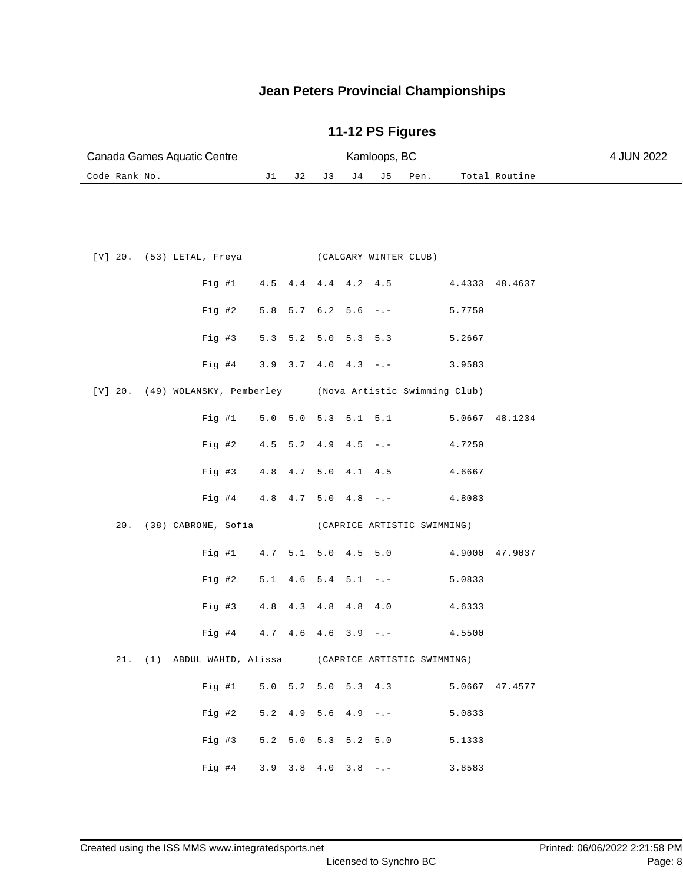# Jean Peters Provincial Championships

## 11-12 PS Figures

Canada Games Aquatic Centre | Kamloops, BC | 4 JUN 2022

| Code | Rank | No. | Name / Figure | Club | J1 | J2 | J3 | J4 | J5 | Pen. | Total | Routine |
|---|---|---|---|---|---|---|---|---|---|---|---|---|
| [V] | 20. | (53) | LETAL, Freya | (CALGARY WINTER CLUB) | | | | | | | | |
| | | | Fig #1 | | 4.5 | 4.4 | 4.4 | 4.2 | 4.5 | | 4.4333 | 48.4637 |
| | | | Fig #2 | | 5.8 | 5.7 | 6.2 | 5.6 | -.- | | 5.7750 | |
| | | | Fig #3 | | 5.3 | 5.2 | 5.0 | 5.3 | 5.3 | | 5.2667 | |
| | | | Fig #4 | | 3.9 | 3.7 | 4.0 | 4.3 | -.- | | 3.9583 | |
| [V] | 20. | (49) | WOLANSKY, Pemberley | (Nova Artistic Swimming Club) | | | | | | | | |
| | | | Fig #1 | | 5.0 | 5.0 | 5.3 | 5.1 | 5.1 | | 5.0667 | 48.1234 |
| | | | Fig #2 | | 4.5 | 5.2 | 4.9 | 4.5 | -.- | | 4.7250 | |
| | | | Fig #3 | | 4.8 | 4.7 | 5.0 | 4.1 | 4.5 | | 4.6667 | |
| | | | Fig #4 | | 4.8 | 4.7 | 5.0 | 4.8 | -.- | | 4.8083 | |
| | 20. | (38) | CABRONE, Sofia | (CAPRICE ARTISTIC SWIMMING) | | | | | | | | |
| | | | Fig #1 | | 4.7 | 5.1 | 5.0 | 4.5 | 5.0 | | 4.9000 | 47.9037 |
| | | | Fig #2 | | 5.1 | 4.6 | 5.4 | 5.1 | -.- | | 5.0833 | |
| | | | Fig #3 | | 4.8 | 4.3 | 4.8 | 4.8 | 4.0 | | 4.6333 | |
| | | | Fig #4 | | 4.7 | 4.6 | 4.6 | 3.9 | -.- | | 4.5500 | |
| | 21. | (1) | ABDUL WAHID, Alissa | (CAPRICE ARTISTIC SWIMMING) | | | | | | | | |
| | | | Fig #1 | | 5.0 | 5.2 | 5.0 | 5.3 | 4.3 | | 5.0667 | 47.4577 |
| | | | Fig #2 | | 5.2 | 4.9 | 5.6 | 4.9 | -.- | | 5.0833 | |
| | | | Fig #3 | | 5.2 | 5.0 | 5.3 | 5.2 | 5.0 | | 5.1333 | |
| | | | Fig #4 | | 3.9 | 3.8 | 4.0 | 3.8 | -.- | | 3.8583 | |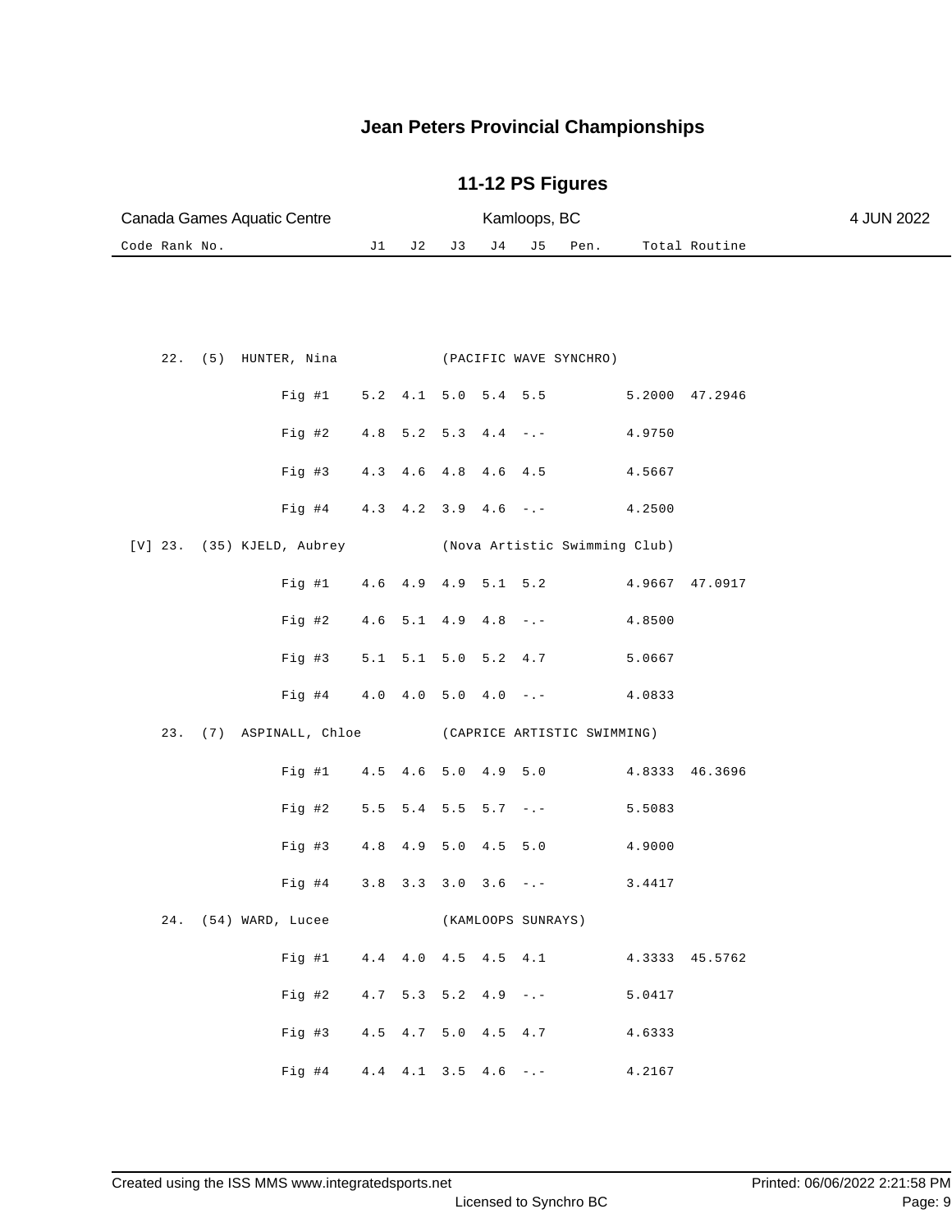# Jean Peters Provincial Championships

## 11-12 PS Figures

Canada Games Aquatic Centre | Kamloops, BC | 4 JUN 2022

| Code | Rank | No. | Name | J1 | J2 | J3 | J4 | J5 | Pen. | Total | Routine |
|---|---|---|---|---|---|---|---|---|---|---|---|
| | 22. | (5) | HUNTER, Nina (PACIFIC WAVE SYNCHRO) | | | | | | | | |
| | | | Fig #1 | 5.2 | 4.1 | 5.0 | 5.4 | 5.5 | | 5.2000 | 47.2946 |
| | | | Fig #2 | 4.8 | 5.2 | 5.3 | 4.4 | -.- | | 4.9750 | |
| | | | Fig #3 | 4.3 | 4.6 | 4.8 | 4.6 | 4.5 | | 4.5667 | |
| | | | Fig #4 | 4.3 | 4.2 | 3.9 | 4.6 | -.- | | 4.2500 | |
| [V] | 23. | (35) | KJELD, Aubrey (Nova Artistic Swimming Club) | | | | | | | | |
| | | | Fig #1 | 4.6 | 4.9 | 4.9 | 5.1 | 5.2 | | 4.9667 | 47.0917 |
| | | | Fig #2 | 4.6 | 5.1 | 4.9 | 4.8 | -.- | | 4.8500 | |
| | | | Fig #3 | 5.1 | 5.1 | 5.0 | 5.2 | 4.7 | | 5.0667 | |
| | | | Fig #4 | 4.0 | 4.0 | 5.0 | 4.0 | -.- | | 4.0833 | |
| | 23. | (7) | ASPINALL, Chloe (CAPRICE ARTISTIC SWIMMING) | | | | | | | | |
| | | | Fig #1 | 4.5 | 4.6 | 5.0 | 4.9 | 5.0 | | 4.8333 | 46.3696 |
| | | | Fig #2 | 5.5 | 5.4 | 5.5 | 5.7 | -.- | | 5.5083 | |
| | | | Fig #3 | 4.8 | 4.9 | 5.0 | 4.5 | 5.0 | | 4.9000 | |
| | | | Fig #4 | 3.8 | 3.3 | 3.0 | 3.6 | -.- | | 3.4417 | |
| | 24. | (54) | WARD, Lucee (KAMLOOPS SUNRAYS) | | | | | | | | |
| | | | Fig #1 | 4.4 | 4.0 | 4.5 | 4.5 | 4.1 | | 4.3333 | 45.5762 |
| | | | Fig #2 | 4.7 | 5.3 | 5.2 | 4.9 | -.- | | 5.0417 | |
| | | | Fig #3 | 4.5 | 4.7 | 5.0 | 4.5 | 4.7 | | 4.6333 | |
| | | | Fig #4 | 4.4 | 4.1 | 3.5 | 4.6 | -.- | | 4.2167 | |

Created using the ISS MMS www.integratedsports.net | Printed: 06/06/2022 2:21:58 PM

Licensed to Synchro BC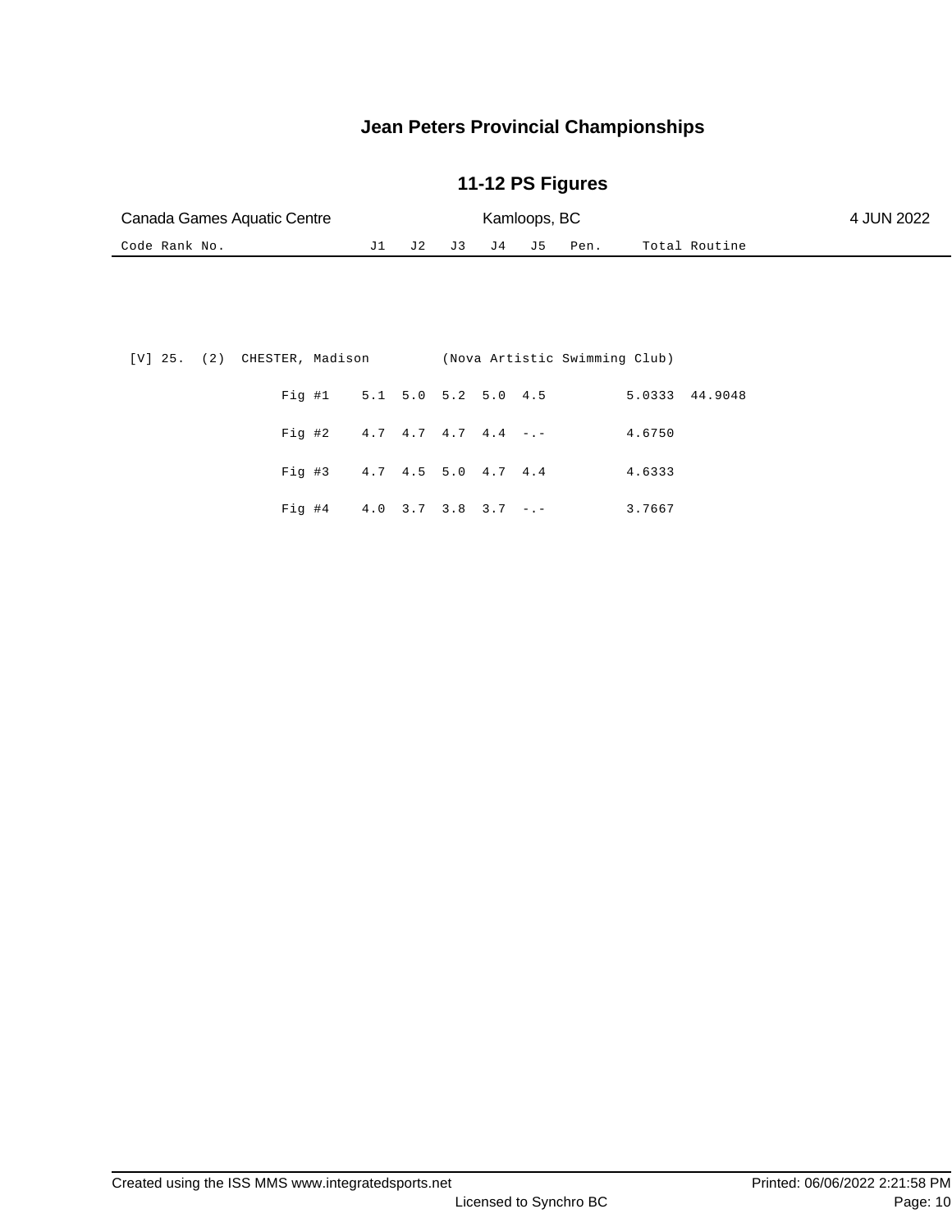# Jean Peters Provincial Championships

## 11-12 PS Figures

Canada Games Aquatic Centre | Kamloops, BC | 4 JUN 2022

| Code | Rank | No. | Name / Figure | J1 | J2 | J3 | J4 | J5 | Pen. | Total | Routine |
|---|---|---|---|---|---|---|---|---|---|---|---|
| [V] | 25. | (2) | CHESTER, Madison (Nova Artistic Swimming Club) | | | | | | | | |
| | | | Fig #1 | 5.1 | 5.0 | 5.2 | 5.0 | 4.5 | | 5.0333 | 44.9048 |
| | | | Fig #2 | 4.7 | 4.7 | 4.7 | 4.4 | -.- | | 4.6750 | |
| | | | Fig #3 | 4.7 | 4.5 | 5.0 | 4.7 | 4.4 | | 4.6333 | |
| | | | Fig #4 | 4.0 | 3.7 | 3.8 | 3.7 | -.- | | 3.7667 | |

Created using the ISS MMS www.integratedsports.net | Printed: 06/06/2022 2:21:58 PM

Licensed to Synchro BC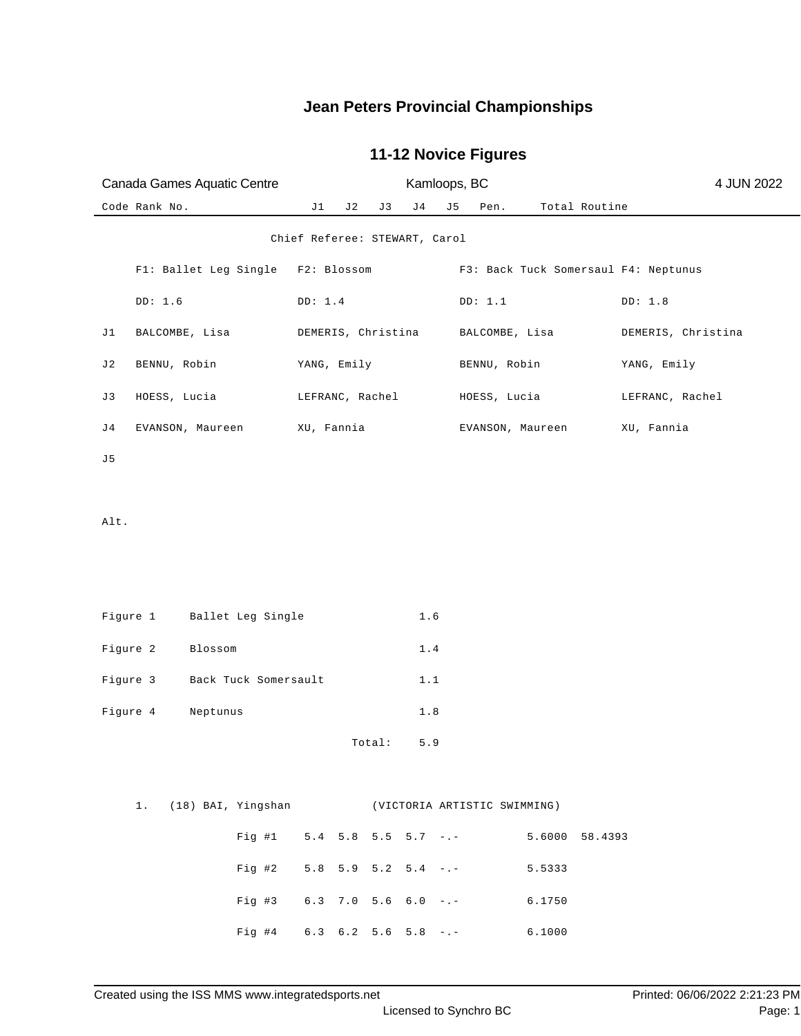# Jean Peters Provincial Championships

## 11-12 Novice Figures

Canada Games Aquatic Centre | Kamloops, BC | 4 JUN 2022

| Code Rank No. | J1 | J2 | J3 | J4 | J5 | Pen. | Total | Routine |
|---|---|---|---|---|---|---|---|---|

Chief Referee: STEWART, Carol

| | F1: Ballet Leg Single | F2: Blossom | F3: Back Tuck Somersaul | F4: Neptunus |
|---|---|---|---|---|
| | DD: 1.6 | DD: 1.4 | DD: 1.1 | DD: 1.8 |
| J1 | BALCOMBE, Lisa | DEMERIS, Christina | BALCOMBE, Lisa | DEMERIS, Christina |
| J2 | BENNU, Robin | YANG, Emily | BENNU, Robin | YANG, Emily |
| J3 | HOESS, Lucia | LEFRANC, Rachel | HOESS, Lucia | LEFRANC, Rachel |
| J4 | EVANSON, Maureen | XU, Fannia | EVANSON, Maureen | XU, Fannia |
| J5 | | | | |
| Alt. | | | | |

| Figure | Name | DD |
|---|---|---|
| Figure 1 | Ballet Leg Single | 1.6 |
| Figure 2 | Blossom | 1.4 |
| Figure 3 | Back Tuck Somersault | 1.1 |
| Figure 4 | Neptunus | 1.8 |
| | Total: | 5.9 |

1. (18) BAI, Yingshan (VICTORIA ARTISTIC SWIMMING)

| | J1 | J2 | J3 | J4 | J5 | Pen. | Total | Routine |
|---|---|---|---|---|---|---|---|---|
| Fig #1 | 5.4 | 5.8 | 5.5 | 5.7 | -.- | | 5.6000 | 58.4393 |
| Fig #2 | 5.8 | 5.9 | 5.2 | 5.4 | -.- | | 5.5333 | |
| Fig #3 | 6.3 | 7.0 | 5.6 | 6.0 | -.- | | 6.1750 | |
| Fig #4 | 6.3 | 6.2 | 5.6 | 5.8 | -.- | | 6.1000 | |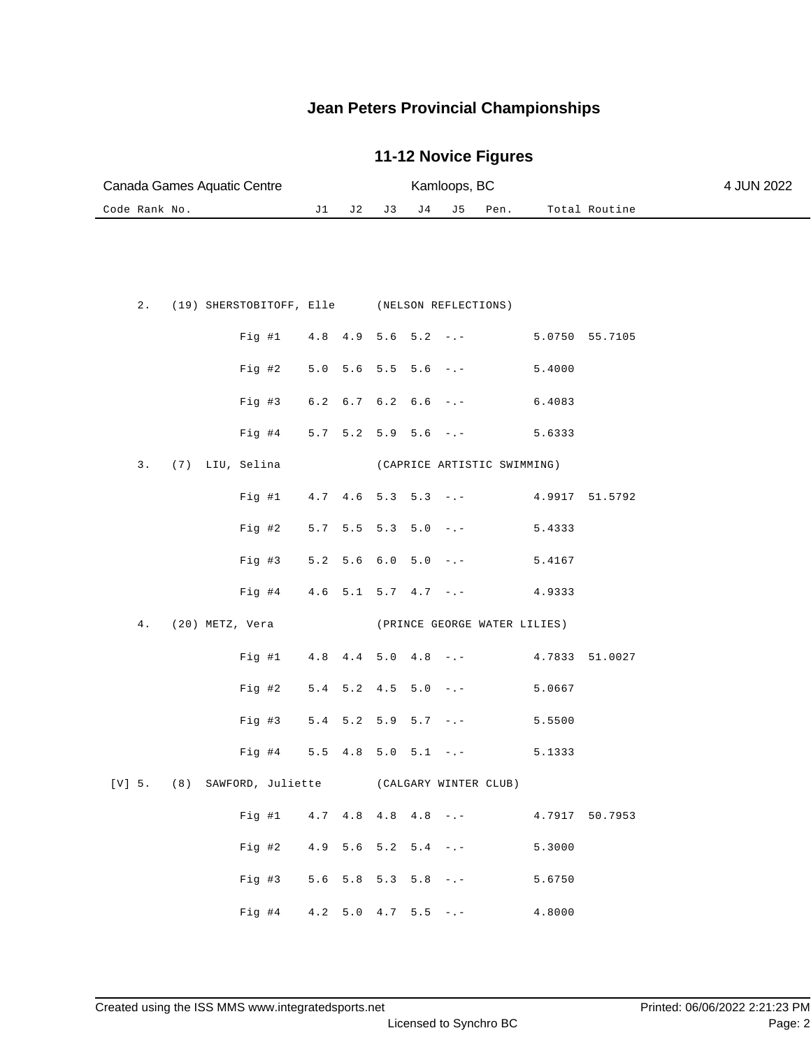# Jean Peters Provincial Championships

## 11-12 Novice Figures

Canada Games Aquatic Centre | Kamloops, BC | 4 JUN 2022

| Code | Rank | No. | Name | Club | J1 | J2 | J3 | J4 | J5 | Pen. | Total | Routine |
|---|---|---|---|---|---|---|---|---|---|---|---|---|
| | 2. | (19) | SHERSTOBITOFF, Elle | (NELSON REFLECTIONS) | | | | | | | | |
| | | | Fig #1 | | 4.8 | 4.9 | 5.6 | 5.2 | -.- | | 5.0750 | 55.7105 |
| | | | Fig #2 | | 5.0 | 5.6 | 5.5 | 5.6 | -.- | | 5.4000 | |
| | | | Fig #3 | | 6.2 | 6.7 | 6.2 | 6.6 | -.- | | 6.4083 | |
| | | | Fig #4 | | 5.7 | 5.2 | 5.9 | 5.6 | -.- | | 5.6333 | |
| | 3. | (7) | LIU, Selina | (CAPRICE ARTISTIC SWIMMING) | | | | | | | | |
| | | | Fig #1 | | 4.7 | 4.6 | 5.3 | 5.3 | -.- | | 4.9917 | 51.5792 |
| | | | Fig #2 | | 5.7 | 5.5 | 5.3 | 5.0 | -.- | | 5.4333 | |
| | | | Fig #3 | | 5.2 | 5.6 | 6.0 | 5.0 | -.- | | 5.4167 | |
| | | | Fig #4 | | 4.6 | 5.1 | 5.7 | 4.7 | -.- | | 4.9333 | |
| | 4. | (20) | METZ, Vera | (PRINCE GEORGE WATER LILIES) | | | | | | | | |
| | | | Fig #1 | | 4.8 | 4.4 | 5.0 | 4.8 | -.- | | 4.7833 | 51.0027 |
| | | | Fig #2 | | 5.4 | 5.2 | 4.5 | 5.0 | -.- | | 5.0667 | |
| | | | Fig #3 | | 5.4 | 5.2 | 5.9 | 5.7 | -.- | | 5.5500 | |
| | | | Fig #4 | | 5.5 | 4.8 | 5.0 | 5.1 | -.- | | 5.1333 | |
| [V] | 5. | (8) | SAWFORD, Juliette | (CALGARY WINTER CLUB) | | | | | | | | |
| | | | Fig #1 | | 4.7 | 4.8 | 4.8 | 4.8 | -.- | | 4.7917 | 50.7953 |
| | | | Fig #2 | | 4.9 | 5.6 | 5.2 | 5.4 | -.- | | 5.3000 | |
| | | | Fig #3 | | 5.6 | 5.8 | 5.3 | 5.8 | -.- | | 5.6750 | |
| | | | Fig #4 | | 4.2 | 5.0 | 4.7 | 5.5 | -.- | | 4.8000 | |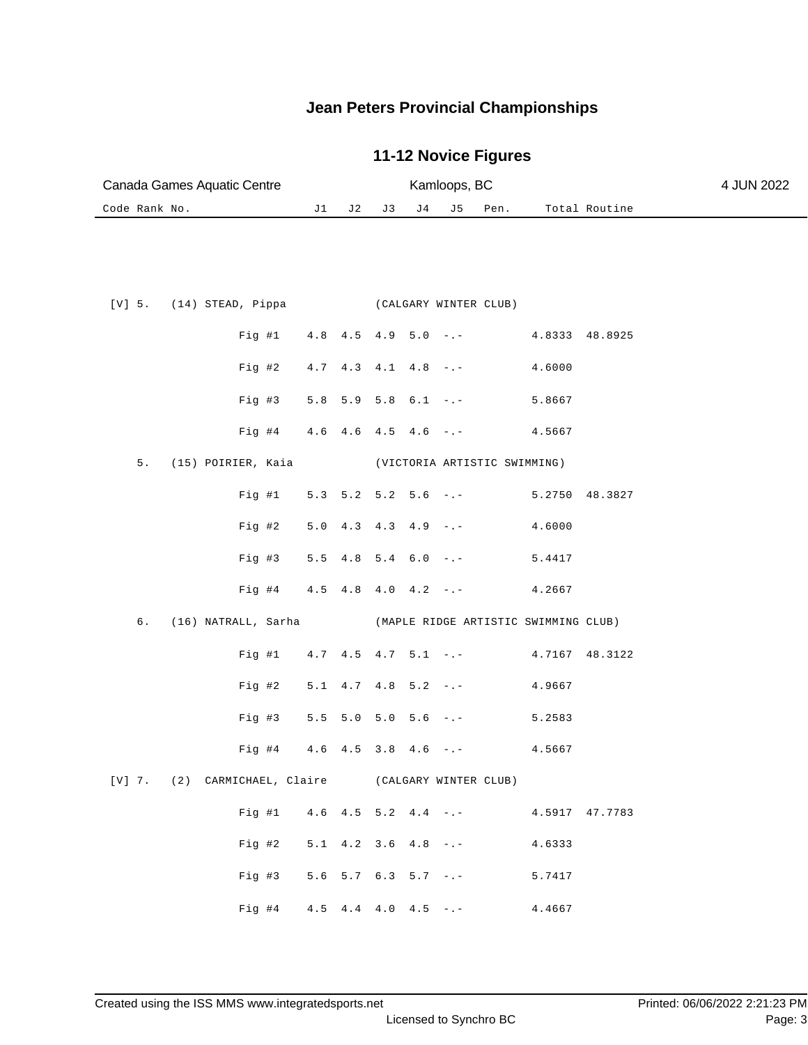# Jean Peters Provincial Championships

## 11-12 Novice Figures

Canada Games Aquatic Centre | Kamloops, BC | 4 JUN 2022

| Code | Rank | No. | Name / Figure | J1 | J2 | J3 | J4 | J5 | Pen. | Total | Routine |
|---|---|---|---|---|---|---|---|---|---|---|---|
| [V] | 5. | (14) | STEAD, Pippa (CALGARY WINTER CLUB) | | | | | | | | |
| | | | Fig #1 | 4.8 | 4.5 | 4.9 | 5.0 | -.- | | 4.8333 | 48.8925 |
| | | | Fig #2 | 4.7 | 4.3 | 4.1 | 4.8 | -.- | | 4.6000 | |
| | | | Fig #3 | 5.8 | 5.9 | 5.8 | 6.1 | -.- | | 5.8667 | |
| | | | Fig #4 | 4.6 | 4.6 | 4.5 | 4.6 | -.- | | 4.5667 | |
| | 5. | (15) | POIRIER, Kaia (VICTORIA ARTISTIC SWIMMING) | | | | | | | | |
| | | | Fig #1 | 5.3 | 5.2 | 5.2 | 5.6 | -.- | | 5.2750 | 48.3827 |
| | | | Fig #2 | 5.0 | 4.3 | 4.3 | 4.9 | -.- | | 4.6000 | |
| | | | Fig #3 | 5.5 | 4.8 | 5.4 | 6.0 | -.- | | 5.4417 | |
| | | | Fig #4 | 4.5 | 4.8 | 4.0 | 4.2 | -.- | | 4.2667 | |
| | 6. | (16) | NATRALL, Sarha (MAPLE RIDGE ARTISTIC SWIMMING CLUB) | | | | | | | | |
| | | | Fig #1 | 4.7 | 4.5 | 4.7 | 5.1 | -.- | | 4.7167 | 48.3122 |
| | | | Fig #2 | 5.1 | 4.7 | 4.8 | 5.2 | -.- | | 4.9667 | |
| | | | Fig #3 | 5.5 | 5.0 | 5.0 | 5.6 | -.- | | 5.2583 | |
| | | | Fig #4 | 4.6 | 4.5 | 3.8 | 4.6 | -.- | | 4.5667 | |
| [V] | 7. | (2) | CARMICHAEL, Claire (CALGARY WINTER CLUB) | | | | | | | | |
| | | | Fig #1 | 4.6 | 4.5 | 5.2 | 4.4 | -.- | | 4.5917 | 47.7783 |
| | | | Fig #2 | 5.1 | 4.2 | 3.6 | 4.8 | -.- | | 4.6333 | |
| | | | Fig #3 | 5.6 | 5.7 | 6.3 | 5.7 | -.- | | 5.7417 | |
| | | | Fig #4 | 4.5 | 4.4 | 4.0 | 4.5 | -.- | | 4.4667 | |

Created using the ISS MMS www.integratedsports.net | Printed: 06/06/2022 2:21:23 PM

Licensed to Synchro BC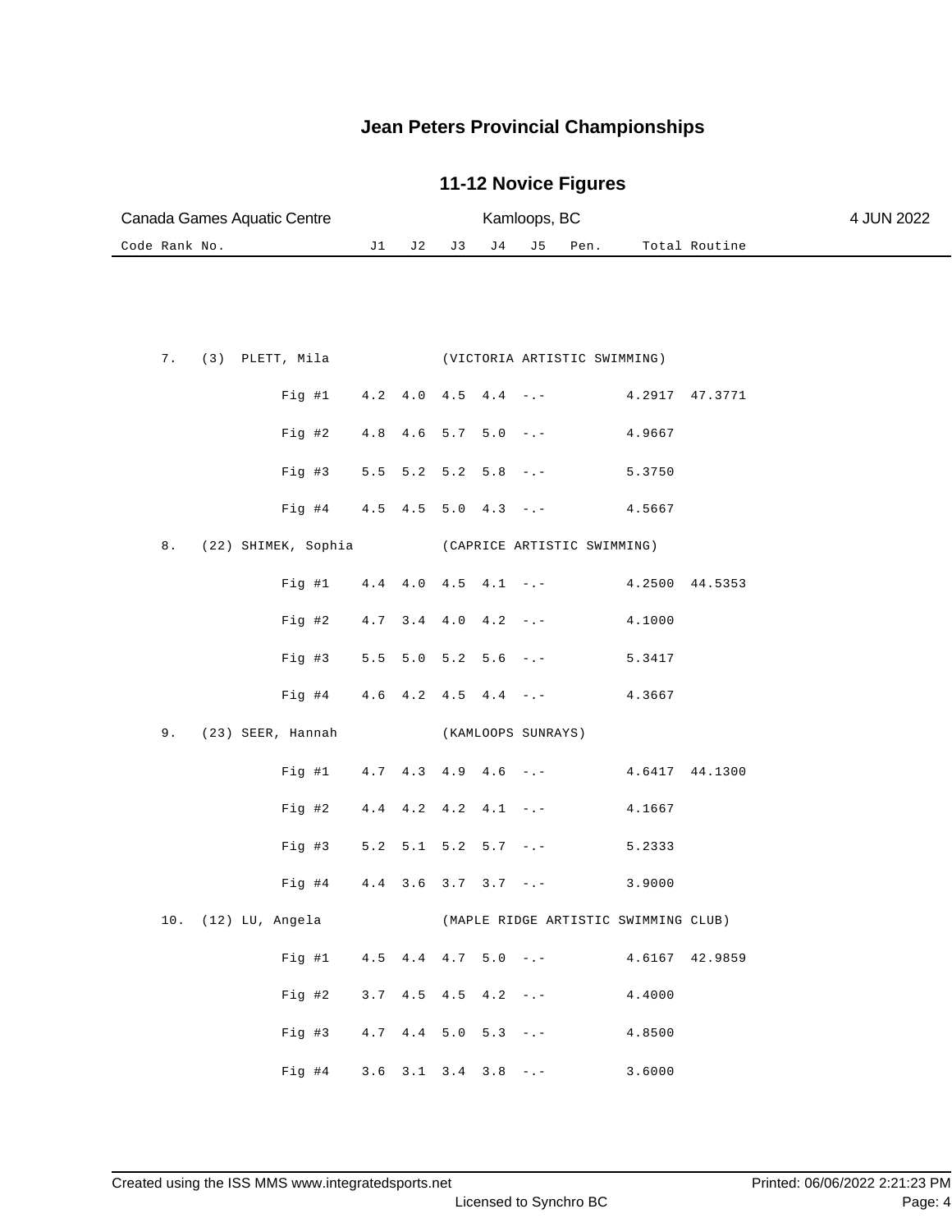# Jean Peters Provincial Championships

## 11-12 Novice Figures

Canada Games Aquatic Centre | Kamloops, BC | 4 JUN 2022

| Code | Rank | No. | Name / Figure | J1 | J2 | J3 | J4 | J5 | Pen. | Total | Routine |
|---|---|---|---|---|---|---|---|---|---|---|---|
| | 7. | (3) | PLETT, Mila (VICTORIA ARTISTIC SWIMMING) | | | | | | | | |
| | | | Fig #1 | 4.2 | 4.0 | 4.5 | 4.4 | -.- | | 4.2917 | 47.3771 |
| | | | Fig #2 | 4.8 | 4.6 | 5.7 | 5.0 | -.- | | 4.9667 | |
| | | | Fig #3 | 5.5 | 5.2 | 5.2 | 5.8 | -.- | | 5.3750 | |
| | | | Fig #4 | 4.5 | 4.5 | 5.0 | 4.3 | -.- | | 4.5667 | |
| | 8. | (22) | SHIMEK, Sophia (CAPRICE ARTISTIC SWIMMING) | | | | | | | | |
| | | | Fig #1 | 4.4 | 4.0 | 4.5 | 4.1 | -.- | | 4.2500 | 44.5353 |
| | | | Fig #2 | 4.7 | 3.4 | 4.0 | 4.2 | -.- | | 4.1000 | |
| | | | Fig #3 | 5.5 | 5.0 | 5.2 | 5.6 | -.- | | 5.3417 | |
| | | | Fig #4 | 4.6 | 4.2 | 4.5 | 4.4 | -.- | | 4.3667 | |
| | 9. | (23) | SEER, Hannah (KAMLOOPS SUNRAYS) | | | | | | | | |
| | | | Fig #1 | 4.7 | 4.3 | 4.9 | 4.6 | -.- | | 4.6417 | 44.1300 |
| | | | Fig #2 | 4.4 | 4.2 | 4.2 | 4.1 | -.- | | 4.1667 | |
| | | | Fig #3 | 5.2 | 5.1 | 5.2 | 5.7 | -.- | | 5.2333 | |
| | | | Fig #4 | 4.4 | 3.6 | 3.7 | 3.7 | -.- | | 3.9000 | |
| | 10. | (12) | LU, Angela (MAPLE RIDGE ARTISTIC SWIMMING CLUB) | | | | | | | | |
| | | | Fig #1 | 4.5 | 4.4 | 4.7 | 5.0 | -.- | | 4.6167 | 42.9859 |
| | | | Fig #2 | 3.7 | 4.5 | 4.5 | 4.2 | -.- | | 4.4000 | |
| | | | Fig #3 | 4.7 | 4.4 | 5.0 | 5.3 | -.- | | 4.8500 | |
| | | | Fig #4 | 3.6 | 3.1 | 3.4 | 3.8 | -.- | | 3.6000 | |

Created using the ISS MMS www.integratedsports.net | Licensed to Synchro BC | Printed: 06/06/2022 2:21:23 PM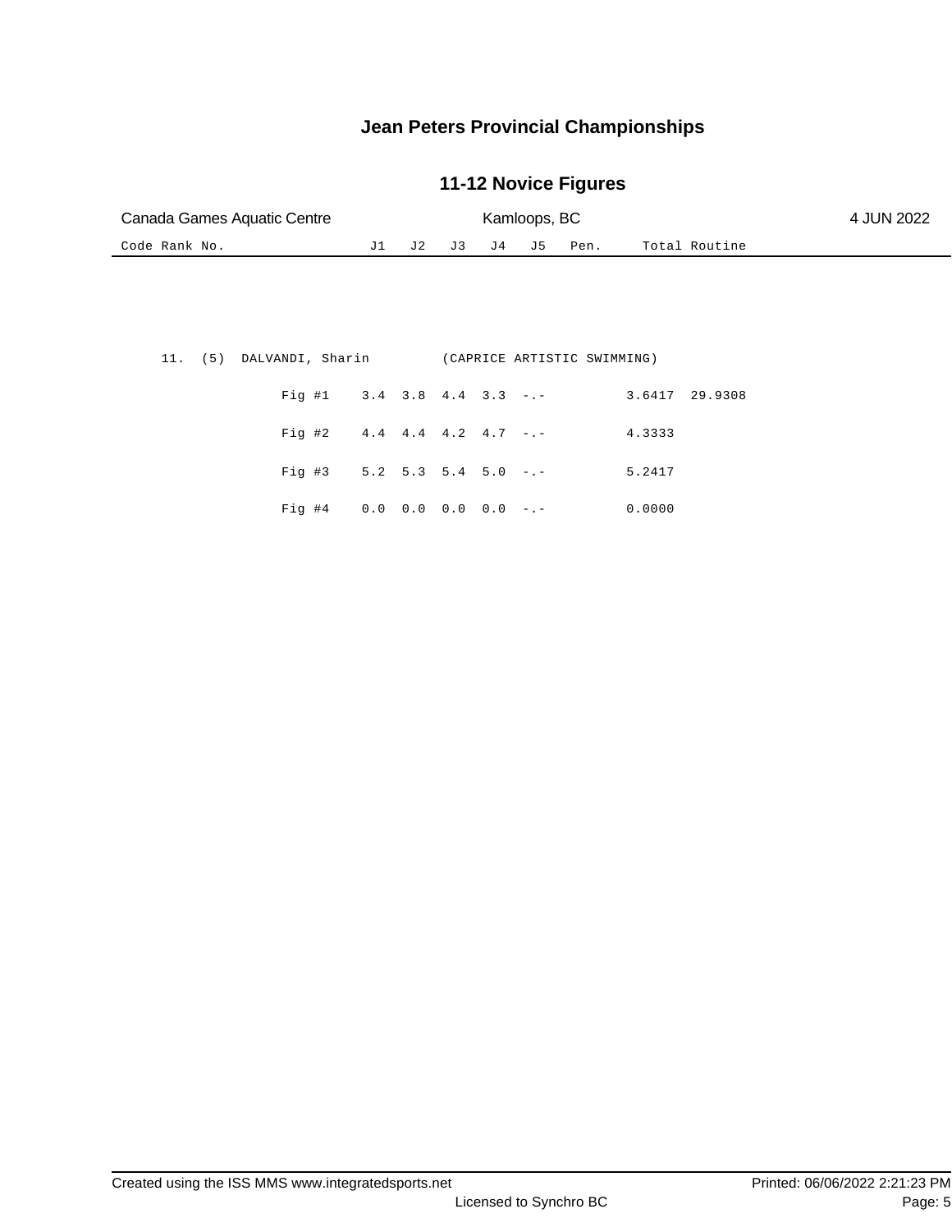# Jean Peters Provincial Championships

## 11-12 Novice Figures

Canada Games Aquatic Centre — Kamloops, BC — 4 JUN 2022

| Code | Rank | No. | | J1 | J2 | J3 | J4 | J5 | Pen. | Total | Routine |
|---|---|---|---|---|---|---|---|---|---|---|---|
| | 11. | (5) | DALVANDI, Sharin (CAPRICE ARTISTIC SWIMMING) | | | | | | | | |
| | | | Fig #1 | 3.4 | 3.8 | 4.4 | 3.3 | -.- | | 3.6417 | 29.9308 |
| | | | Fig #2 | 4.4 | 4.4 | 4.2 | 4.7 | -.- | | 4.3333 | |
| | | | Fig #3 | 5.2 | 5.3 | 5.4 | 5.0 | -.- | | 5.2417 | |
| | | | Fig #4 | 0.0 | 0.0 | 0.0 | 0.0 | -.- | | 0.0000 | |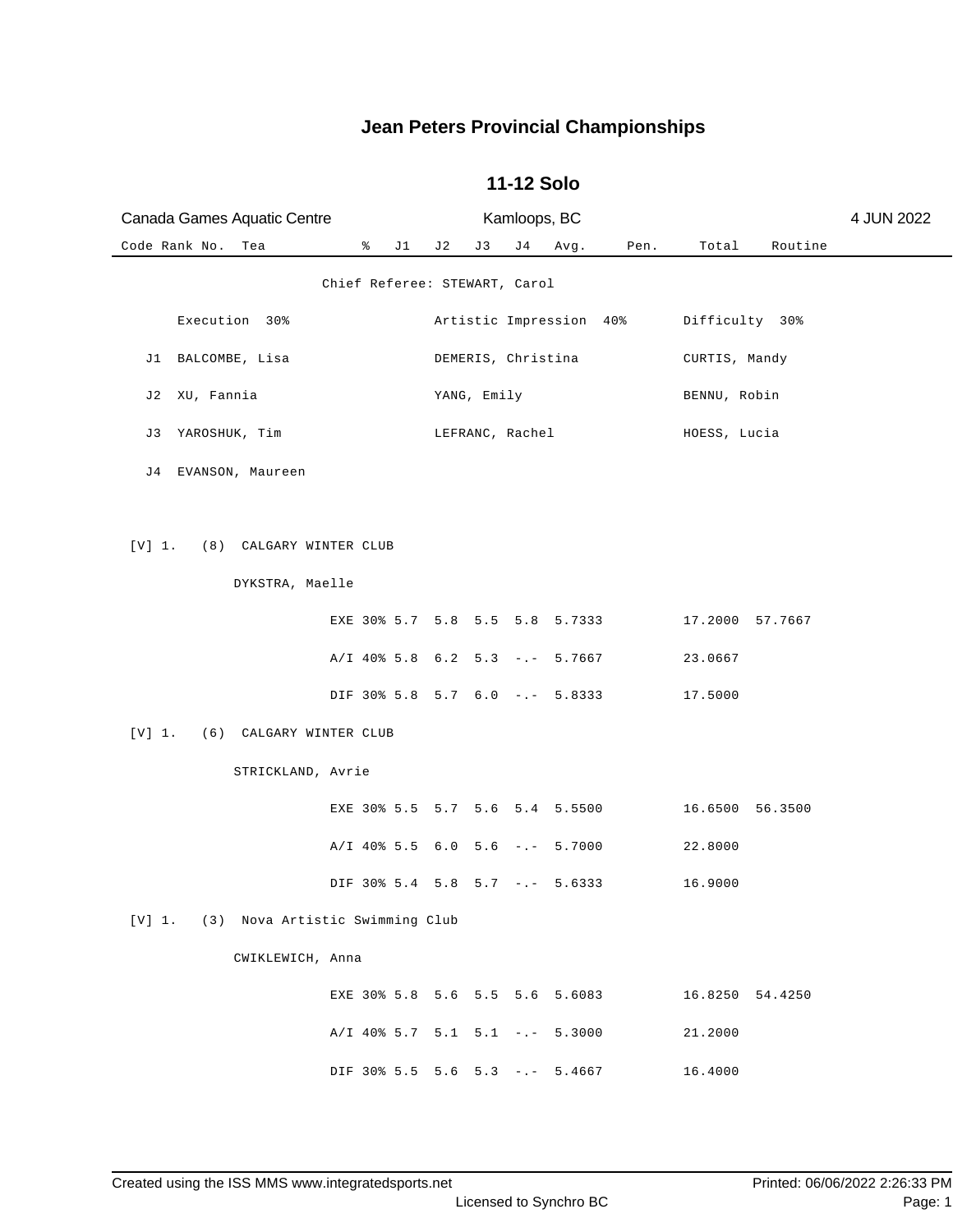# Jean Peters Provincial Championships

## 11-12 Solo

Canada Games Aquatic Centre | Kamloops, BC | 4 JUN 2022

| Code | Rank | No. | Tea | % | J1 | J2 | J3 | J4 | Avg. | Pen. | Total | Routine |
|---|---|---|---|---|---|---|---|---|---|---|---|---|

Chief Referee: STEWART, Carol

| | Execution 30% | Artistic Impression 40% | Difficulty 30% |
|---|---|---|---|
| J1 | BALCOMBE, Lisa | DEMERIS, Christina | CURTIS, Mandy |
| J2 | XU, Fannia | YANG, Emily | BENNU, Robin |
| J3 | YAROSHUK, Tim | LEFRANC, Rachel | HOESS, Lucia |
| J4 | EVANSON, Maureen | | |

| Code | Rank | No. | Team / Name | % | J1 | J2 | J3 | J4 | Avg. | Pen. | Total | Routine |
|---|---|---|---|---|---|---|---|---|---|---|---|---|
| [V] | 1. | (8) | CALGARY WINTER CLUB | | | | | | | | | |
| | | | DYKSTRA, Maelle | | | | | | | | | |
| | | | | EXE 30% | 5.7 | 5.8 | 5.5 | 5.8 | 5.7333 | | 17.2000 | 57.7667 |
| | | | | A/I 40% | 5.8 | 6.2 | 5.3 | -.- | 5.7667 | | 23.0667 | |
| | | | | DIF 30% | 5.8 | 5.7 | 6.0 | -.- | 5.8333 | | 17.5000 | |
| [V] | 1. | (6) | CALGARY WINTER CLUB | | | | | | | | | |
| | | | STRICKLAND, Avrie | | | | | | | | | |
| | | | | EXE 30% | 5.5 | 5.7 | 5.6 | 5.4 | 5.5500 | | 16.6500 | 56.3500 |
| | | | | A/I 40% | 5.5 | 6.0 | 5.6 | -.- | 5.7000 | | 22.8000 | |
| | | | | DIF 30% | 5.4 | 5.8 | 5.7 | -.- | 5.6333 | | 16.9000 | |
| [V] | 1. | (3) | Nova Artistic Swimming Club | | | | | | | | | |
| | | | CWIKLEWICH, Anna | | | | | | | | | |
| | | | | EXE 30% | 5.8 | 5.6 | 5.5 | 5.6 | 5.6083 | | 16.8250 | 54.4250 |
| | | | | A/I 40% | 5.7 | 5.1 | 5.1 | -.- | 5.3000 | | 21.2000 | |
| | | | | DIF 30% | 5.5 | 5.6 | 5.3 | -.- | 5.4667 | | 16.4000 | |

Created using the ISS MMS www.integratedsports.net — Licensed to Synchro BC — Printed: 06/06/2022 2:26:33 PM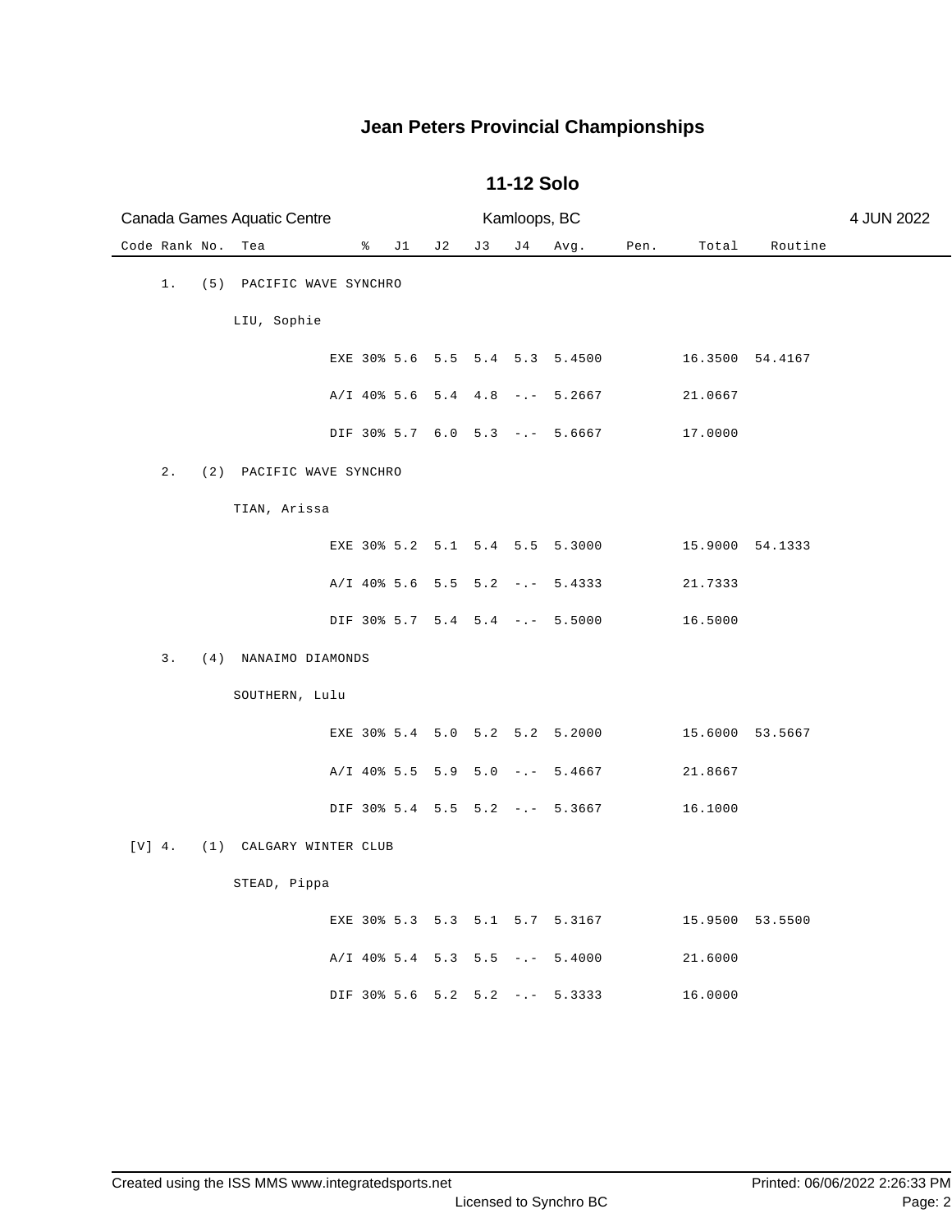# Jean Peters Provincial Championships

## 11-12 Solo

Canada Games Aquatic Centre — Kamloops, BC — 4 JUN 2022

| Code | Rank | No. | Tea | % | J1 | J2 | J3 | J4 | Avg. | Pen. | Total | Routine |
|---|---|---|---|---|---|---|---|---|---|---|---|---|
| | 1. | (5) | PACIFIC WAVE SYNCHRO | | | | | | | | | |
| | | | LIU, Sophie | | | | | | | | | |
| | | | EXE | 30% | 5.6 | 5.5 | 5.4 | 5.3 | 5.4500 | | 16.3500 | 54.4167 |
| | | | A/I | 40% | 5.6 | 5.4 | 4.8 | -.- | 5.2667 | | 21.0667 | |
| | | | DIF | 30% | 5.7 | 6.0 | 5.3 | -.- | 5.6667 | | 17.0000 | |
| | 2. | (2) | PACIFIC WAVE SYNCHRO | | | | | | | | | |
| | | | TIAN, Arissa | | | | | | | | | |
| | | | EXE | 30% | 5.2 | 5.1 | 5.4 | 5.5 | 5.3000 | | 15.9000 | 54.1333 |
| | | | A/I | 40% | 5.6 | 5.5 | 5.2 | -.- | 5.4333 | | 21.7333 | |
| | | | DIF | 30% | 5.7 | 5.4 | 5.4 | -.- | 5.5000 | | 16.5000 | |
| | 3. | (4) | NANAIMO DIAMONDS | | | | | | | | | |
| | | | SOUTHERN, Lulu | | | | | | | | | |
| | | | EXE | 30% | 5.4 | 5.0 | 5.2 | 5.2 | 5.2000 | | 15.6000 | 53.5667 |
| | | | A/I | 40% | 5.5 | 5.9 | 5.0 | -.- | 5.4667 | | 21.8667 | |
| | | | DIF | 30% | 5.4 | 5.5 | 5.2 | -.- | 5.3667 | | 16.1000 | |
| [V] | 4. | (1) | CALGARY WINTER CLUB | | | | | | | | | |
| | | | STEAD, Pippa | | | | | | | | | |
| | | | EXE | 30% | 5.3 | 5.3 | 5.1 | 5.7 | 5.3167 | | 15.9500 | 53.5500 |
| | | | A/I | 40% | 5.4 | 5.3 | 5.5 | -.- | 5.4000 | | 21.6000 | |
| | | | DIF | 30% | 5.6 | 5.2 | 5.2 | -.- | 5.3333 | | 16.0000 | |

Created using the ISS MMS www.integratedsports.net — Licensed to Synchro BC — Printed: 06/06/2022 2:26:33 PM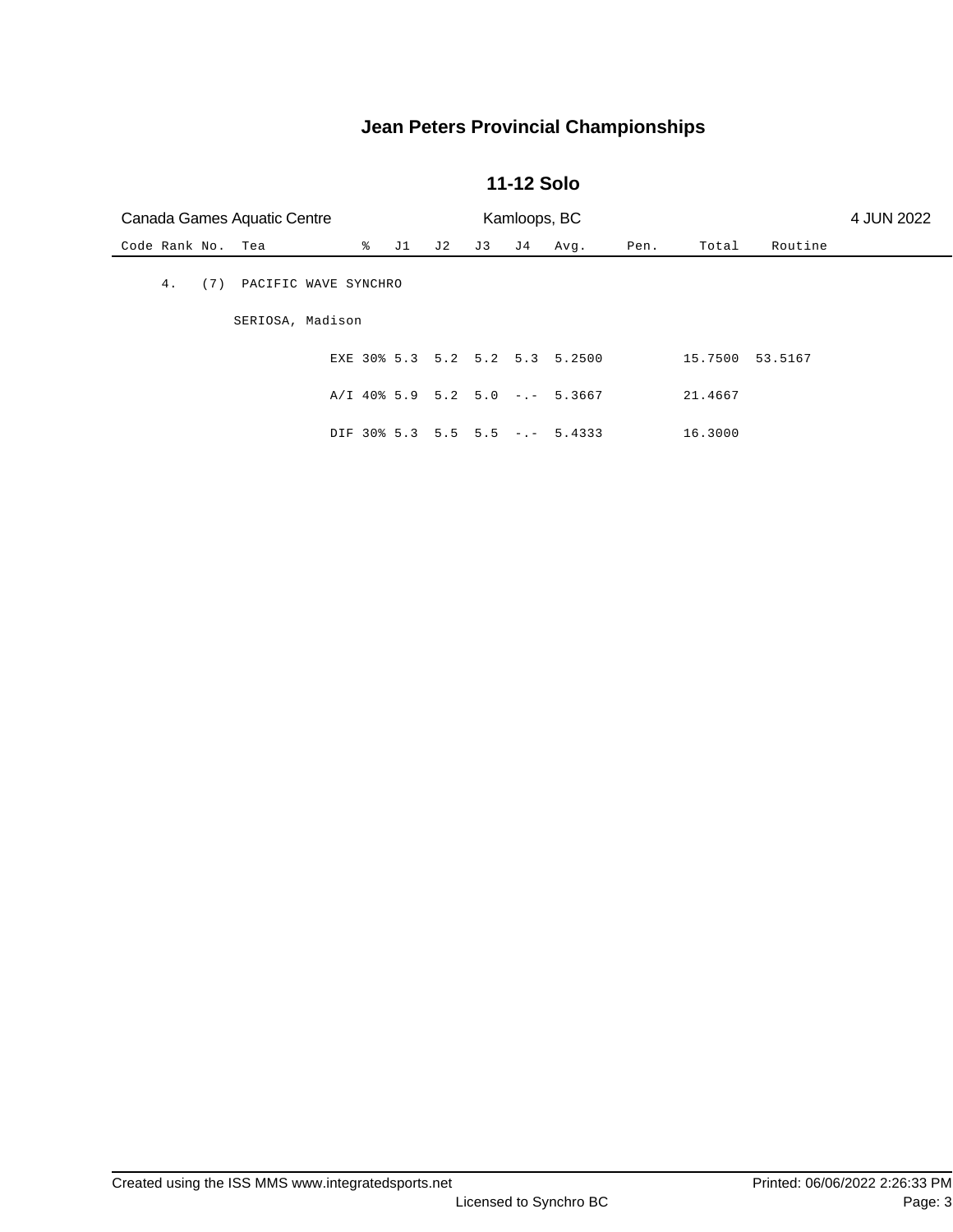# Jean Peters Provincial Championships

## 11-12 Solo

Canada Games Aquatic Centre | Kamloops, BC | 4 JUN 2022

| Code | Rank | No. | Tea | | % | J1 | J2 | J3 | J4 | Avg. | Pen. | Total | Routine |
|---|---|---|---|---|---|---|---|---|---|---|---|---|---|
| | 4. | (7) | PACIFIC WAVE SYNCHRO | | | | | | | | | | |
| | | | SERIOSA, Madison | | | | | | | | | | |
| | | | | EXE | 30% | 5.3 | 5.2 | 5.2 | 5.3 | 5.2500 | | 15.7500 | 53.5167 |
| | | | | A/I | 40% | 5.9 | 5.2 | 5.0 | -.- | 5.3667 | | 21.4667 | |
| | | | | DIF | 30% | 5.3 | 5.5 | 5.5 | -.- | 5.4333 | | 16.3000 | |

Created using the ISS MMS www.integratedsports.net | Licensed to Synchro BC | Printed: 06/06/2022 2:26:33 PM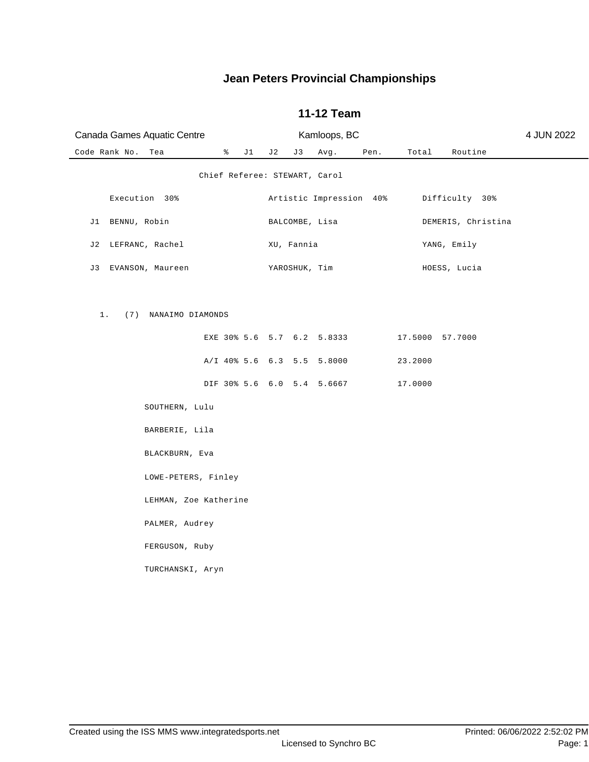# Jean Peters Provincial Championships

## 11-12 Team

Canada Games Aquatic Centre | Kamloops, BC | 4 JUN 2022

| Code | Rank | No. | Tea | % | J1 | J2 | J3 | Avg. | Pen. | Total | Routine |
|---|---|---|---|---|---|---|---|---|---|---|---|

Chief Referee: STEWART, Carol

| | Execution 30% | Artistic Impression 40% | Difficulty 30% |
|---|---|---|---|
| J1 | BENNU, Robin | BALCOMBE, Lisa | DEMERIS, Christina |
| J2 | LEFRANC, Rachel | XU, Fannia | YANG, Emily |
| J3 | EVANSON, Maureen | YAROSHUK, Tim | HOESS, Lucia |

1. (7) NANAIMO DIAMONDS

| | % | J1 | J2 | J3 | Avg. | Pen. | Total | Routine |
|---|---|---|---|---|---|---|---|---|
| EXE | 30% | 5.6 | 5.7 | 6.2 | 5.8333 | | 17.5000 | 57.7000 |
| A/I | 40% | 5.6 | 6.3 | 5.5 | 5.8000 | | 23.2000 | |
| DIF | 30% | 5.6 | 6.0 | 5.4 | 5.6667 | | 17.0000 | |

SOUTHERN, Lulu

BARBERIE, Lila

BLACKBURN, Eva

LOWE-PETERS, Finley

LEHMAN, Zoe Katherine

PALMER, Audrey

FERGUSON, Ruby

TURCHANSKI, Aryn

Created using the ISS MMS www.integratedsports.net | Printed: 06/06/2022 2:52:02 PM

Licensed to Synchro BC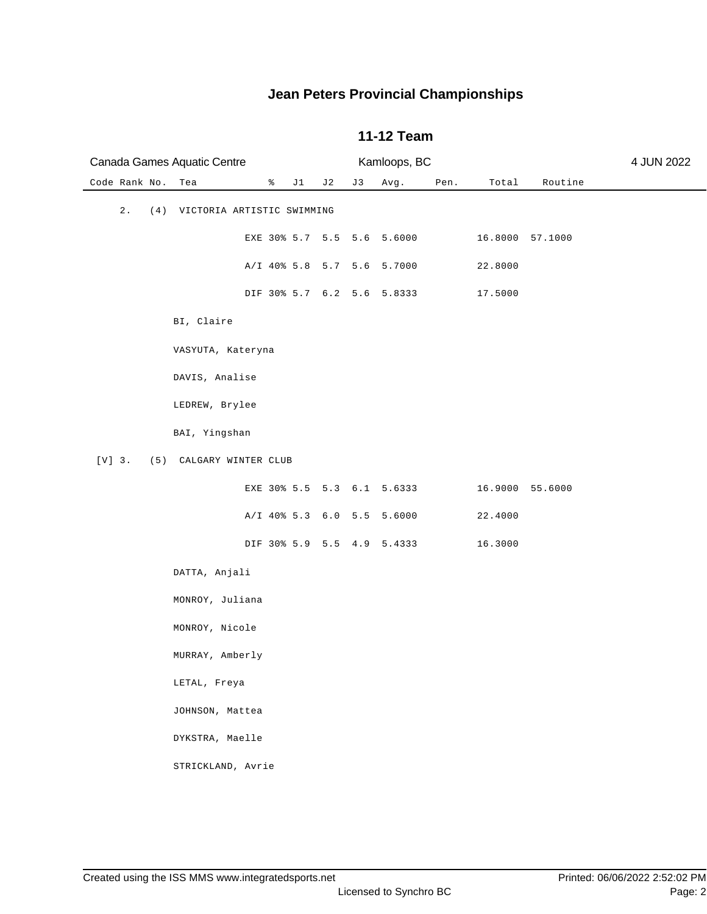# Jean Peters Provincial Championships

## 11-12 Team

Canada Games Aquatic Centre — Kamloops, BC — 4 JUN 2022

| Code | Rank | No. | Tea | | % | J1 | J2 | J3 | Avg. | Pen. | Total | Routine |
|---|---|---|---|---|---|---|---|---|---|---|---|---|
| | 2. | (4) | VICTORIA ARTISTIC SWIMMING | | | | | | | | | |
| | | | | EXE | 30% | 5.7 | 5.5 | 5.6 | 5.6000 | | 16.8000 | 57.1000 |
| | | | | A/I | 40% | 5.8 | 5.7 | 5.6 | 5.7000 | | 22.8000 | |
| | | | | DIF | 30% | 5.7 | 6.2 | 5.6 | 5.8333 | | 17.5000 | |
| | | | BI, Claire | | | | | | | | | |
| | | | VASYUTA, Kateryna | | | | | | | | | |
| | | | DAVIS, Analise | | | | | | | | | |
| | | | LEDREW, Brylee | | | | | | | | | |
| | | | BAI, Yingshan | | | | | | | | | |
| [V] | 3. | (5) | CALGARY WINTER CLUB | | | | | | | | | |
| | | | | EXE | 30% | 5.5 | 5.3 | 6.1 | 5.6333 | | 16.9000 | 55.6000 |
| | | | | A/I | 40% | 5.3 | 6.0 | 5.5 | 5.6000 | | 22.4000 | |
| | | | | DIF | 30% | 5.9 | 5.5 | 4.9 | 5.4333 | | 16.3000 | |
| | | | DATTA, Anjali | | | | | | | | | |
| | | | MONROY, Juliana | | | | | | | | | |
| | | | MONROY, Nicole | | | | | | | | | |
| | | | MURRAY, Amberly | | | | | | | | | |
| | | | LETAL, Freya | | | | | | | | | |
| | | | JOHNSON, Mattea | | | | | | | | | |
| | | | DYKSTRA, Maelle | | | | | | | | | |
| | | | STRICKLAND, Avrie | | | | | | | | | |

Created using the ISS MMS www.integratedsports.net — Licensed to Synchro BC — Printed: 06/06/2022 2:52:02 PM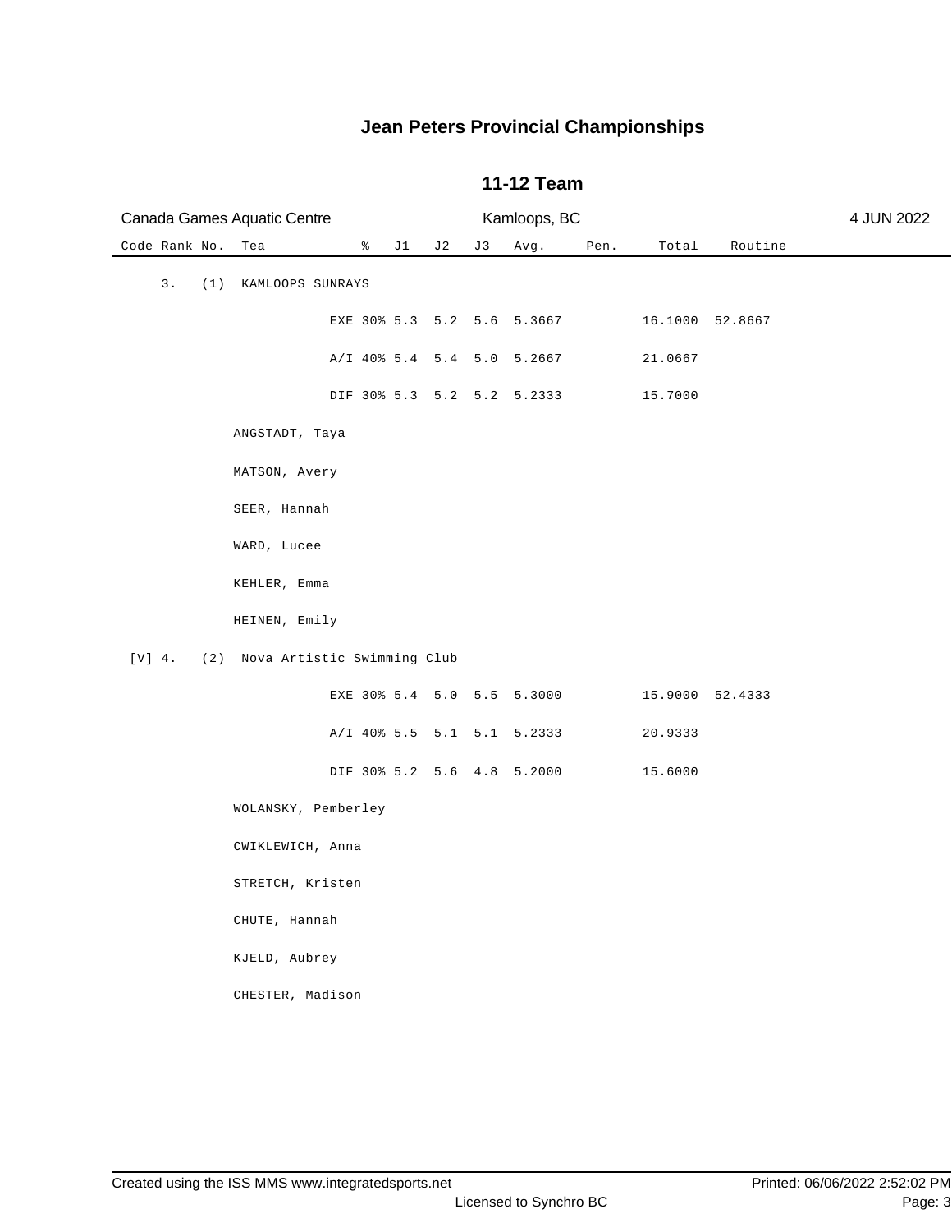# Jean Peters Provincial Championships

## 11-12 Team

Canada Games Aquatic Centre | Kamloops, BC | 4 JUN 2022

| Code | Rank | No. | Tea | % | J1 | J2 | J3 | Avg. | Pen. | Total | Routine |
|---|---|---|---|---|---|---|---|---|---|---|---|
| | 3. | (1) | KAMLOOPS SUNRAYS | | | | | | | | |
| | | | EXE | 30% | 5.3 | 5.2 | 5.6 | 5.3667 | | 16.1000 | 52.8667 |
| | | | A/I | 40% | 5.4 | 5.4 | 5.0 | 5.2667 | | 21.0667 | |
| | | | DIF | 30% | 5.3 | 5.2 | 5.2 | 5.2333 | | 15.7000 | |
| | | | ANGSTADT, Taya | | | | | | | | |
| | | | MATSON, Avery | | | | | | | | |
| | | | SEER, Hannah | | | | | | | | |
| | | | WARD, Lucee | | | | | | | | |
| | | | KEHLER, Emma | | | | | | | | |
| | | | HEINEN, Emily | | | | | | | | |
| [V] | 4. | (2) | Nova Artistic Swimming Club | | | | | | | | |
| | | | EXE | 30% | 5.4 | 5.0 | 5.5 | 5.3000 | | 15.9000 | 52.4333 |
| | | | A/I | 40% | 5.5 | 5.1 | 5.1 | 5.2333 | | 20.9333 | |
| | | | DIF | 30% | 5.2 | 5.6 | 4.8 | 5.2000 | | 15.6000 | |
| | | | WOLANSKY, Pemberley | | | | | | | | |
| | | | CWIKLEWICH, Anna | | | | | | | | |
| | | | STRETCH, Kristen | | | | | | | | |
| | | | CHUTE, Hannah | | | | | | | | |
| | | | KJELD, Aubrey | | | | | | | | |
| | | | CHESTER, Madison | | | | | | | | |

Created using the ISS MMS www.integratedsports.net | Licensed to Synchro BC | Printed: 06/06/2022 2:52:02 PM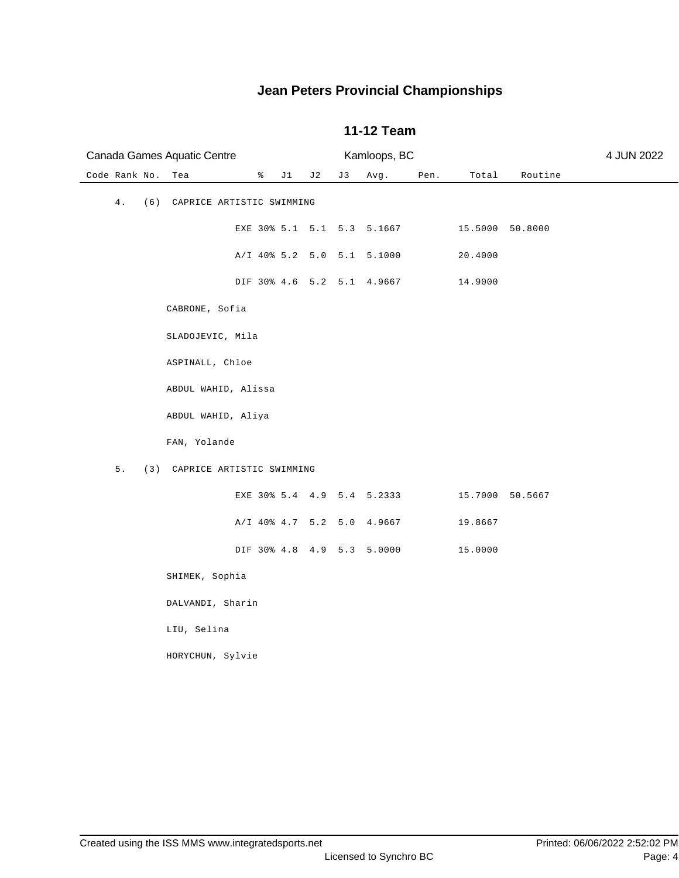# Jean Peters Provincial Championships

## 11-12 Team

Canada Games Aquatic Centre | Kamloops, BC | 4 JUN 2022

| Code | Rank | No. | Tea | % | J1 | J2 | J3 | Avg. | Pen. | Total | Routine |
|---|---|---|---|---|---|---|---|---|---|---|---|
| | 4. | (6) | CAPRICE ARTISTIC SWIMMING | | | | | | | | |
| | | | EXE | 30% | 5.1 | 5.1 | 5.3 | 5.1667 | | 15.5000 | 50.8000 |
| | | | A/I | 40% | 5.2 | 5.0 | 5.1 | 5.1000 | | 20.4000 | |
| | | | DIF | 30% | 4.6 | 5.2 | 5.1 | 4.9667 | | 14.9000 | |
| | | | CABRONE, Sofia | | | | | | | | |
| | | | SLADOJEVIC, Mila | | | | | | | | |
| | | | ASPINALL, Chloe | | | | | | | | |
| | | | ABDUL WAHID, Alissa | | | | | | | | |
| | | | ABDUL WAHID, Aliya | | | | | | | | |
| | | | FAN, Yolande | | | | | | | | |
| | 5. | (3) | CAPRICE ARTISTIC SWIMMING | | | | | | | | |
| | | | EXE | 30% | 5.4 | 4.9 | 5.4 | 5.2333 | | 15.7000 | 50.5667 |
| | | | A/I | 40% | 4.7 | 5.2 | 5.0 | 4.9667 | | 19.8667 | |
| | | | DIF | 30% | 4.8 | 4.9 | 5.3 | 5.0000 | | 15.0000 | |
| | | | SHIMEK, Sophia | | | | | | | | |
| | | | DALVANDI, Sharin | | | | | | | | |
| | | | LIU, Selina | | | | | | | | |
| | | | HORYCHUN, Sylvie | | | | | | | | |

Created using the ISS MMS www.integratedsports.net | Licensed to Synchro BC | Printed: 06/06/2022 2:52:02 PM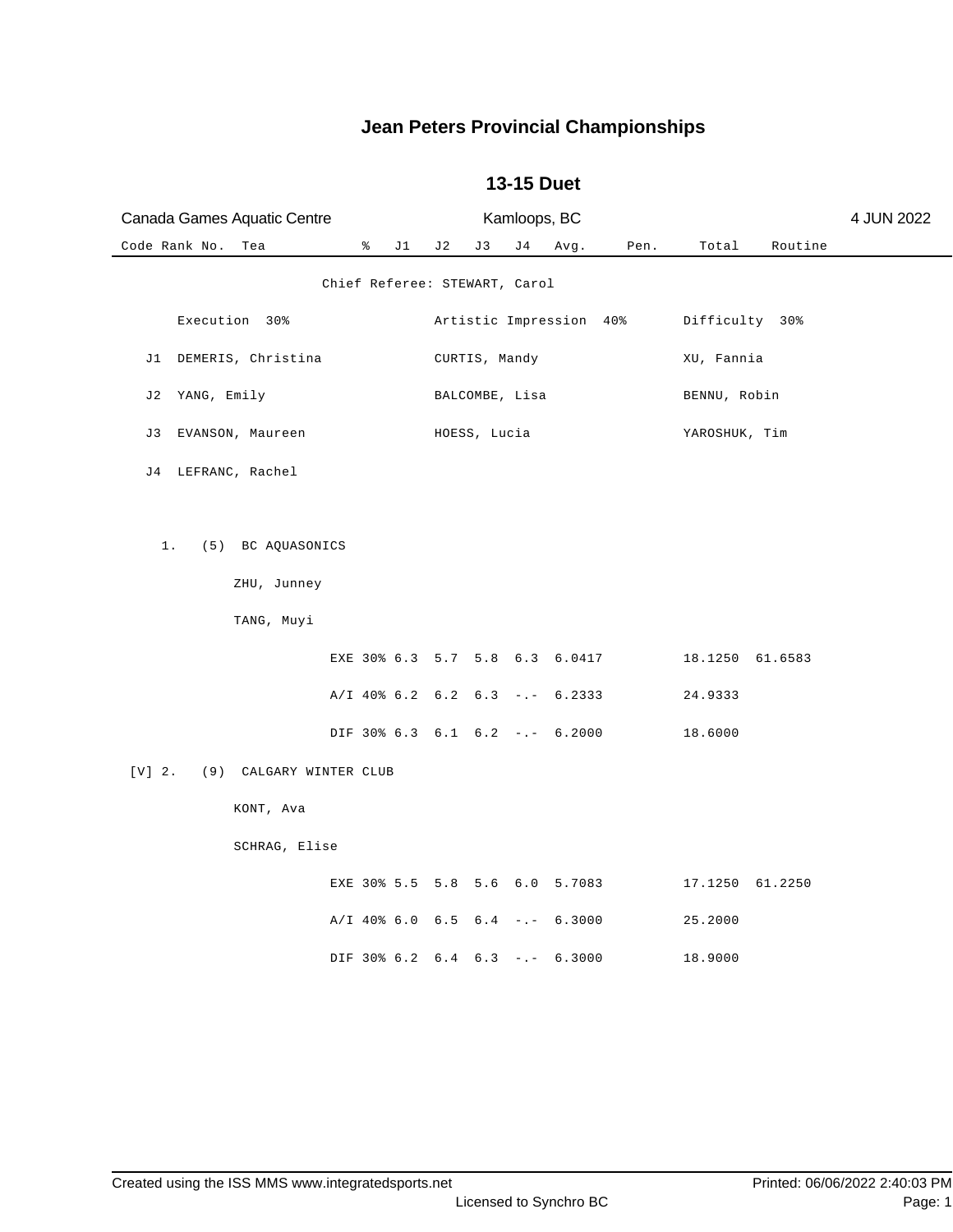# Jean Peters Provincial Championships

## 13-15 Duet

Canada Games Aquatic Centre — Kamloops, BC — 4 JUN 2022

Chief Referee: STEWART, Carol

| | Execution 30% | Artistic Impression 40% | Difficulty 30% |
|---|---|---|---|
| J1 | DEMERIS, Christina | CURTIS, Mandy | XU, Fannia |
| J2 | YANG, Emily | BALCOMBE, Lisa | BENNU, Robin |
| J3 | EVANSON, Maureen | HOESS, Lucia | YAROSHUK, Tim |
| J4 | LEFRANC, Rachel | | |

| Code | Rank | No. | Team | | % | J1 | J2 | J3 | J4 | Avg. | Pen. | Total | Routine |
|---|---|---|---|---|---|---|---|---|---|---|---|---|---|
| | 1. | (5) | BC AQUASONICS | | | | | | | | | | |
| | | | ZHU, Junney | | | | | | | | | | |
| | | | TANG, Muyi | | | | | | | | | | |
| | | | | EXE | 30% | 6.3 | 5.7 | 5.8 | 6.3 | 6.0417 | | 18.1250 | 61.6583 |
| | | | | A/I | 40% | 6.2 | 6.2 | 6.3 | -.- | 6.2333 | | 24.9333 | |
| | | | | DIF | 30% | 6.3 | 6.1 | 6.2 | -.- | 6.2000 | | 18.6000 | |
| [V] | 2. | (9) | CALGARY WINTER CLUB | | | | | | | | | | |
| | | | KONT, Ava | | | | | | | | | | |
| | | | SCHRAG, Elise | | | | | | | | | | |
| | | | | EXE | 30% | 5.5 | 5.8 | 5.6 | 6.0 | 5.7083 | | 17.1250 | 61.2250 |
| | | | | A/I | 40% | 6.0 | 6.5 | 6.4 | -.- | 6.3000 | | 25.2000 | |
| | | | | DIF | 30% | 6.2 | 6.4 | 6.3 | -.- | 6.3000 | | 18.9000 | |

Created using the ISS MMS www.integratedsports.net — Licensed to Synchro BC — Printed: 06/06/2022 2:40:03 PM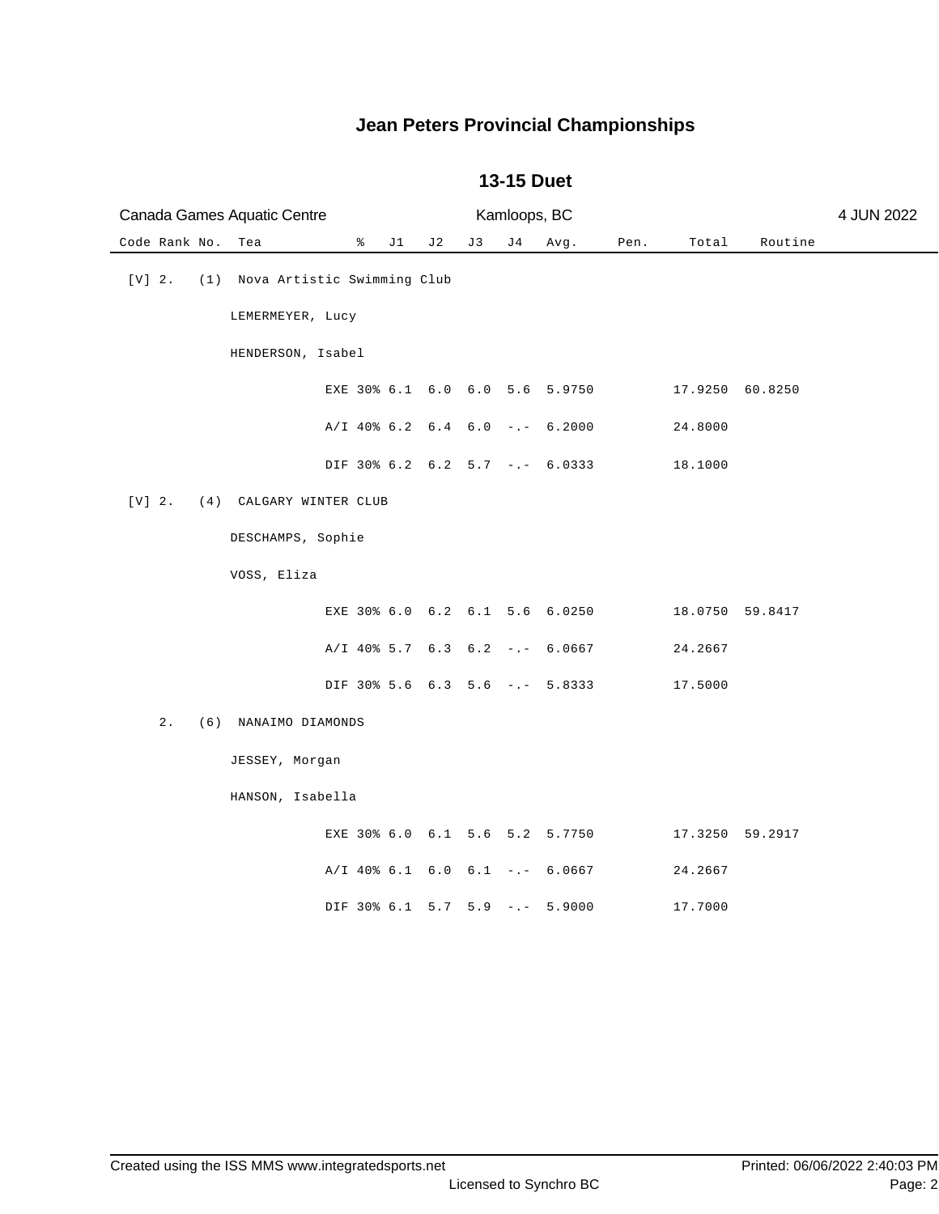# Jean Peters Provincial Championships

## 13-15 Duet

Canada Games Aquatic Centre | Kamloops, BC | 4 JUN 2022

| Code | Rank | No. | Tea | | % | J1 | J2 | J3 | J4 | Avg. | Pen. | Total | Routine |
|---|---|---|---|---|---|---|---|---|---|---|---|---|---|
| [V] | 2. | (1) | Nova Artistic Swimming Club | | | | | | | | | | |
| | | | LEMERMEYER, Lucy | | | | | | | | | | |
| | | | HENDERSON, Isabel | | | | | | | | | | |
| | | | | EXE | 30% | 6.1 | 6.0 | 6.0 | 5.6 | 5.9750 | | 17.9250 | 60.8250 |
| | | | | A/I | 40% | 6.2 | 6.4 | 6.0 | -.- | 6.2000 | | 24.8000 | |
| | | | | DIF | 30% | 6.2 | 6.2 | 5.7 | -.- | 6.0333 | | 18.1000 | |
| [V] | 2. | (4) | CALGARY WINTER CLUB | | | | | | | | | | |
| | | | DESCHAMPS, Sophie | | | | | | | | | | |
| | | | VOSS, Eliza | | | | | | | | | | |
| | | | | EXE | 30% | 6.0 | 6.2 | 6.1 | 5.6 | 6.0250 | | 18.0750 | 59.8417 |
| | | | | A/I | 40% | 5.7 | 6.3 | 6.2 | -.- | 6.0667 | | 24.2667 | |
| | | | | DIF | 30% | 5.6 | 6.3 | 5.6 | -.- | 5.8333 | | 17.5000 | |
| | 2. | (6) | NANAIMO DIAMONDS | | | | | | | | | | |
| | | | JESSEY, Morgan | | | | | | | | | | |
| | | | HANSON, Isabella | | | | | | | | | | |
| | | | | EXE | 30% | 6.0 | 6.1 | 5.6 | 5.2 | 5.7750 | | 17.3250 | 59.2917 |
| | | | | A/I | 40% | 6.1 | 6.0 | 6.1 | -.- | 6.0667 | | 24.2667 | |
| | | | | DIF | 30% | 6.1 | 5.7 | 5.9 | -.- | 5.9000 | | 17.7000 | |

Created using the ISS MMS www.integratedsports.net | Licensed to Synchro BC | Printed: 06/06/2022 2:40:03 PM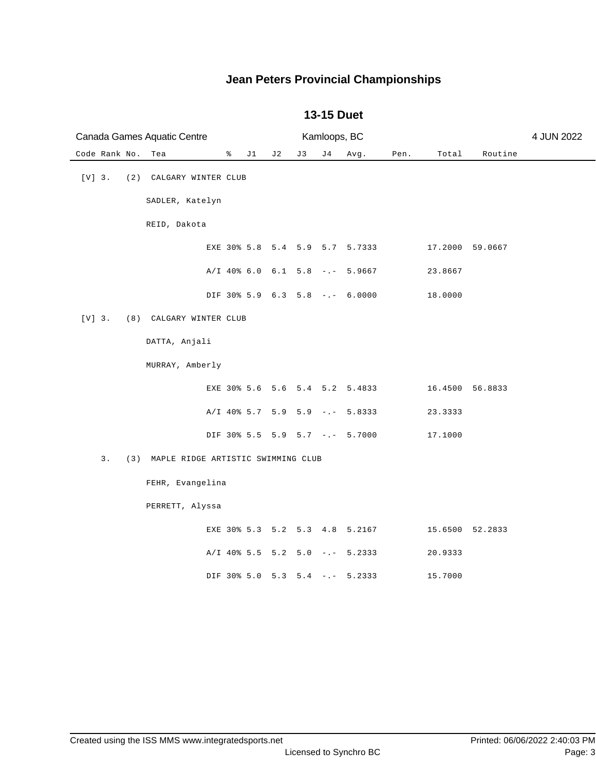# Jean Peters Provincial Championships

## 13-15 Duet

Canada Games Aquatic Centre — Kamloops, BC — 4 JUN 2022

| Code | Rank | No. | Tea | | % | J1 | J2 | J3 | J4 | Avg. | Pen. | Total | Routine |
|---|---|---|---|---|---|---|---|---|---|---|---|---|---|
| [V] | 3. | (2) | CALGARY WINTER CLUB | | | | | | | | | | |
| | | | SADLER, Katelyn | | | | | | | | | | |
| | | | REID, Dakota | | | | | | | | | | |
| | | | | EXE | 30% | 5.8 | 5.4 | 5.9 | 5.7 | 5.7333 | | 17.2000 | 59.0667 |
| | | | | A/I | 40% | 6.0 | 6.1 | 5.8 | -.- | 5.9667 | | 23.8667 | |
| | | | | DIF | 30% | 5.9 | 6.3 | 5.8 | -.- | 6.0000 | | 18.0000 | |
| [V] | 3. | (8) | CALGARY WINTER CLUB | | | | | | | | | | |
| | | | DATTA, Anjali | | | | | | | | | | |
| | | | MURRAY, Amberly | | | | | | | | | | |
| | | | | EXE | 30% | 5.6 | 5.6 | 5.4 | 5.2 | 5.4833 | | 16.4500 | 56.8833 |
| | | | | A/I | 40% | 5.7 | 5.9 | 5.9 | -.- | 5.8333 | | 23.3333 | |
| | | | | DIF | 30% | 5.5 | 5.9 | 5.7 | -.- | 5.7000 | | 17.1000 | |
| | 3. | (3) | MAPLE RIDGE ARTISTIC SWIMMING CLUB | | | | | | | | | | |
| | | | FEHR, Evangelina | | | | | | | | | | |
| | | | PERRETT, Alyssa | | | | | | | | | | |
| | | | | EXE | 30% | 5.3 | 5.2 | 5.3 | 4.8 | 5.2167 | | 15.6500 | 52.2833 |
| | | | | A/I | 40% | 5.5 | 5.2 | 5.0 | -.- | 5.2333 | | 20.9333 | |
| | | | | DIF | 30% | 5.0 | 5.3 | 5.4 | -.- | 5.2333 | | 15.7000 | |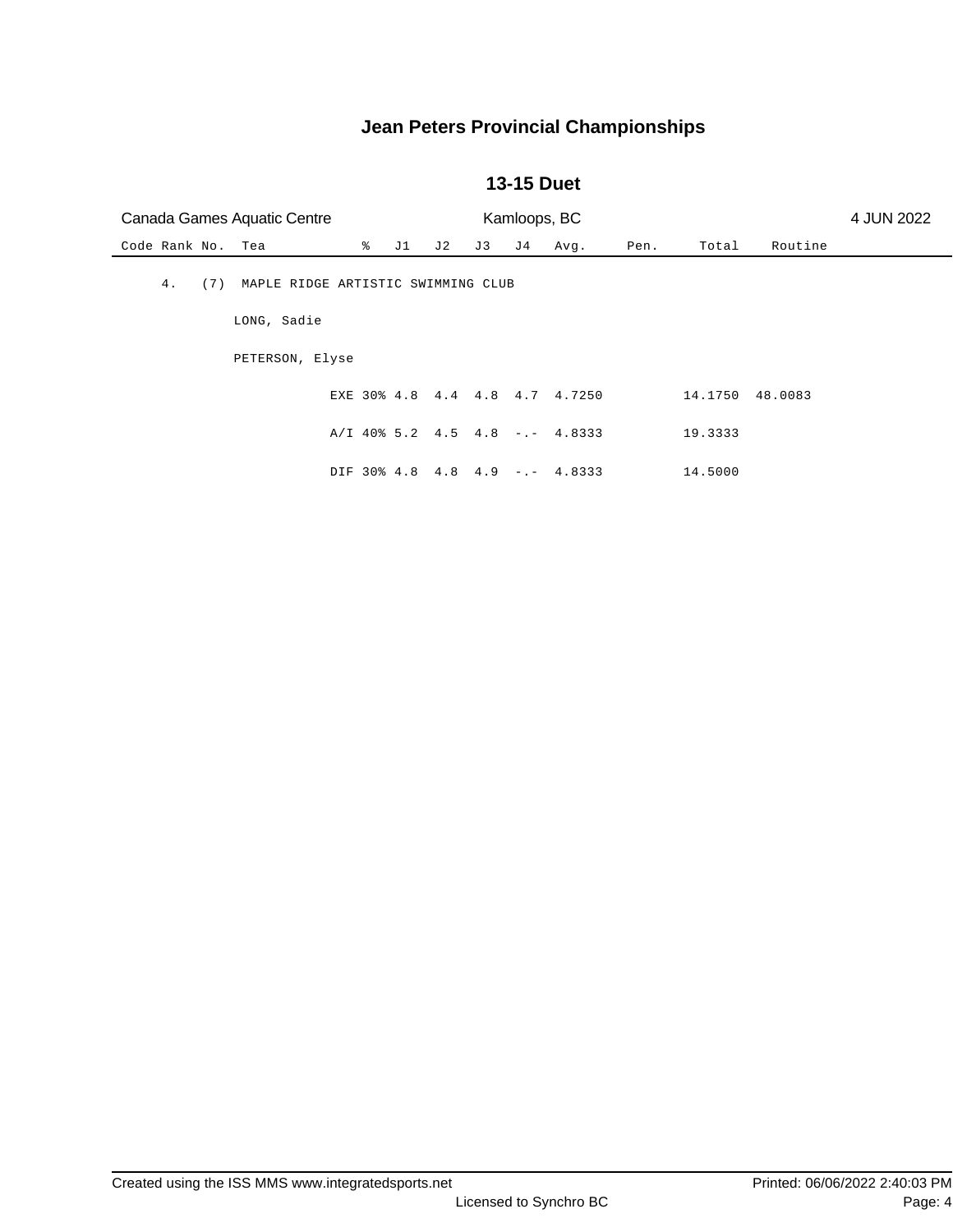# Jean Peters Provincial Championships

## 13-15 Duet

Canada Games Aquatic Centre — Kamloops, BC — 4 JUN 2022

| Code | Rank | No. | Tea | % | J1 | J2 | J3 | J4 | Avg. | Pen. | Total | Routine |
|---|---|---|---|---|---|---|---|---|---|---|---|---|
| | 4. | (7) | MAPLE RIDGE ARTISTIC SWIMMING CLUB | | | | | | | | | |
| | | | LONG, Sadie | | | | | | | | | |
| | | | PETERSON, Elyse | | | | | | | | | |
| | | | | EXE 30% | 4.8 | 4.4 | 4.8 | 4.7 | 4.7250 | | 14.1750 | 48.0083 |
| | | | | A/I 40% | 5.2 | 4.5 | 4.8 | -.- | 4.8333 | | 19.3333 | |
| | | | | DIF 30% | 4.8 | 4.8 | 4.9 | -.- | 4.8333 | | 14.5000 | |

Created using the ISS MMS www.integratedsports.net — Licensed to Synchro BC — Printed: 06/06/2022 2:40:03 PM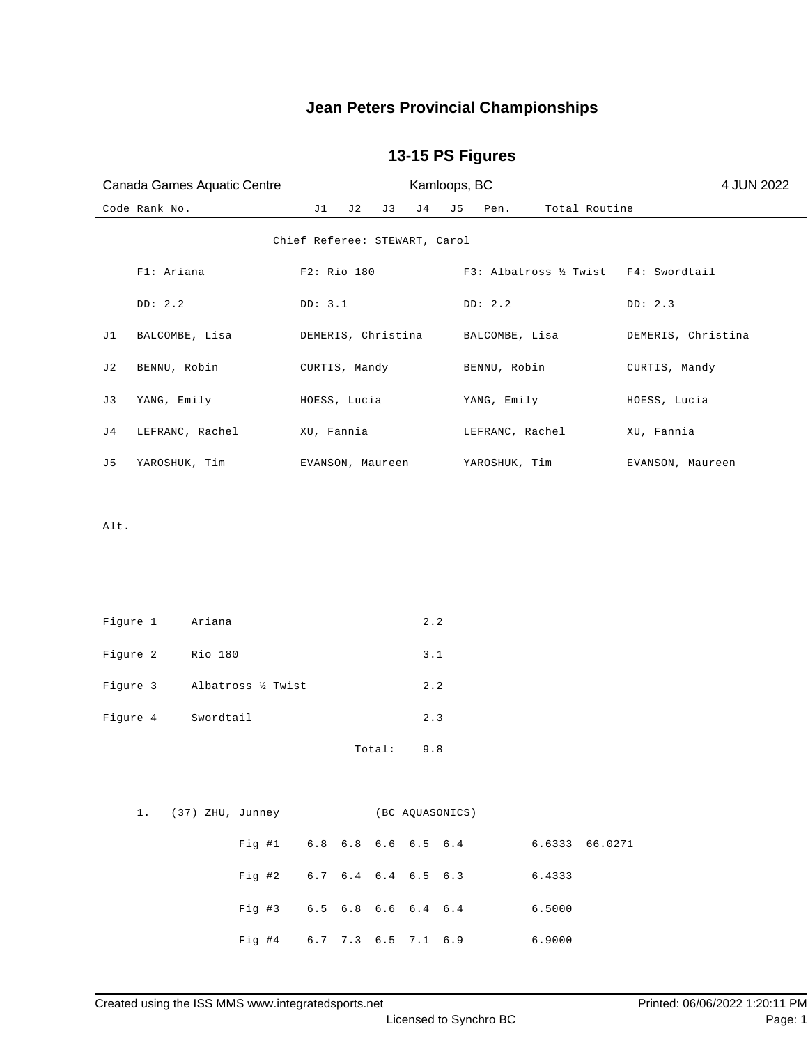# Jean Peters Provincial Championships

## 13-15 PS Figures

Canada Games Aquatic Centre | Kamloops, BC | 4 JUN 2022

Code Rank No. J1 J2 J3 J4 J5 Pen. Total Routine

Chief Referee: STEWART, Carol

| | F1: Ariana | F2: Rio 180 | F3: Albatross ½ Twist | F4: Swordtail |
|---|---|---|---|---|
| | DD: 2.2 | DD: 3.1 | DD: 2.2 | DD: 2.3 |
| J1 | BALCOMBE, Lisa | DEMERIS, Christina | BALCOMBE, Lisa | DEMERIS, Christina |
| J2 | BENNU, Robin | CURTIS, Mandy | BENNU, Robin | CURTIS, Mandy |
| J3 | YANG, Emily | HOESS, Lucia | YANG, Emily | HOESS, Lucia |
| J4 | LEFRANC, Rachel | XU, Fannia | LEFRANC, Rachel | XU, Fannia |
| J5 | YAROSHUK, Tim | EVANSON, Maureen | YAROSHUK, Tim | EVANSON, Maureen |

Alt.

| Figure | Name | DD |
|---|---|---|
| Figure 1 | Ariana | 2.2 |
| Figure 2 | Rio 180 | 3.1 |
| Figure 3 | Albatross ½ Twist | 2.2 |
| Figure 4 | Swordtail | 2.3 |
| | Total: | 9.8 |

1. (37) ZHU, Junney (BC AQUASONICS)

| | J1 | J2 | J3 | J4 | J5 | Pen. | Total | Routine |
|---|---|---|---|---|---|---|---|---|
| Fig #1 | 6.8 | 6.8 | 6.6 | 6.5 | 6.4 | | 6.6333 | 66.0271 |
| Fig #2 | 6.7 | 6.4 | 6.4 | 6.5 | 6.3 | | 6.4333 | |
| Fig #3 | 6.5 | 6.8 | 6.6 | 6.4 | 6.4 | | 6.5000 | |
| Fig #4 | 6.7 | 7.3 | 6.5 | 7.1 | 6.9 | | 6.9000 | |

Created using the ISS MMS www.integratedsports.net | Printed: 06/06/2022 1:20:11 PM

Licensed to Synchro BC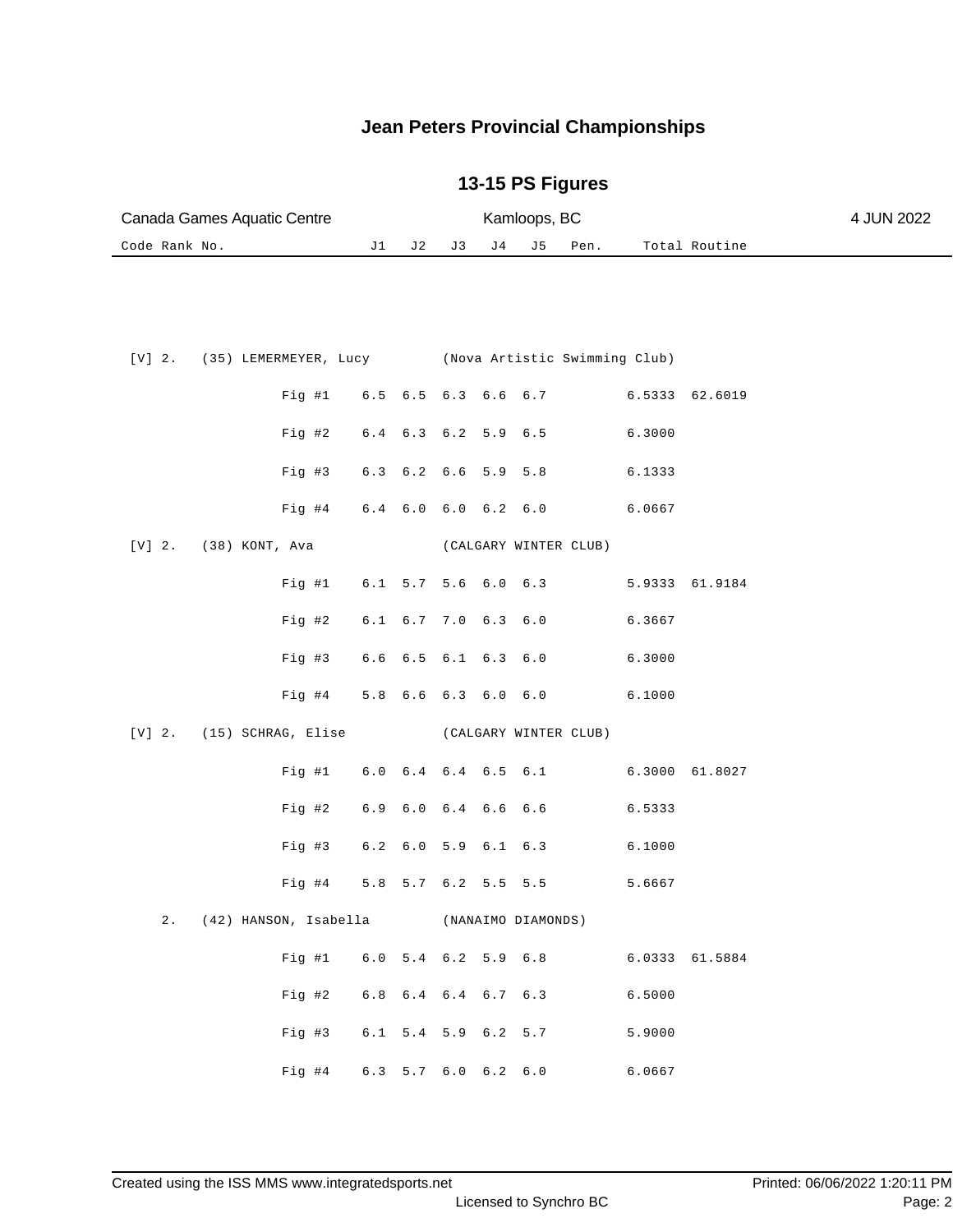# Jean Peters Provincial Championships

## 13-15 PS Figures

Canada Games Aquatic Centre — Kamloops, BC — 4 JUN 2022

| Code | Rank | No. | Name / Figure | J1 | J2 | J3 | J4 | J5 | Pen. | Total | Routine |
|---|---|---|---|---|---|---|---|---|---|---|---|
| [V] | 2. | (35) | LEMERMEYER, Lucy (Nova Artistic Swimming Club) | | | | | | | | |
| | | | Fig #1 | 6.5 | 6.5 | 6.3 | 6.6 | 6.7 | | 6.5333 | 62.6019 |
| | | | Fig #2 | 6.4 | 6.3 | 6.2 | 5.9 | 6.5 | | 6.3000 | |
| | | | Fig #3 | 6.3 | 6.2 | 6.6 | 5.9 | 5.8 | | 6.1333 | |
| | | | Fig #4 | 6.4 | 6.0 | 6.0 | 6.2 | 6.0 | | 6.0667 | |
| [V] | 2. | (38) | KONT, Ava (CALGARY WINTER CLUB) | | | | | | | | |
| | | | Fig #1 | 6.1 | 5.7 | 5.6 | 6.0 | 6.3 | | 5.9333 | 61.9184 |
| | | | Fig #2 | 6.1 | 6.7 | 7.0 | 6.3 | 6.0 | | 6.3667 | |
| | | | Fig #3 | 6.6 | 6.5 | 6.1 | 6.3 | 6.0 | | 6.3000 | |
| | | | Fig #4 | 5.8 | 6.6 | 6.3 | 6.0 | 6.0 | | 6.1000 | |
| [V] | 2. | (15) | SCHRAG, Elise (CALGARY WINTER CLUB) | | | | | | | | |
| | | | Fig #1 | 6.0 | 6.4 | 6.4 | 6.5 | 6.1 | | 6.3000 | 61.8027 |
| | | | Fig #2 | 6.9 | 6.0 | 6.4 | 6.6 | 6.6 | | 6.5333 | |
| | | | Fig #3 | 6.2 | 6.0 | 5.9 | 6.1 | 6.3 | | 6.1000 | |
| | | | Fig #4 | 5.8 | 5.7 | 6.2 | 5.5 | 5.5 | | 5.6667 | |
| | 2. | (42) | HANSON, Isabella (NANAIMO DIAMONDS) | | | | | | | | |
| | | | Fig #1 | 6.0 | 5.4 | 6.2 | 5.9 | 6.8 | | 6.0333 | 61.5884 |
| | | | Fig #2 | 6.8 | 6.4 | 6.4 | 6.7 | 6.3 | | 6.5000 | |
| | | | Fig #3 | 6.1 | 5.4 | 5.9 | 6.2 | 5.7 | | 5.9000 | |
| | | | Fig #4 | 6.3 | 5.7 | 6.0 | 6.2 | 6.0 | | 6.0667 | |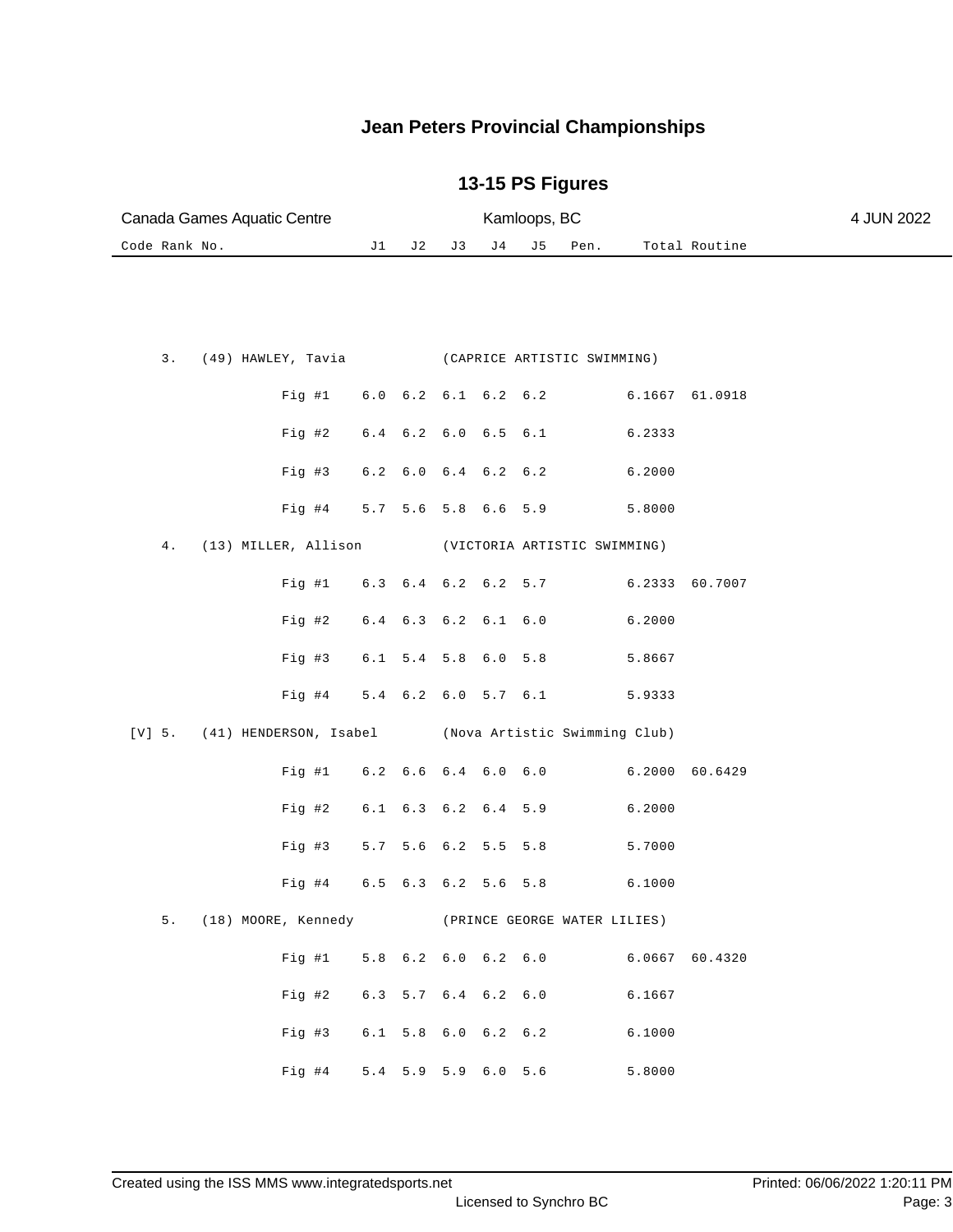# Jean Peters Provincial Championships

## 13-15 PS Figures

Canada Games Aquatic Centre | Kamloops, BC | 4 JUN 2022

| Code | Rank | No. | Name | Club / Figure | J1 | J2 | J3 | J4 | J5 | Pen. | Total | Routine |
|---|---|---|---|---|---|---|---|---|---|---|---|---|
| | 3. | (49) | HAWLEY, Tavia | (CAPRICE ARTISTIC SWIMMING) | | | | | | | | |
| | | | | Fig #1 | 6.0 | 6.2 | 6.1 | 6.2 | 6.2 | | 6.1667 | 61.0918 |
| | | | | Fig #2 | 6.4 | 6.2 | 6.0 | 6.5 | 6.1 | | 6.2333 | |
| | | | | Fig #3 | 6.2 | 6.0 | 6.4 | 6.2 | 6.2 | | 6.2000 | |
| | | | | Fig #4 | 5.7 | 5.6 | 5.8 | 6.6 | 5.9 | | 5.8000 | |
| | 4. | (13) | MILLER, Allison | (VICTORIA ARTISTIC SWIMMING) | | | | | | | | |
| | | | | Fig #1 | 6.3 | 6.4 | 6.2 | 6.2 | 5.7 | | 6.2333 | 60.7007 |
| | | | | Fig #2 | 6.4 | 6.3 | 6.2 | 6.1 | 6.0 | | 6.2000 | |
| | | | | Fig #3 | 6.1 | 5.4 | 5.8 | 6.0 | 5.8 | | 5.8667 | |
| | | | | Fig #4 | 5.4 | 6.2 | 6.0 | 5.7 | 6.1 | | 5.9333 | |
| [V] | 5. | (41) | HENDERSON, Isabel | (Nova Artistic Swimming Club) | | | | | | | | |
| | | | | Fig #1 | 6.2 | 6.6 | 6.4 | 6.0 | 6.0 | | 6.2000 | 60.6429 |
| | | | | Fig #2 | 6.1 | 6.3 | 6.2 | 6.4 | 5.9 | | 6.2000 | |
| | | | | Fig #3 | 5.7 | 5.6 | 6.2 | 5.5 | 5.8 | | 5.7000 | |
| | | | | Fig #4 | 6.5 | 6.3 | 6.2 | 5.6 | 5.8 | | 6.1000 | |
| | 5. | (18) | MOORE, Kennedy | (PRINCE GEORGE WATER LILIES) | | | | | | | | |
| | | | | Fig #1 | 5.8 | 6.2 | 6.0 | 6.2 | 6.0 | | 6.0667 | 60.4320 |
| | | | | Fig #2 | 6.3 | 5.7 | 6.4 | 6.2 | 6.0 | | 6.1667 | |
| | | | | Fig #3 | 6.1 | 5.8 | 6.0 | 6.2 | 6.2 | | 6.1000 | |
| | | | | Fig #4 | 5.4 | 5.9 | 5.9 | 6.0 | 5.6 | | 5.8000 | |

Created using the ISS MMS www.integratedsports.net | Licensed to Synchro BC | Printed: 06/06/2022 1:20:11 PM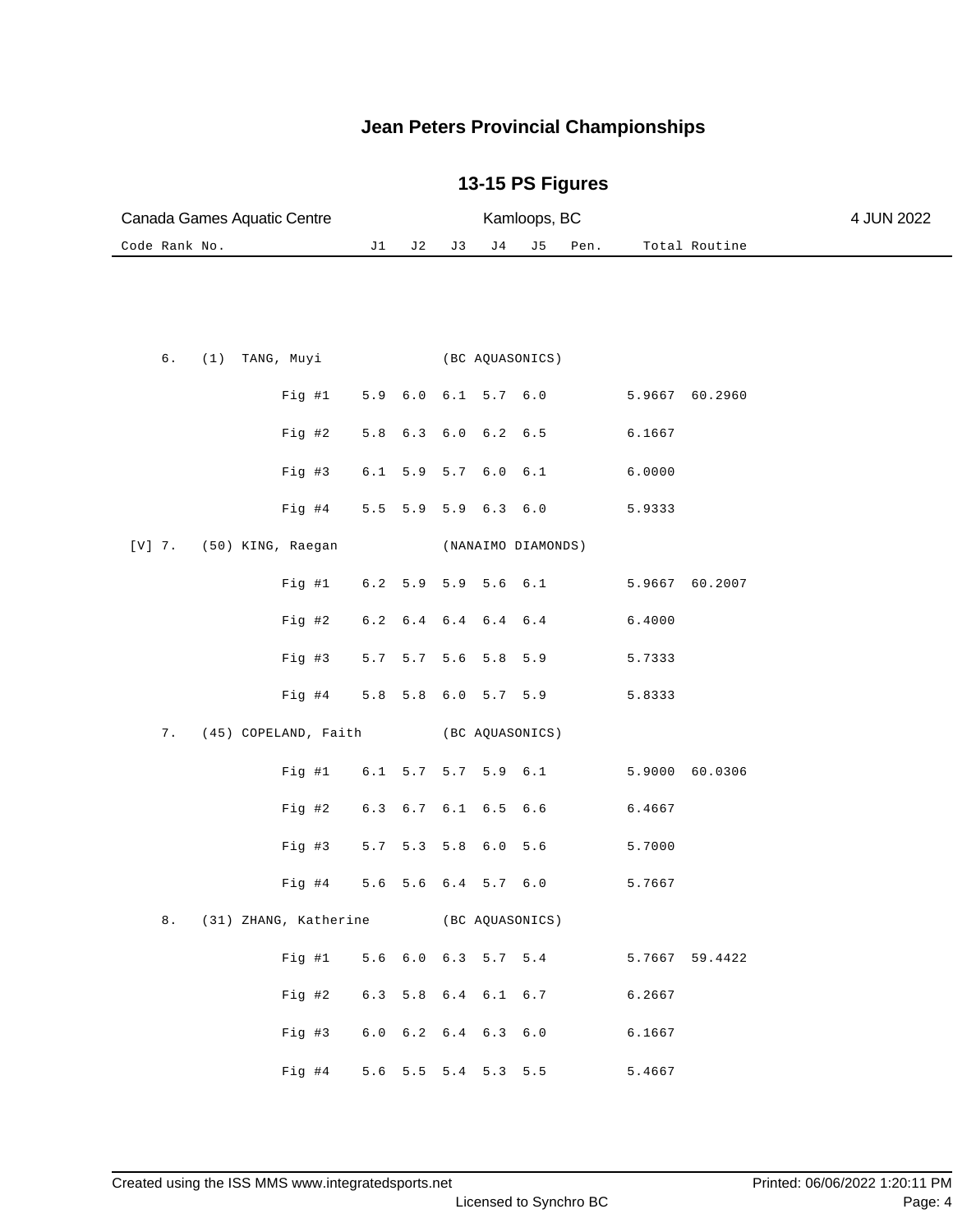# Jean Peters Provincial Championships

## 13-15 PS Figures

Canada Games Aquatic Centre — Kamloops, BC — 4 JUN 2022

| Code | Rank | No. | Name | Club | | J1 | J2 | J3 | J4 | J5 | Pen. | Total | Routine |
|---|---|---|---|---|---|---|---|---|---|---|---|---|---|
| | 6. | (1) | TANG, Muyi | (BC AQUASONICS) | | | | | | | | | |
| | | | | | Fig #1 | 5.9 | 6.0 | 6.1 | 5.7 | 6.0 | | 5.9667 | 60.2960 |
| | | | | | Fig #2 | 5.8 | 6.3 | 6.0 | 6.2 | 6.5 | | 6.1667 | |
| | | | | | Fig #3 | 6.1 | 5.9 | 5.7 | 6.0 | 6.1 | | 6.0000 | |
| | | | | | Fig #4 | 5.5 | 5.9 | 5.9 | 6.3 | 6.0 | | 5.9333 | |
| [V] | 7. | (50) | KING, Raegan | (NANAIMO DIAMONDS) | | | | | | | | | |
| | | | | | Fig #1 | 6.2 | 5.9 | 5.9 | 5.6 | 6.1 | | 5.9667 | 60.2007 |
| | | | | | Fig #2 | 6.2 | 6.4 | 6.4 | 6.4 | 6.4 | | 6.4000 | |
| | | | | | Fig #3 | 5.7 | 5.7 | 5.6 | 5.8 | 5.9 | | 5.7333 | |
| | | | | | Fig #4 | 5.8 | 5.8 | 6.0 | 5.7 | 5.9 | | 5.8333 | |
| | 7. | (45) | COPELAND, Faith | (BC AQUASONICS) | | | | | | | | | |
| | | | | | Fig #1 | 6.1 | 5.7 | 5.7 | 5.9 | 6.1 | | 5.9000 | 60.0306 |
| | | | | | Fig #2 | 6.3 | 6.7 | 6.1 | 6.5 | 6.6 | | 6.4667 | |
| | | | | | Fig #3 | 5.7 | 5.3 | 5.8 | 6.0 | 5.6 | | 5.7000 | |
| | | | | | Fig #4 | 5.6 | 5.6 | 6.4 | 5.7 | 6.0 | | 5.7667 | |
| | 8. | (31) | ZHANG, Katherine | (BC AQUASONICS) | | | | | | | | | |
| | | | | | Fig #1 | 5.6 | 6.0 | 6.3 | 5.7 | 5.4 | | 5.7667 | 59.4422 |
| | | | | | Fig #2 | 6.3 | 5.8 | 6.4 | 6.1 | 6.7 | | 6.2667 | |
| | | | | | Fig #3 | 6.0 | 6.2 | 6.4 | 6.3 | 6.0 | | 6.1667 | |
| | | | | | Fig #4 | 5.6 | 5.5 | 5.4 | 5.3 | 5.5 | | 5.4667 | |

Created using the ISS MMS www.integratedsports.net — Licensed to Synchro BC — Printed: 06/06/2022 1:20:11 PM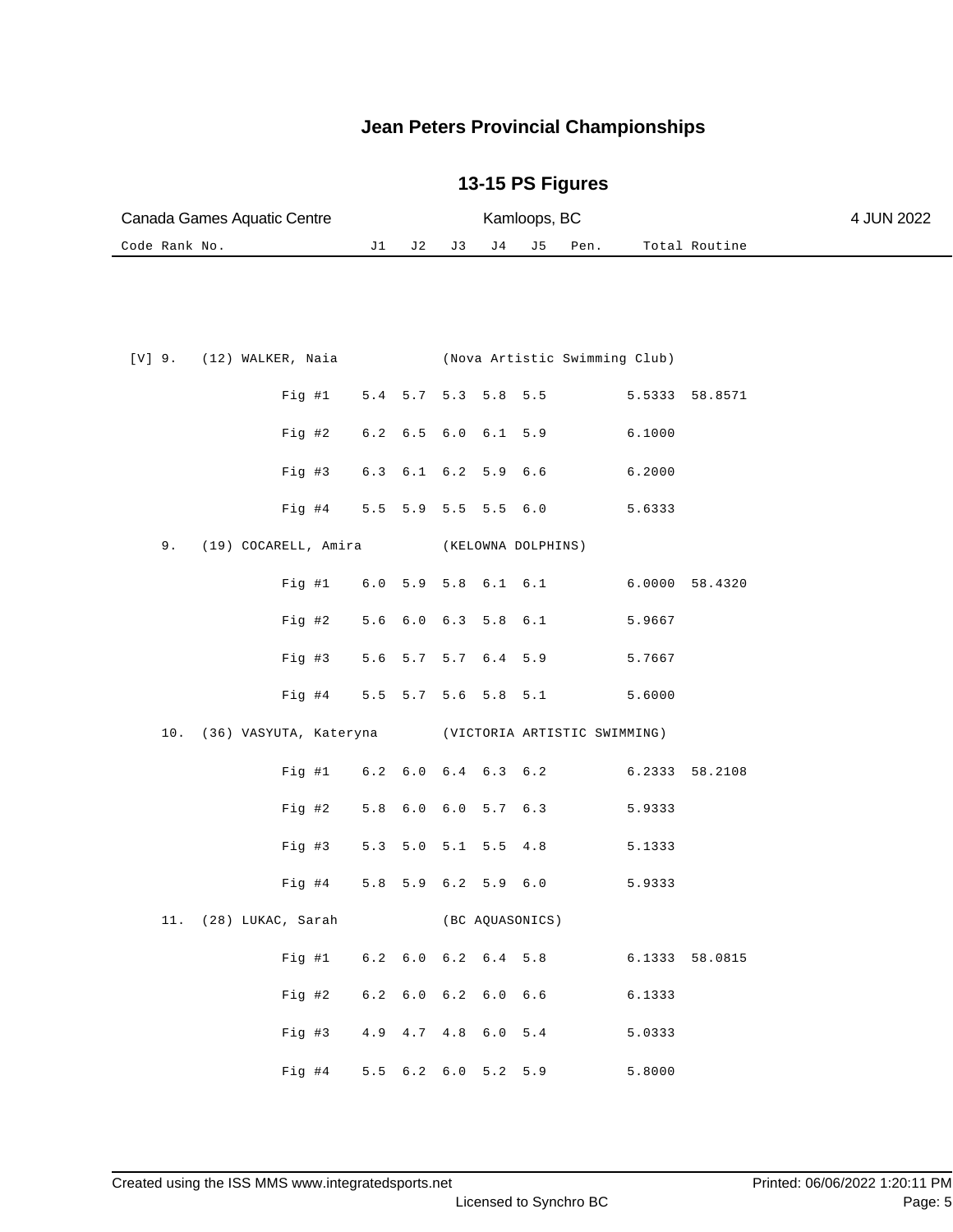# Jean Peters Provincial Championships

## 13-15 PS Figures

Canada Games Aquatic Centre — Kamloops, BC — 4 JUN 2022

| Code | Rank | No. | Name / Figure | J1 | J2 | J3 | J4 | J5 | Pen. | Total | Routine |
|---|---|---|---|---|---|---|---|---|---|---|---|
| [V] | 9. | (12) | WALKER, Naia (Nova Artistic Swimming Club) | | | | | | | | |
| | | | Fig #1 | 5.4 | 5.7 | 5.3 | 5.8 | 5.5 | | 5.5333 | 58.8571 |
| | | | Fig #2 | 6.2 | 6.5 | 6.0 | 6.1 | 5.9 | | 6.1000 | |
| | | | Fig #3 | 6.3 | 6.1 | 6.2 | 5.9 | 6.6 | | 6.2000 | |
| | | | Fig #4 | 5.5 | 5.9 | 5.5 | 5.5 | 6.0 | | 5.6333 | |
| | 9. | (19) | COCARELL, Amira (KELOWNA DOLPHINS) | | | | | | | | |
| | | | Fig #1 | 6.0 | 5.9 | 5.8 | 6.1 | 6.1 | | 6.0000 | 58.4320 |
| | | | Fig #2 | 5.6 | 6.0 | 6.3 | 5.8 | 6.1 | | 5.9667 | |
| | | | Fig #3 | 5.6 | 5.7 | 5.7 | 6.4 | 5.9 | | 5.7667 | |
| | | | Fig #4 | 5.5 | 5.7 | 5.6 | 5.8 | 5.1 | | 5.6000 | |
| | 10. | (36) | VASYUTA, Kateryna (VICTORIA ARTISTIC SWIMMING) | | | | | | | | |
| | | | Fig #1 | 6.2 | 6.0 | 6.4 | 6.3 | 6.2 | | 6.2333 | 58.2108 |
| | | | Fig #2 | 5.8 | 6.0 | 6.0 | 5.7 | 6.3 | | 5.9333 | |
| | | | Fig #3 | 5.3 | 5.0 | 5.1 | 5.5 | 4.8 | | 5.1333 | |
| | | | Fig #4 | 5.8 | 5.9 | 6.2 | 5.9 | 6.0 | | 5.9333 | |
| | 11. | (28) | LUKAC, Sarah (BC AQUASONICS) | | | | | | | | |
| | | | Fig #1 | 6.2 | 6.0 | 6.2 | 6.4 | 5.8 | | 6.1333 | 58.0815 |
| | | | Fig #2 | 6.2 | 6.0 | 6.2 | 6.0 | 6.6 | | 6.1333 | |
| | | | Fig #3 | 4.9 | 4.7 | 4.8 | 6.0 | 5.4 | | 5.0333 | |
| | | | Fig #4 | 5.5 | 6.2 | 6.0 | 5.2 | 5.9 | | 5.8000 | |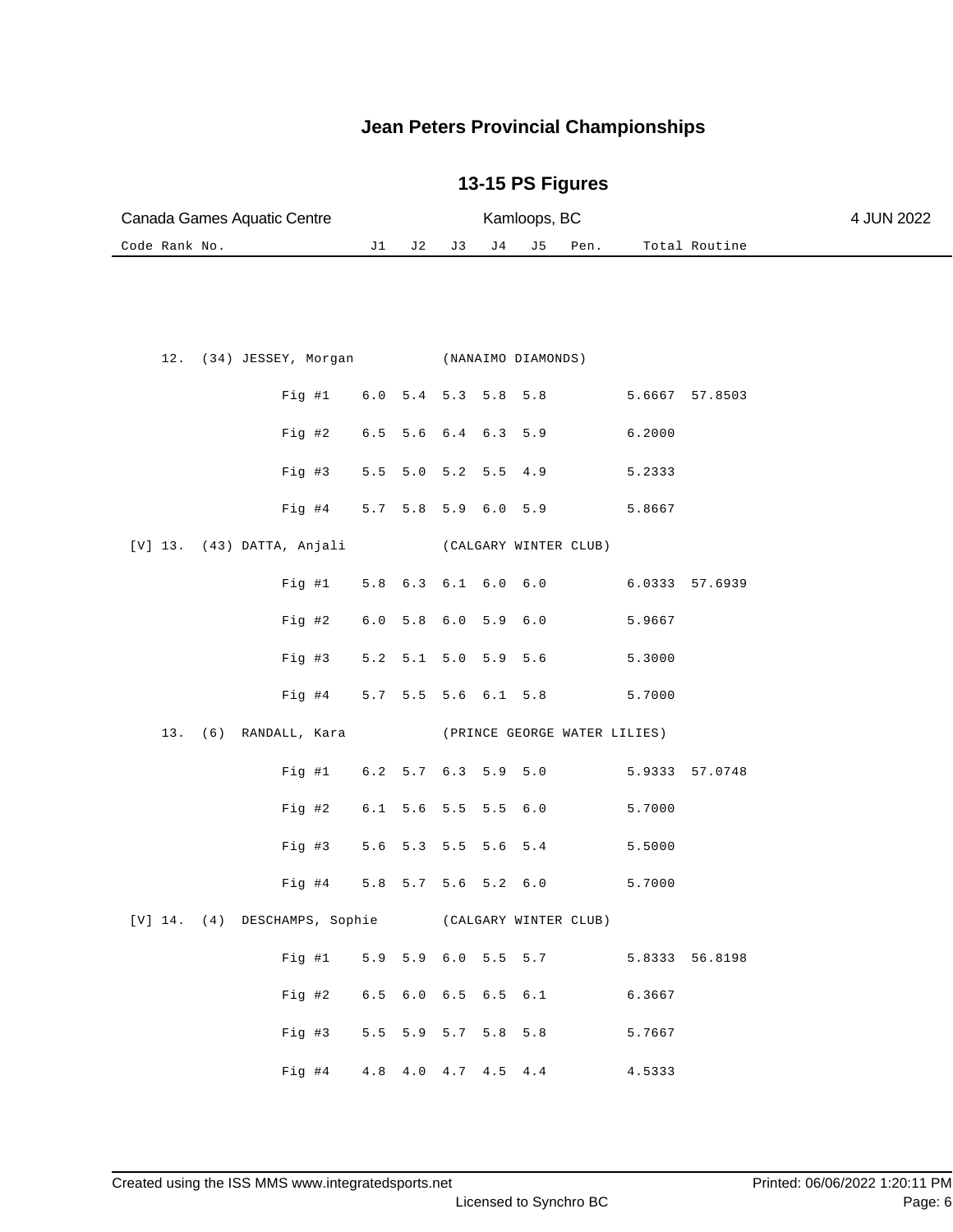# Jean Peters Provincial Championships

## 13-15 PS Figures

Canada Games Aquatic Centre — Kamloops, BC — 4 JUN 2022

| Code | Rank | No. | Name / Figure | J1 | J2 | J3 | J4 | J5 | Pen. | Total | Routine |
|---|---|---|---|---|---|---|---|---|---|---|---|
| | 12. | (34) | JESSEY, Morgan (NANAIMO DIAMONDS) | | | | | | | | |
| | | | Fig #1 | 6.0 | 5.4 | 5.3 | 5.8 | 5.8 | | 5.6667 | 57.8503 |
| | | | Fig #2 | 6.5 | 5.6 | 6.4 | 6.3 | 5.9 | | 6.2000 | |
| | | | Fig #3 | 5.5 | 5.0 | 5.2 | 5.5 | 4.9 | | 5.2333 | |
| | | | Fig #4 | 5.7 | 5.8 | 5.9 | 6.0 | 5.9 | | 5.8667 | |
| [V] | 13. | (43) | DATTA, Anjali (CALGARY WINTER CLUB) | | | | | | | | |
| | | | Fig #1 | 5.8 | 6.3 | 6.1 | 6.0 | 6.0 | | 6.0333 | 57.6939 |
| | | | Fig #2 | 6.0 | 5.8 | 6.0 | 5.9 | 6.0 | | 5.9667 | |
| | | | Fig #3 | 5.2 | 5.1 | 5.0 | 5.9 | 5.6 | | 5.3000 | |
| | | | Fig #4 | 5.7 | 5.5 | 5.6 | 6.1 | 5.8 | | 5.7000 | |
| | 13. | (6) | RANDALL, Kara (PRINCE GEORGE WATER LILIES) | | | | | | | | |
| | | | Fig #1 | 6.2 | 5.7 | 6.3 | 5.9 | 5.0 | | 5.9333 | 57.0748 |
| | | | Fig #2 | 6.1 | 5.6 | 5.5 | 5.5 | 6.0 | | 5.7000 | |
| | | | Fig #3 | 5.6 | 5.3 | 5.5 | 5.6 | 5.4 | | 5.5000 | |
| | | | Fig #4 | 5.8 | 5.7 | 5.6 | 5.2 | 6.0 | | 5.7000 | |
| [V] | 14. | (4) | DESCHAMPS, Sophie (CALGARY WINTER CLUB) | | | | | | | | |
| | | | Fig #1 | 5.9 | 5.9 | 6.0 | 5.5 | 5.7 | | 5.8333 | 56.8198 |
| | | | Fig #2 | 6.5 | 6.0 | 6.5 | 6.5 | 6.1 | | 6.3667 | |
| | | | Fig #3 | 5.5 | 5.9 | 5.7 | 5.8 | 5.8 | | 5.7667 | |
| | | | Fig #4 | 4.8 | 4.0 | 4.7 | 4.5 | 4.4 | | 4.5333 | |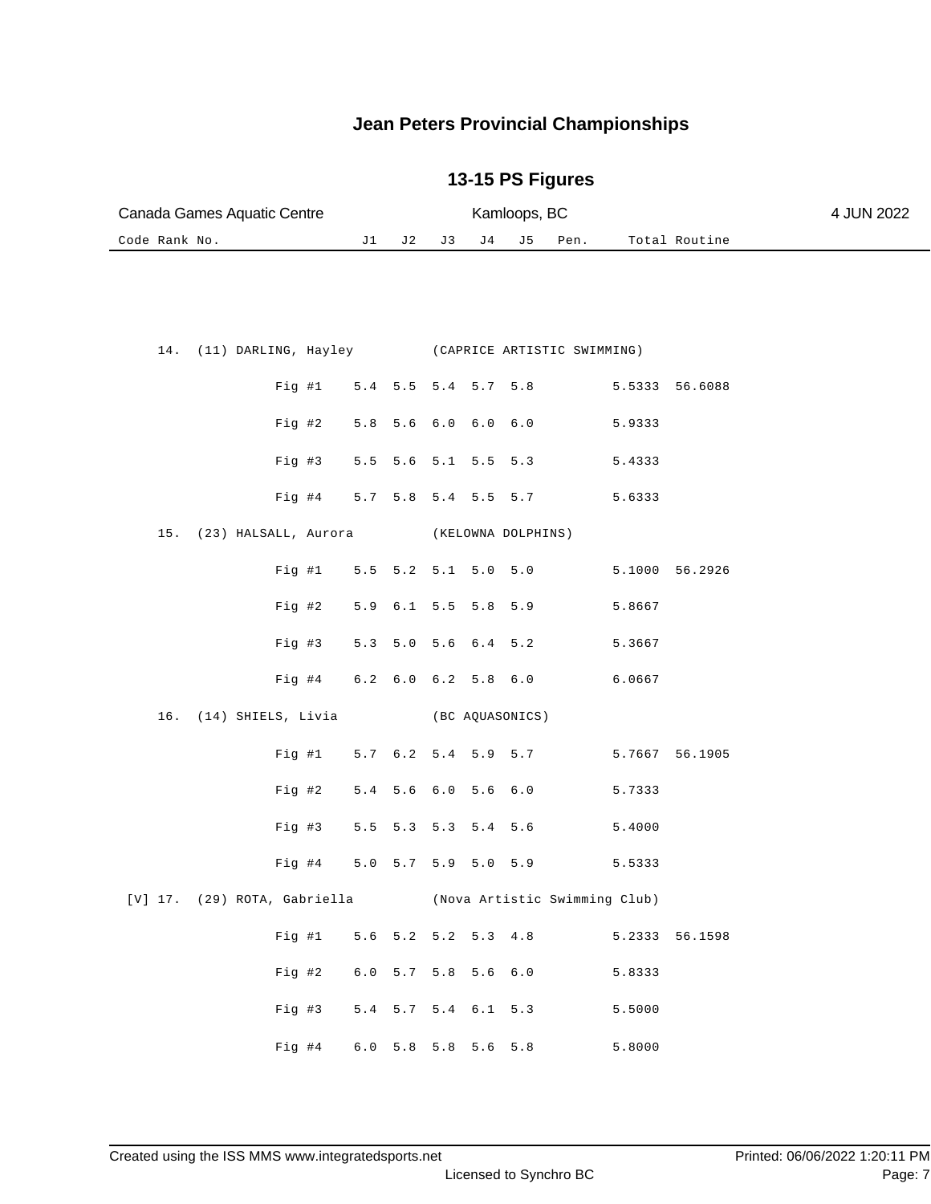# Jean Peters Provincial Championships

## 13-15 PS Figures

Canada Games Aquatic Centre | Kamloops, BC | 4 JUN 2022

| Code | Rank | No. | Name | Club | Figure | J1 | J2 | J3 | J4 | J5 | Pen. | Total | Routine |
|---|---|---|---|---|---|---|---|---|---|---|---|---|---|
| | 14. | (11) | DARLING, Hayley | (CAPRICE ARTISTIC SWIMMING) | | | | | | | | | |
| | | | | | Fig #1 | 5.4 | 5.5 | 5.4 | 5.7 | 5.8 | | 5.5333 | 56.6088 |
| | | | | | Fig #2 | 5.8 | 5.6 | 6.0 | 6.0 | 6.0 | | 5.9333 | |
| | | | | | Fig #3 | 5.5 | 5.6 | 5.1 | 5.5 | 5.3 | | 5.4333 | |
| | | | | | Fig #4 | 5.7 | 5.8 | 5.4 | 5.5 | 5.7 | | 5.6333 | |
| | 15. | (23) | HALSALL, Aurora | (KELOWNA DOLPHINS) | | | | | | | | | |
| | | | | | Fig #1 | 5.5 | 5.2 | 5.1 | 5.0 | 5.0 | | 5.1000 | 56.2926 |
| | | | | | Fig #2 | 5.9 | 6.1 | 5.5 | 5.8 | 5.9 | | 5.8667 | |
| | | | | | Fig #3 | 5.3 | 5.0 | 5.6 | 6.4 | 5.2 | | 5.3667 | |
| | | | | | Fig #4 | 6.2 | 6.0 | 6.2 | 5.8 | 6.0 | | 6.0667 | |
| | 16. | (14) | SHIELS, Livia | (BC AQUASONICS) | | | | | | | | | |
| | | | | | Fig #1 | 5.7 | 6.2 | 5.4 | 5.9 | 5.7 | | 5.7667 | 56.1905 |
| | | | | | Fig #2 | 5.4 | 5.6 | 6.0 | 5.6 | 6.0 | | 5.7333 | |
| | | | | | Fig #3 | 5.5 | 5.3 | 5.3 | 5.4 | 5.6 | | 5.4000 | |
| | | | | | Fig #4 | 5.0 | 5.7 | 5.9 | 5.0 | 5.9 | | 5.5333 | |
| [V] | 17. | (29) | ROTA, Gabriella | (Nova Artistic Swimming Club) | | | | | | | | | |
| | | | | | Fig #1 | 5.6 | 5.2 | 5.2 | 5.3 | 4.8 | | 5.2333 | 56.1598 |
| | | | | | Fig #2 | 6.0 | 5.7 | 5.8 | 5.6 | 6.0 | | 5.8333 | |
| | | | | | Fig #3 | 5.4 | 5.7 | 5.4 | 6.1 | 5.3 | | 5.5000 | |
| | | | | | Fig #4 | 6.0 | 5.8 | 5.8 | 5.6 | 5.8 | | 5.8000 | |

Created using the ISS MMS www.integratedsports.net | Licensed to Synchro BC | Printed: 06/06/2022 1:20:11 PM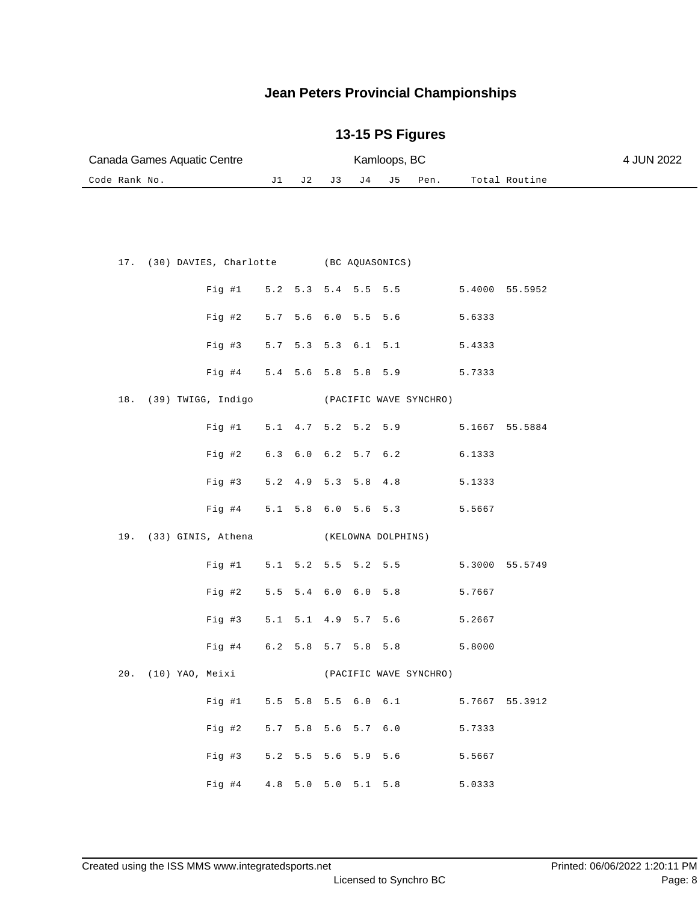# Jean Peters Provincial Championships

## 13-15 PS Figures

Canada Games Aquatic Centre | Kamloops, BC | 4 JUN 2022

| Code | Rank | No. | | J1 | J2 | J3 | J4 | J5 | Pen. | Total | Routine |
|---|---|---|---|---|---|---|---|---|---|---|---|
| 17. | (30) | DAVIES, Charlotte | (BC AQUASONICS) | | | | | | | | |
| | | | Fig #1 | 5.2 | 5.3 | 5.4 | 5.5 | 5.5 | | 5.4000 | 55.5952 |
| | | | Fig #2 | 5.7 | 5.6 | 6.0 | 5.5 | 5.6 | | 5.6333 | |
| | | | Fig #3 | 5.7 | 5.3 | 5.3 | 6.1 | 5.1 | | 5.4333 | |
| | | | Fig #4 | 5.4 | 5.6 | 5.8 | 5.8 | 5.9 | | 5.7333 | |
| 18. | (39) | TWIGG, Indigo | (PACIFIC WAVE SYNCHRO) | | | | | | | | |
| | | | Fig #1 | 5.1 | 4.7 | 5.2 | 5.2 | 5.9 | | 5.1667 | 55.5884 |
| | | | Fig #2 | 6.3 | 6.0 | 6.2 | 5.7 | 6.2 | | 6.1333 | |
| | | | Fig #3 | 5.2 | 4.9 | 5.3 | 5.8 | 4.8 | | 5.1333 | |
| | | | Fig #4 | 5.1 | 5.8 | 6.0 | 5.6 | 5.3 | | 5.5667 | |
| 19. | (33) | GINIS, Athena | (KELOWNA DOLPHINS) | | | | | | | | |
| | | | Fig #1 | 5.1 | 5.2 | 5.5 | 5.2 | 5.5 | | 5.3000 | 55.5749 |
| | | | Fig #2 | 5.5 | 5.4 | 6.0 | 6.0 | 5.8 | | 5.7667 | |
| | | | Fig #3 | 5.1 | 5.1 | 4.9 | 5.7 | 5.6 | | 5.2667 | |
| | | | Fig #4 | 6.2 | 5.8 | 5.7 | 5.8 | 5.8 | | 5.8000 | |
| 20. | (10) | YAO, Meixi | (PACIFIC WAVE SYNCHRO) | | | | | | | | |
| | | | Fig #1 | 5.5 | 5.8 | 5.5 | 6.0 | 6.1 | | 5.7667 | 55.3912 |
| | | | Fig #2 | 5.7 | 5.8 | 5.6 | 5.7 | 6.0 | | 5.7333 | |
| | | | Fig #3 | 5.2 | 5.5 | 5.6 | 5.9 | 5.6 | | 5.5667 | |
| | | | Fig #4 | 4.8 | 5.0 | 5.0 | 5.1 | 5.8 | | 5.0333 | |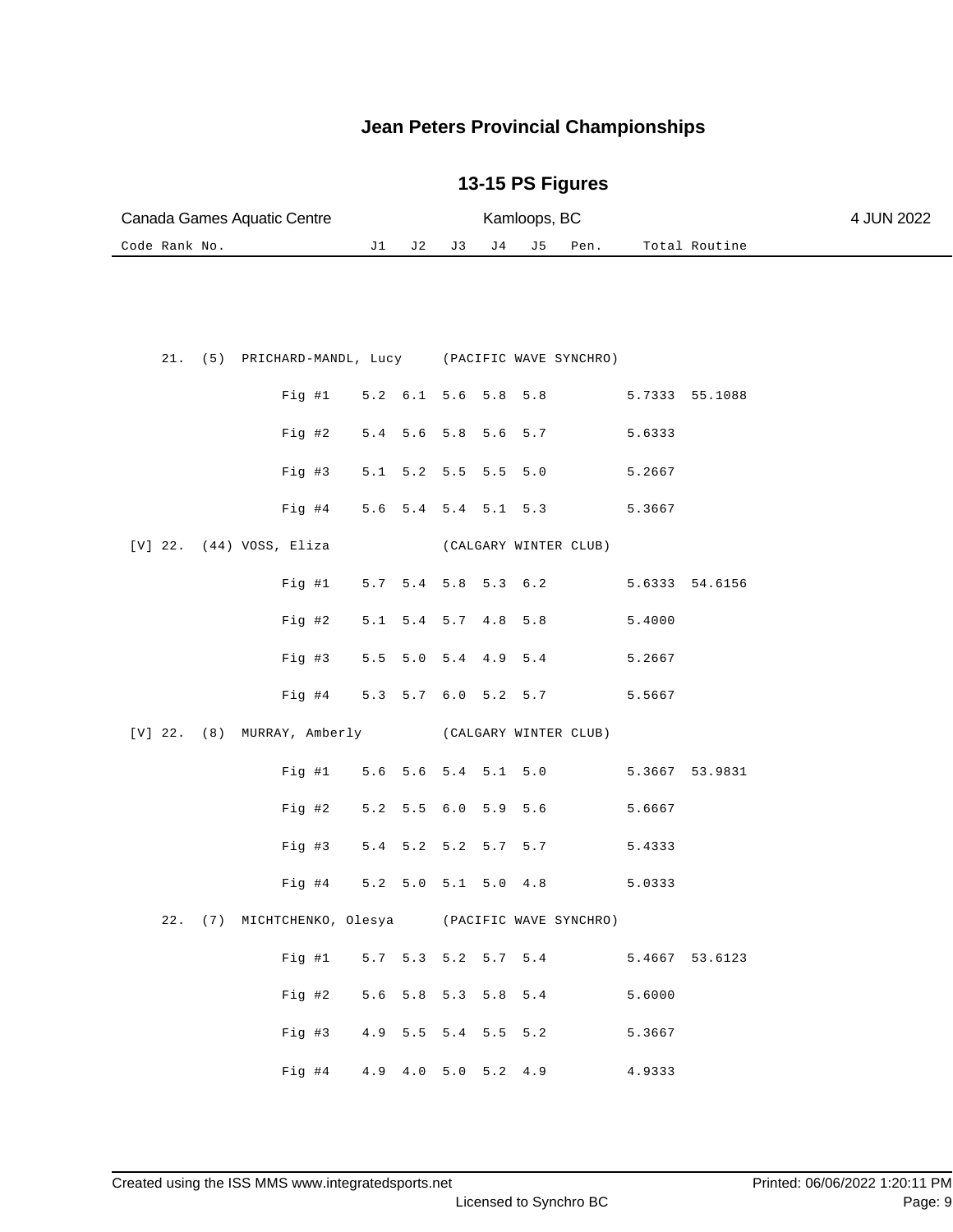# Jean Peters Provincial Championships

## 13-15 PS Figures

Canada Games Aquatic Centre — Kamloops, BC — 4 JUN 2022

| Code | Rank | No. | Name | Club / Figure | J1 | J2 | J3 | J4 | J5 | Pen. | Total | Routine |
|---|---|---|---|---|---|---|---|---|---|---|---|---|
| | 21. | (5) | PRICHARD-MANDL, Lucy | (PACIFIC WAVE SYNCHRO) | | | | | | | | |
| | | | | Fig #1 | 5.2 | 6.1 | 5.6 | 5.8 | 5.8 | | 5.7333 | 55.1088 |
| | | | | Fig #2 | 5.4 | 5.6 | 5.8 | 5.6 | 5.7 | | 5.6333 | |
| | | | | Fig #3 | 5.1 | 5.2 | 5.5 | 5.5 | 5.0 | | 5.2667 | |
| | | | | Fig #4 | 5.6 | 5.4 | 5.4 | 5.1 | 5.3 | | 5.3667 | |
| [V] | 22. | (44) | VOSS, Eliza | (CALGARY WINTER CLUB) | | | | | | | | |
| | | | | Fig #1 | 5.7 | 5.4 | 5.8 | 5.3 | 6.2 | | 5.6333 | 54.6156 |
| | | | | Fig #2 | 5.1 | 5.4 | 5.7 | 4.8 | 5.8 | | 5.4000 | |
| | | | | Fig #3 | 5.5 | 5.0 | 5.4 | 4.9 | 5.4 | | 5.2667 | |
| | | | | Fig #4 | 5.3 | 5.7 | 6.0 | 5.2 | 5.7 | | 5.5667 | |
| [V] | 22. | (8) | MURRAY, Amberly | (CALGARY WINTER CLUB) | | | | | | | | |
| | | | | Fig #1 | 5.6 | 5.6 | 5.4 | 5.1 | 5.0 | | 5.3667 | 53.9831 |
| | | | | Fig #2 | 5.2 | 5.5 | 6.0 | 5.9 | 5.6 | | 5.6667 | |
| | | | | Fig #3 | 5.4 | 5.2 | 5.2 | 5.7 | 5.7 | | 5.4333 | |
| | | | | Fig #4 | 5.2 | 5.0 | 5.1 | 5.0 | 4.8 | | 5.0333 | |
| | 22. | (7) | MICHTCHENKO, Olesya | (PACIFIC WAVE SYNCHRO) | | | | | | | | |
| | | | | Fig #1 | 5.7 | 5.3 | 5.2 | 5.7 | 5.4 | | 5.4667 | 53.6123 |
| | | | | Fig #2 | 5.6 | 5.8 | 5.3 | 5.8 | 5.4 | | 5.6000 | |
| | | | | Fig #3 | 4.9 | 5.5 | 5.4 | 5.5 | 5.2 | | 5.3667 | |
| | | | | Fig #4 | 4.9 | 4.0 | 5.0 | 5.2 | 4.9 | | 4.9333 | |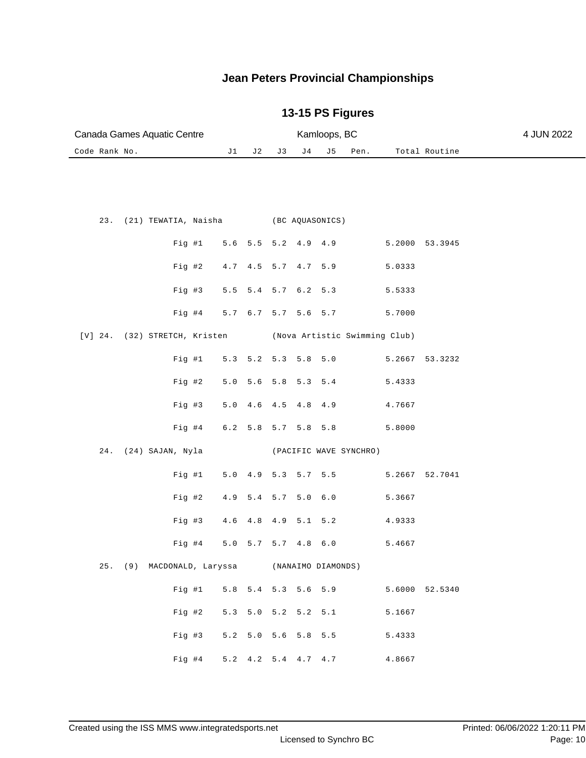# Jean Peters Provincial Championships

## 13-15 PS Figures

Canada Games Aquatic Centre — Kamloops, BC — 4 JUN 2022

| Code | Rank | No. | Name / Figure | J1 | J2 | J3 | J4 | J5 | Pen. | Total | Routine |
|---|---|---|---|---|---|---|---|---|---|---|---|
| | 23. | (21) | TEWATIA, Naisha (BC AQUASONICS) | | | | | | | | |
| | | | Fig #1 | 5.6 | 5.5 | 5.2 | 4.9 | 4.9 | | 5.2000 | 53.3945 |
| | | | Fig #2 | 4.7 | 4.5 | 5.7 | 4.7 | 5.9 | | 5.0333 | |
| | | | Fig #3 | 5.5 | 5.4 | 5.7 | 6.2 | 5.3 | | 5.5333 | |
| | | | Fig #4 | 5.7 | 6.7 | 5.7 | 5.6 | 5.7 | | 5.7000 | |
| [V] | 24. | (32) | STRETCH, Kristen (Nova Artistic Swimming Club) | | | | | | | | |
| | | | Fig #1 | 5.3 | 5.2 | 5.3 | 5.8 | 5.0 | | 5.2667 | 53.3232 |
| | | | Fig #2 | 5.0 | 5.6 | 5.8 | 5.3 | 5.4 | | 5.4333 | |
| | | | Fig #3 | 5.0 | 4.6 | 4.5 | 4.8 | 4.9 | | 4.7667 | |
| | | | Fig #4 | 6.2 | 5.8 | 5.7 | 5.8 | 5.8 | | 5.8000 | |
| | 24. | (24) | SAJAN, Nyla (PACIFIC WAVE SYNCHRO) | | | | | | | | |
| | | | Fig #1 | 5.0 | 4.9 | 5.3 | 5.7 | 5.5 | | 5.2667 | 52.7041 |
| | | | Fig #2 | 4.9 | 5.4 | 5.7 | 5.0 | 6.0 | | 5.3667 | |
| | | | Fig #3 | 4.6 | 4.8 | 4.9 | 5.1 | 5.2 | | 4.9333 | |
| | | | Fig #4 | 5.0 | 5.7 | 5.7 | 4.8 | 6.0 | | 5.4667 | |
| | 25. | (9) | MACDONALD, Laryssa (NANAIMO DIAMONDS) | | | | | | | | |
| | | | Fig #1 | 5.8 | 5.4 | 5.3 | 5.6 | 5.9 | | 5.6000 | 52.5340 |
| | | | Fig #2 | 5.3 | 5.0 | 5.2 | 5.2 | 5.1 | | 5.1667 | |
| | | | Fig #3 | 5.2 | 5.0 | 5.6 | 5.8 | 5.5 | | 5.4333 | |
| | | | Fig #4 | 5.2 | 4.2 | 5.4 | 4.7 | 4.7 | | 4.8667 | |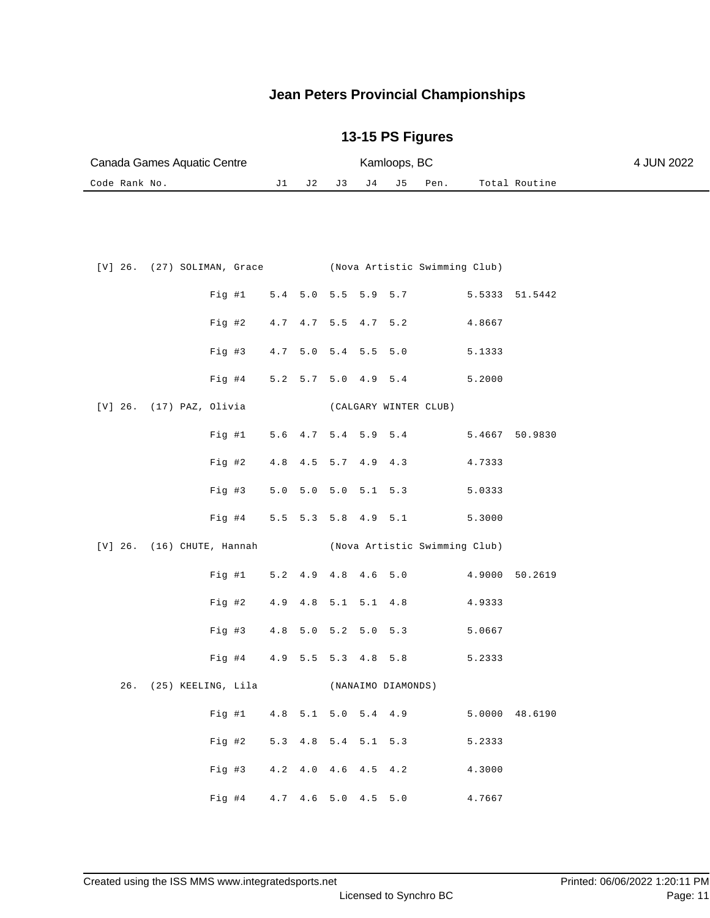# Jean Peters Provincial Championships

## 13-15 PS Figures

Canada Games Aquatic Centre | Kamloops, BC | 4 JUN 2022

| Code | Rank | No. | Name | Club | Figure | J1 | J2 | J3 | J4 | J5 | Pen. | Total | Routine |
|---|---|---|---|---|---|---|---|---|---|---|---|---|---|
| [V] | 26. | (27) | SOLIMAN, Grace | (Nova Artistic Swimming Club) | | | | | | | | | |
| | | | | | Fig #1 | 5.4 | 5.0 | 5.5 | 5.9 | 5.7 | | 5.5333 | 51.5442 |
| | | | | | Fig #2 | 4.7 | 4.7 | 5.5 | 4.7 | 5.2 | | 4.8667 | |
| | | | | | Fig #3 | 4.7 | 5.0 | 5.4 | 5.5 | 5.0 | | 5.1333 | |
| | | | | | Fig #4 | 5.2 | 5.7 | 5.0 | 4.9 | 5.4 | | 5.2000 | |
| [V] | 26. | (17) | PAZ, Olivia | (CALGARY WINTER CLUB) | | | | | | | | | |
| | | | | | Fig #1 | 5.6 | 4.7 | 5.4 | 5.9 | 5.4 | | 5.4667 | 50.9830 |
| | | | | | Fig #2 | 4.8 | 4.5 | 5.7 | 4.9 | 4.3 | | 4.7333 | |
| | | | | | Fig #3 | 5.0 | 5.0 | 5.0 | 5.1 | 5.3 | | 5.0333 | |
| | | | | | Fig #4 | 5.5 | 5.3 | 5.8 | 4.9 | 5.1 | | 5.3000 | |
| [V] | 26. | (16) | CHUTE, Hannah | (Nova Artistic Swimming Club) | | | | | | | | | |
| | | | | | Fig #1 | 5.2 | 4.9 | 4.8 | 4.6 | 5.0 | | 4.9000 | 50.2619 |
| | | | | | Fig #2 | 4.9 | 4.8 | 5.1 | 5.1 | 4.8 | | 4.9333 | |
| | | | | | Fig #3 | 4.8 | 5.0 | 5.2 | 5.0 | 5.3 | | 5.0667 | |
| | | | | | Fig #4 | 4.9 | 5.5 | 5.3 | 4.8 | 5.8 | | 5.2333 | |
| | 26. | (25) | KEELING, Lila | (NANAIMO DIAMONDS) | | | | | | | | | |
| | | | | | Fig #1 | 4.8 | 5.1 | 5.0 | 5.4 | 4.9 | | 5.0000 | 48.6190 |
| | | | | | Fig #2 | 5.3 | 4.8 | 5.4 | 5.1 | 5.3 | | 5.2333 | |
| | | | | | Fig #3 | 4.2 | 4.0 | 4.6 | 4.5 | 4.2 | | 4.3000 | |
| | | | | | Fig #4 | 4.7 | 4.6 | 5.0 | 4.5 | 5.0 | | 4.7667 | |

Created using the ISS MMS www.integratedsports.net | Licensed to Synchro BC | Printed: 06/06/2022 1:20:11 PM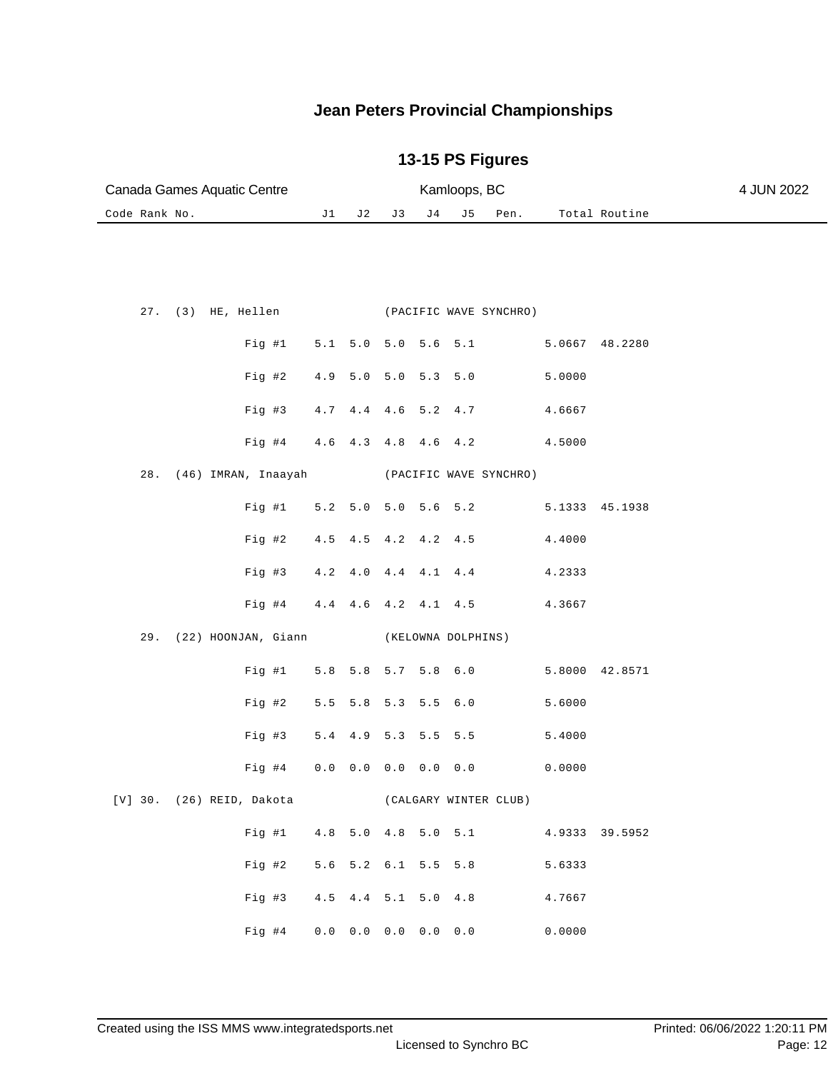# Jean Peters Provincial Championships

## 13-15 PS Figures

Canada Games Aquatic Centre — Kamloops, BC — 4 JUN 2022

| Code | Rank | No. | Name | Club / Figure | J1 | J2 | J3 | J4 | J5 | Pen. | Total | Routine |
|---|---|---|---|---|---|---|---|---|---|---|---|---|
| | 27. | (3) | HE, Hellen | (PACIFIC WAVE SYNCHRO) | | | | | | | | |
| | | | | Fig #1 | 5.1 | 5.0 | 5.0 | 5.6 | 5.1 | | 5.0667 | 48.2280 |
| | | | | Fig #2 | 4.9 | 5.0 | 5.0 | 5.3 | 5.0 | | 5.0000 | |
| | | | | Fig #3 | 4.7 | 4.4 | 4.6 | 5.2 | 4.7 | | 4.6667 | |
| | | | | Fig #4 | 4.6 | 4.3 | 4.8 | 4.6 | 4.2 | | 4.5000 | |
| | 28. | (46) | IMRAN, Inaayah | (PACIFIC WAVE SYNCHRO) | | | | | | | | |
| | | | | Fig #1 | 5.2 | 5.0 | 5.0 | 5.6 | 5.2 | | 5.1333 | 45.1938 |
| | | | | Fig #2 | 4.5 | 4.5 | 4.2 | 4.2 | 4.5 | | 4.4000 | |
| | | | | Fig #3 | 4.2 | 4.0 | 4.4 | 4.1 | 4.4 | | 4.2333 | |
| | | | | Fig #4 | 4.4 | 4.6 | 4.2 | 4.1 | 4.5 | | 4.3667 | |
| | 29. | (22) | HOONJAN, Giann | (KELOWNA DOLPHINS) | | | | | | | | |
| | | | | Fig #1 | 5.8 | 5.8 | 5.7 | 5.8 | 6.0 | | 5.8000 | 42.8571 |
| | | | | Fig #2 | 5.5 | 5.8 | 5.3 | 5.5 | 6.0 | | 5.6000 | |
| | | | | Fig #3 | 5.4 | 4.9 | 5.3 | 5.5 | 5.5 | | 5.4000 | |
| | | | | Fig #4 | 0.0 | 0.0 | 0.0 | 0.0 | 0.0 | | 0.0000 | |
| [V] | 30. | (26) | REID, Dakota | (CALGARY WINTER CLUB) | | | | | | | | |
| | | | | Fig #1 | 4.8 | 5.0 | 4.8 | 5.0 | 5.1 | | 4.9333 | 39.5952 |
| | | | | Fig #2 | 5.6 | 5.2 | 6.1 | 5.5 | 5.8 | | 5.6333 | |
| | | | | Fig #3 | 4.5 | 4.4 | 5.1 | 5.0 | 4.8 | | 4.7667 | |
| | | | | Fig #4 | 0.0 | 0.0 | 0.0 | 0.0 | 0.0 | | 0.0000 | |

Created using the ISS MMS www.integratedsports.net — Licensed to Synchro BC — Printed: 06/06/2022 1:20:11 PM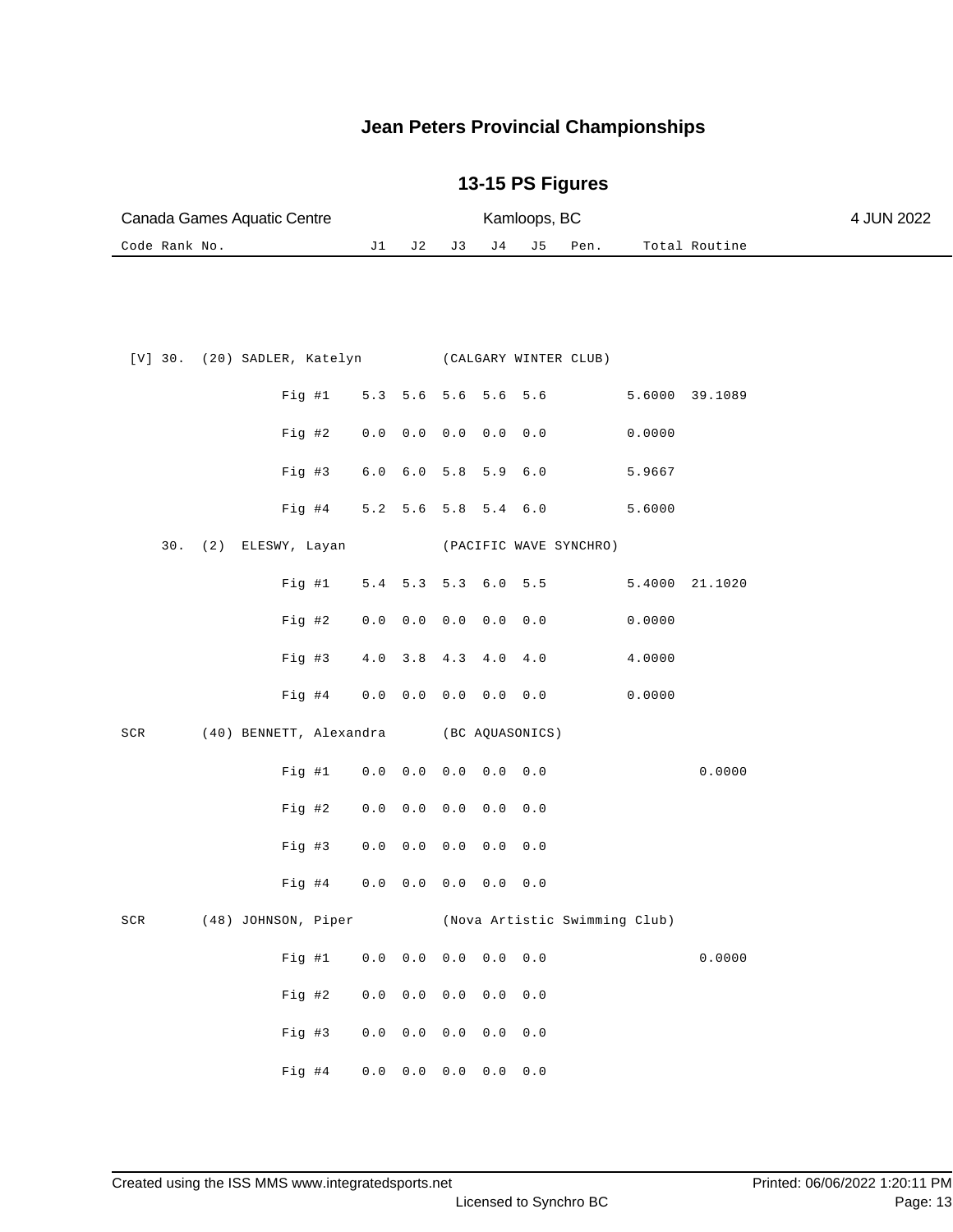# Jean Peters Provincial Championships

## 13-15 PS Figures

Canada Games Aquatic Centre | Kamloops, BC | 4 JUN 2022

| Code | Rank | No. | Name | Club | Fig | J1 | J2 | J3 | J4 | J5 | Pen. | Total | Routine |
|---|---|---|---|---|---|---|---|---|---|---|---|---|---|
| [V] | 30. | (20) | SADLER, Katelyn | (CALGARY WINTER CLUB) | | | | | | | | | |
| | | | | | Fig #1 | 5.3 | 5.6 | 5.6 | 5.6 | 5.6 | | 5.6000 | 39.1089 |
| | | | | | Fig #2 | 0.0 | 0.0 | 0.0 | 0.0 | 0.0 | | 0.0000 | |
| | | | | | Fig #3 | 6.0 | 6.0 | 5.8 | 5.9 | 6.0 | | 5.9667 | |
| | | | | | Fig #4 | 5.2 | 5.6 | 5.8 | 5.4 | 6.0 | | 5.6000 | |
| | 30. | (2) | ELESWY, Layan | (PACIFIC WAVE SYNCHRO) | | | | | | | | | |
| | | | | | Fig #1 | 5.4 | 5.3 | 5.3 | 6.0 | 5.5 | | 5.4000 | 21.1020 |
| | | | | | Fig #2 | 0.0 | 0.0 | 0.0 | 0.0 | 0.0 | | 0.0000 | |
| | | | | | Fig #3 | 4.0 | 3.8 | 4.3 | 4.0 | 4.0 | | 4.0000 | |
| | | | | | Fig #4 | 0.0 | 0.0 | 0.0 | 0.0 | 0.0 | | 0.0000 | |
| SCR | | (40) | BENNETT, Alexandra | (BC AQUASONICS) | | | | | | | | | |
| | | | | | Fig #1 | 0.0 | 0.0 | 0.0 | 0.0 | 0.0 | | | 0.0000 |
| | | | | | Fig #2 | 0.0 | 0.0 | 0.0 | 0.0 | 0.0 | | | |
| | | | | | Fig #3 | 0.0 | 0.0 | 0.0 | 0.0 | 0.0 | | | |
| | | | | | Fig #4 | 0.0 | 0.0 | 0.0 | 0.0 | 0.0 | | | |
| SCR | | (48) | JOHNSON, Piper | (Nova Artistic Swimming Club) | | | | | | | | | |
| | | | | | Fig #1 | 0.0 | 0.0 | 0.0 | 0.0 | 0.0 | | | 0.0000 |
| | | | | | Fig #2 | 0.0 | 0.0 | 0.0 | 0.0 | 0.0 | | | |
| | | | | | Fig #3 | 0.0 | 0.0 | 0.0 | 0.0 | 0.0 | | | |
| | | | | | Fig #4 | 0.0 | 0.0 | 0.0 | 0.0 | 0.0 | | | |

Created using the ISS MMS www.integratedsports.net | Licensed to Synchro BC | Printed: 06/06/2022 1:20:11 PM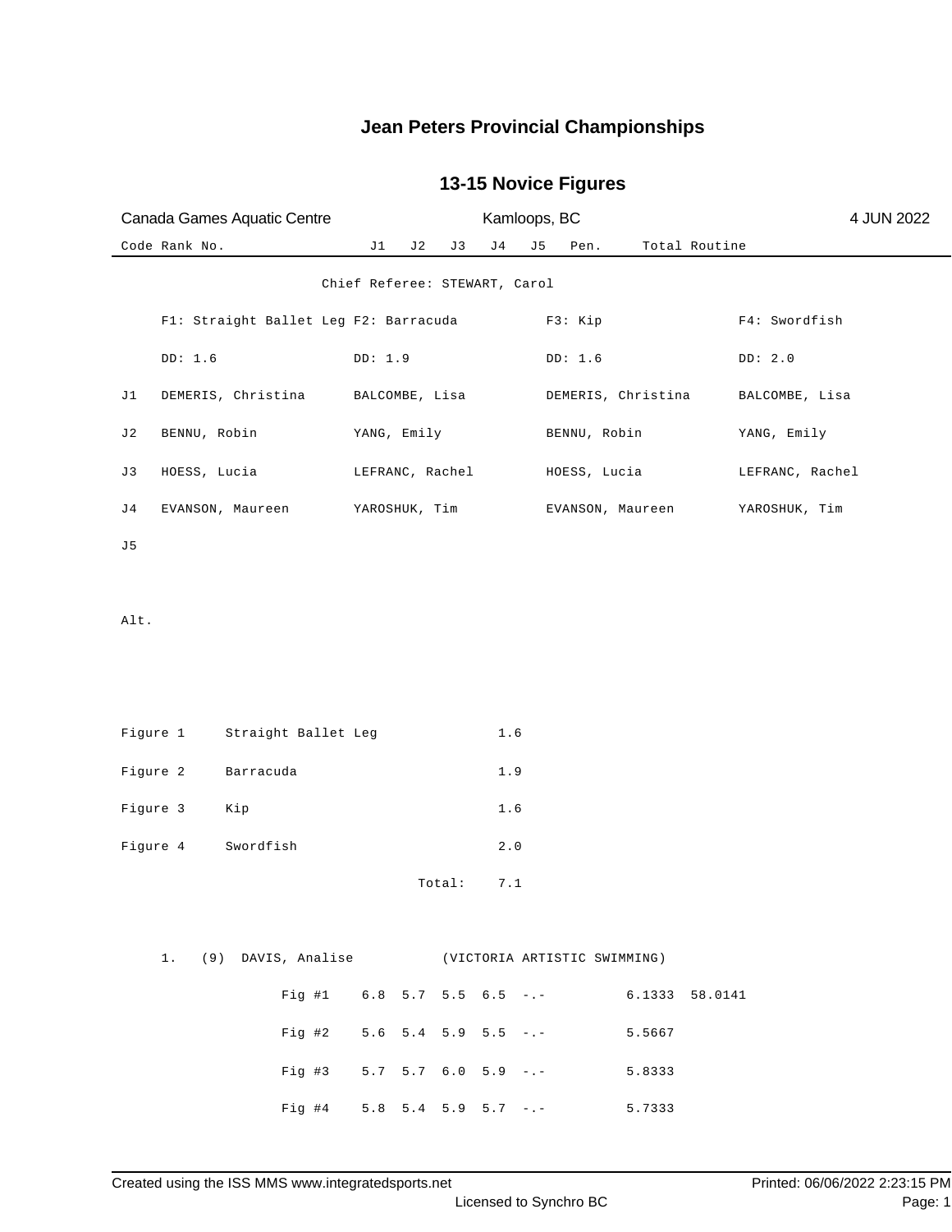# Jean Peters Provincial Championships

## 13-15 Novice Figures

Canada Games Aquatic Centre — Kamloops, BC — 4 JUN 2022

Code Rank No. — J1 J2 J3 J4 J5 Pen. — Total Routine

Chief Referee: STEWART, Carol

| | F1: Straight Ballet Leg | F2: Barracuda | F3: Kip | F4: Swordfish |
|---|---|---|---|---|
| | DD: 1.6 | DD: 1.9 | DD: 1.6 | DD: 2.0 |
| J1 | DEMERIS, Christina | BALCOMBE, Lisa | DEMERIS, Christina | BALCOMBE, Lisa |
| J2 | BENNU, Robin | YANG, Emily | BENNU, Robin | YANG, Emily |
| J3 | HOESS, Lucia | LEFRANC, Rachel | HOESS, Lucia | LEFRANC, Rachel |
| J4 | EVANSON, Maureen | YAROSHUK, Tim | EVANSON, Maureen | YAROSHUK, Tim |
| J5 | | | | |

Alt.

| Figure | Name | DD |
|---|---|---|
| Figure 1 | Straight Ballet Leg | 1.6 |
| Figure 2 | Barracuda | 1.9 |
| Figure 3 | Kip | 1.6 |
| Figure 4 | Swordfish | 2.0 |
| | Total: | 7.1 |

1. (9) DAVIS, Analise (VICTORIA ARTISTIC SWIMMING)

| | J1 | J2 | J3 | J4 | J5 | Pen. | Score | Total |
|---|---|---|---|---|---|---|---|---|
| Fig #1 | 6.8 | 5.7 | 5.5 | 6.5 | -.- | | 6.1333 | 58.0141 |
| Fig #2 | 5.6 | 5.4 | 5.9 | 5.5 | -.- | | 5.5667 | |
| Fig #3 | 5.7 | 5.7 | 6.0 | 5.9 | -.- | | 5.8333 | |
| Fig #4 | 5.8 | 5.4 | 5.9 | 5.7 | -.- | | 5.7333 | |

Created using the ISS MMS www.integratedsports.net — Licensed to Synchro BC — Printed: 06/06/2022 2:23:15 PM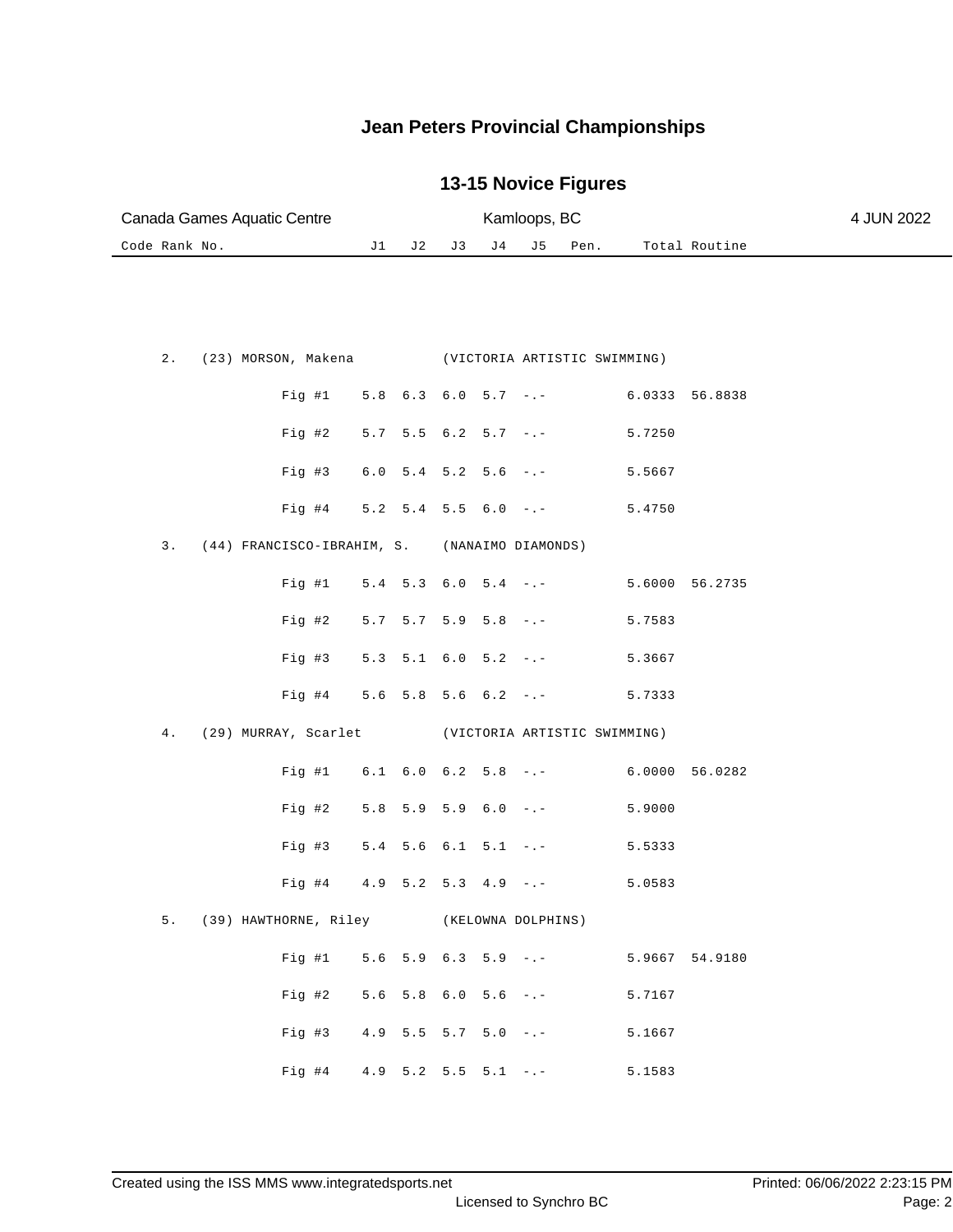# Jean Peters Provincial Championships

## 13-15 Novice Figures

Canada Games Aquatic Centre | Kamloops, BC | 4 JUN 2022

| Code | Rank | No. | Name / Figure | J1 | J2 | J3 | J4 | J5 | Pen. | Total | Routine |
|---|---|---|---|---|---|---|---|---|---|---|---|
| | 2. | (23) | MORSON, Makena (VICTORIA ARTISTIC SWIMMING) | | | | | | | | |
| | | | Fig #1 | 5.8 | 6.3 | 6.0 | 5.7 | -.- | | 6.0333 | 56.8838 |
| | | | Fig #2 | 5.7 | 5.5 | 6.2 | 5.7 | -.- | | 5.7250 | |
| | | | Fig #3 | 6.0 | 5.4 | 5.2 | 5.6 | -.- | | 5.5667 | |
| | | | Fig #4 | 5.2 | 5.4 | 5.5 | 6.0 | -.- | | 5.4750 | |
| | 3. | (44) | FRANCISCO-IBRAHIM, S. (NANAIMO DIAMONDS) | | | | | | | | |
| | | | Fig #1 | 5.4 | 5.3 | 6.0 | 5.4 | -.- | | 5.6000 | 56.2735 |
| | | | Fig #2 | 5.7 | 5.7 | 5.9 | 5.8 | -.- | | 5.7583 | |
| | | | Fig #3 | 5.3 | 5.1 | 6.0 | 5.2 | -.- | | 5.3667 | |
| | | | Fig #4 | 5.6 | 5.8 | 5.6 | 6.2 | -.- | | 5.7333 | |
| | 4. | (29) | MURRAY, Scarlet (VICTORIA ARTISTIC SWIMMING) | | | | | | | | |
| | | | Fig #1 | 6.1 | 6.0 | 6.2 | 5.8 | -.- | | 6.0000 | 56.0282 |
| | | | Fig #2 | 5.8 | 5.9 | 5.9 | 6.0 | -.- | | 5.9000 | |
| | | | Fig #3 | 5.4 | 5.6 | 6.1 | 5.1 | -.- | | 5.5333 | |
| | | | Fig #4 | 4.9 | 5.2 | 5.3 | 4.9 | -.- | | 5.0583 | |
| | 5. | (39) | HAWTHORNE, Riley (KELOWNA DOLPHINS) | | | | | | | | |
| | | | Fig #1 | 5.6 | 5.9 | 6.3 | 5.9 | -.- | | 5.9667 | 54.9180 |
| | | | Fig #2 | 5.6 | 5.8 | 6.0 | 5.6 | -.- | | 5.7167 | |
| | | | Fig #3 | 4.9 | 5.5 | 5.7 | 5.0 | -.- | | 5.1667 | |
| | | | Fig #4 | 4.9 | 5.2 | 5.5 | 5.1 | -.- | | 5.1583 | |

Created using the ISS MMS www.integratedsports.net | Licensed to Synchro BC | Printed: 06/06/2022 2:23:15 PM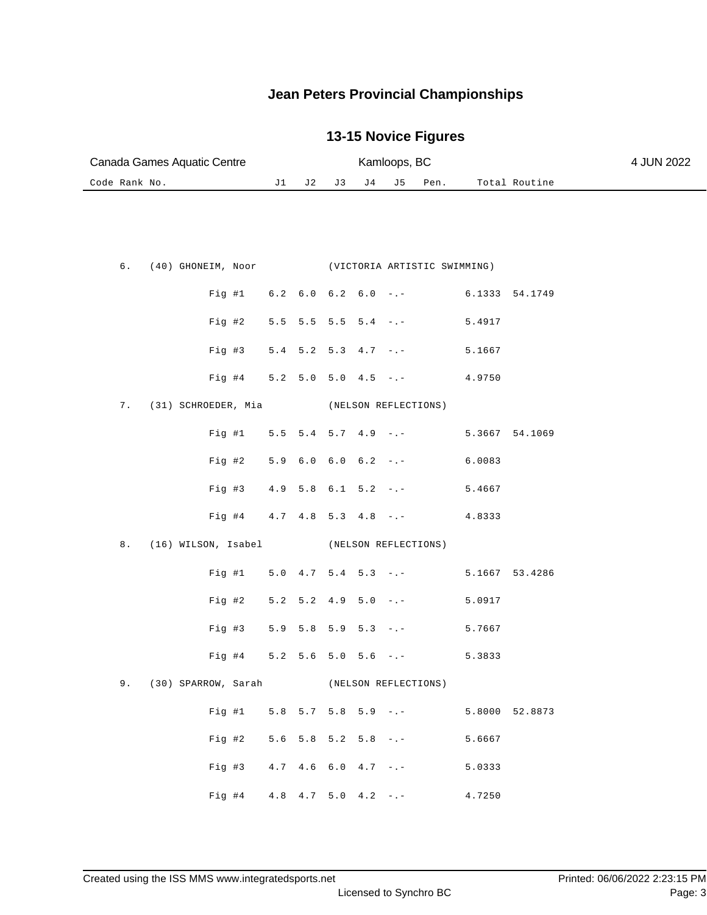# Jean Peters Provincial Championships

## 13-15 Novice Figures

Canada Games Aquatic Centre | Kamloops, BC | 4 JUN 2022

| Code | Rank | No. | Name | Club / Figure | J1 | J2 | J3 | J4 | J5 | Pen. | Total | Routine |
|---|---|---|---|---|---|---|---|---|---|---|---|---|
| | 6. | (40) | GHONEIM, Noor | (VICTORIA ARTISTIC SWIMMING) | | | | | | | | |
| | | | | Fig #1 | 6.2 | 6.0 | 6.2 | 6.0 | -.- | | 6.1333 | 54.1749 |
| | | | | Fig #2 | 5.5 | 5.5 | 5.5 | 5.4 | -.- | | 5.4917 | |
| | | | | Fig #3 | 5.4 | 5.2 | 5.3 | 4.7 | -.- | | 5.1667 | |
| | | | | Fig #4 | 5.2 | 5.0 | 5.0 | 4.5 | -.- | | 4.9750 | |
| | 7. | (31) | SCHROEDER, Mia | (NELSON REFLECTIONS) | | | | | | | | |
| | | | | Fig #1 | 5.5 | 5.4 | 5.7 | 4.9 | -.- | | 5.3667 | 54.1069 |
| | | | | Fig #2 | 5.9 | 6.0 | 6.0 | 6.2 | -.- | | 6.0083 | |
| | | | | Fig #3 | 4.9 | 5.8 | 6.1 | 5.2 | -.- | | 5.4667 | |
| | | | | Fig #4 | 4.7 | 4.8 | 5.3 | 4.8 | -.- | | 4.8333 | |
| | 8. | (16) | WILSON, Isabel | (NELSON REFLECTIONS) | | | | | | | | |
| | | | | Fig #1 | 5.0 | 4.7 | 5.4 | 5.3 | -.- | | 5.1667 | 53.4286 |
| | | | | Fig #2 | 5.2 | 5.2 | 4.9 | 5.0 | -.- | | 5.0917 | |
| | | | | Fig #3 | 5.9 | 5.8 | 5.9 | 5.3 | -.- | | 5.7667 | |
| | | | | Fig #4 | 5.2 | 5.6 | 5.0 | 5.6 | -.- | | 5.3833 | |
| | 9. | (30) | SPARROW, Sarah | (NELSON REFLECTIONS) | | | | | | | | |
| | | | | Fig #1 | 5.8 | 5.7 | 5.8 | 5.9 | -.- | | 5.8000 | 52.8873 |
| | | | | Fig #2 | 5.6 | 5.8 | 5.2 | 5.8 | -.- | | 5.6667 | |
| | | | | Fig #3 | 4.7 | 4.6 | 6.0 | 4.7 | -.- | | 5.0333 | |
| | | | | Fig #4 | 4.8 | 4.7 | 5.0 | 4.2 | -.- | | 4.7250 | |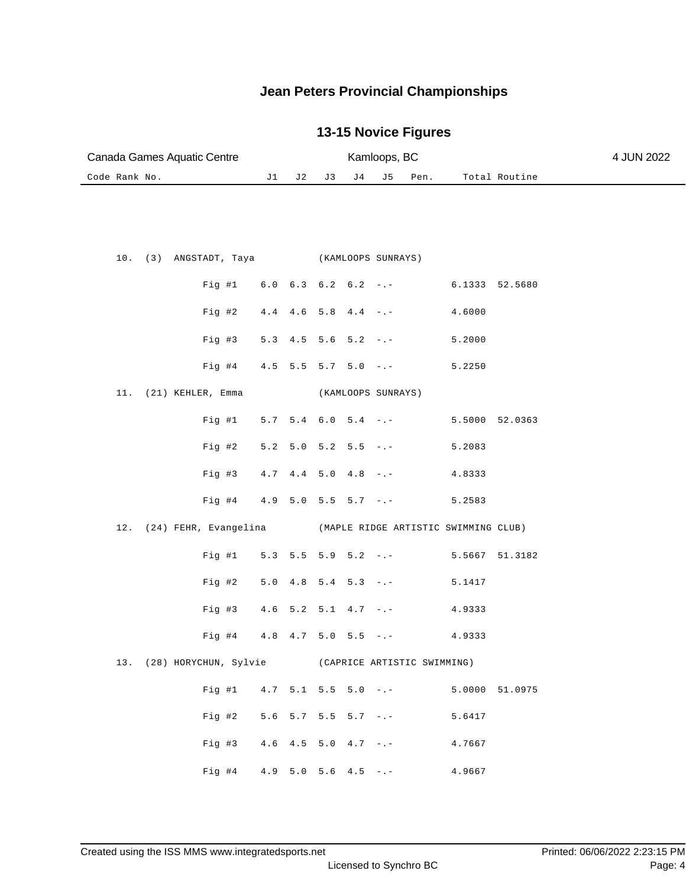# Jean Peters Provincial Championships

## 13-15 Novice Figures

Canada Games Aquatic Centre | Kamloops, BC | 4 JUN 2022

| Code | Rank | No. | Name | Club | Fig | J1 | J2 | J3 | J4 | J5 | Pen. | Total | Routine |
|---|---|---|---|---|---|---|---|---|---|---|---|---|---|
| | 10. | (3) | ANGSTADT, Taya | (KAMLOOPS SUNRAYS) | | | | | | | | | |
| | | | | | Fig #1 | 6.0 | 6.3 | 6.2 | 6.2 | -.- | | 6.1333 | 52.5680 |
| | | | | | Fig #2 | 4.4 | 4.6 | 5.8 | 4.4 | -.- | | 4.6000 | |
| | | | | | Fig #3 | 5.3 | 4.5 | 5.6 | 5.2 | -.- | | 5.2000 | |
| | | | | | Fig #4 | 4.5 | 5.5 | 5.7 | 5.0 | -.- | | 5.2250 | |
| | 11. | (21) | KEHLER, Emma | (KAMLOOPS SUNRAYS) | | | | | | | | | |
| | | | | | Fig #1 | 5.7 | 5.4 | 6.0 | 5.4 | -.- | | 5.5000 | 52.0363 |
| | | | | | Fig #2 | 5.2 | 5.0 | 5.2 | 5.5 | -.- | | 5.2083 | |
| | | | | | Fig #3 | 4.7 | 4.4 | 5.0 | 4.8 | -.- | | 4.8333 | |
| | | | | | Fig #4 | 4.9 | 5.0 | 5.5 | 5.7 | -.- | | 5.2583 | |
| | 12. | (24) | FEHR, Evangelina | (MAPLE RIDGE ARTISTIC SWIMMING CLUB) | | | | | | | | | |
| | | | | | Fig #1 | 5.3 | 5.5 | 5.9 | 5.2 | -.- | | 5.5667 | 51.3182 |
| | | | | | Fig #2 | 5.0 | 4.8 | 5.4 | 5.3 | -.- | | 5.1417 | |
| | | | | | Fig #3 | 4.6 | 5.2 | 5.1 | 4.7 | -.- | | 4.9333 | |
| | | | | | Fig #4 | 4.8 | 4.7 | 5.0 | 5.5 | -.- | | 4.9333 | |
| | 13. | (28) | HORYCHUN, Sylvie | (CAPRICE ARTISTIC SWIMMING) | | | | | | | | | |
| | | | | | Fig #1 | 4.7 | 5.1 | 5.5 | 5.0 | -.- | | 5.0000 | 51.0975 |
| | | | | | Fig #2 | 5.6 | 5.7 | 5.5 | 5.7 | -.- | | 5.6417 | |
| | | | | | Fig #3 | 4.6 | 4.5 | 5.0 | 4.7 | -.- | | 4.7667 | |
| | | | | | Fig #4 | 4.9 | 5.0 | 5.6 | 4.5 | -.- | | 4.9667 | |

Created using the ISS MMS www.integratedsports.net | Licensed to Synchro BC | Printed: 06/06/2022 2:23:15 PM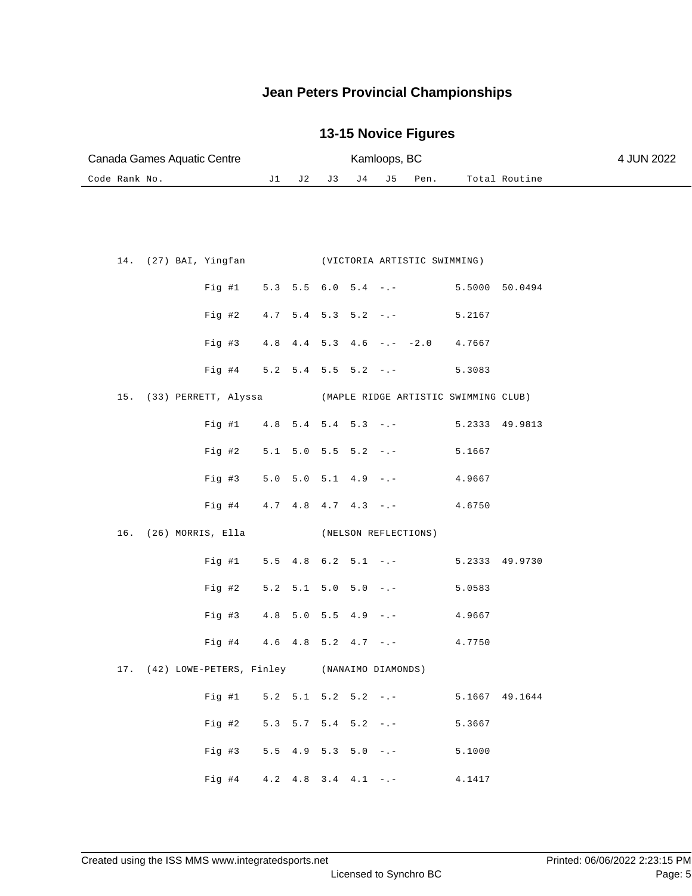# Jean Peters Provincial Championships

## 13-15 Novice Figures

Canada Games Aquatic Centre | Kamloops, BC | 4 JUN 2022

| Code Rank No. | | J1 | J2 | J3 | J4 | J5 | Pen. | Total | Routine |
|---|---|---|---|---|---|---|---|---|---|
| 14. (27) BAI, Yingfan | (VICTORIA ARTISTIC SWIMMING) | | | | | | | | |
| | Fig #1 | 5.3 | 5.5 | 6.0 | 5.4 | -.- | | 5.5000 | 50.0494 |
| | Fig #2 | 4.7 | 5.4 | 5.3 | 5.2 | -.- | | 5.2167 | |
| | Fig #3 | 4.8 | 4.4 | 5.3 | 4.6 | -.- | -2.0 | 4.7667 | |
| | Fig #4 | 5.2 | 5.4 | 5.5 | 5.2 | -.- | | 5.3083 | |
| 15. (33) PERRETT, Alyssa | (MAPLE RIDGE ARTISTIC SWIMMING CLUB) | | | | | | | | |
| | Fig #1 | 4.8 | 5.4 | 5.4 | 5.3 | -.- | | 5.2333 | 49.9813 |
| | Fig #2 | 5.1 | 5.0 | 5.5 | 5.2 | -.- | | 5.1667 | |
| | Fig #3 | 5.0 | 5.0 | 5.1 | 4.9 | -.- | | 4.9667 | |
| | Fig #4 | 4.7 | 4.8 | 4.7 | 4.3 | -.- | | 4.6750 | |
| 16. (26) MORRIS, Ella | (NELSON REFLECTIONS) | | | | | | | | |
| | Fig #1 | 5.5 | 4.8 | 6.2 | 5.1 | -.- | | 5.2333 | 49.9730 |
| | Fig #2 | 5.2 | 5.1 | 5.0 | 5.0 | -.- | | 5.0583 | |
| | Fig #3 | 4.8 | 5.0 | 5.5 | 4.9 | -.- | | 4.9667 | |
| | Fig #4 | 4.6 | 4.8 | 5.2 | 4.7 | -.- | | 4.7750 | |
| 17. (42) LOWE-PETERS, Finley | (NANAIMO DIAMONDS) | | | | | | | | |
| | Fig #1 | 5.2 | 5.1 | 5.2 | 5.2 | -.- | | 5.1667 | 49.1644 |
| | Fig #2 | 5.3 | 5.7 | 5.4 | 5.2 | -.- | | 5.3667 | |
| | Fig #3 | 5.5 | 4.9 | 5.3 | 5.0 | -.- | | 5.1000 | |
| | Fig #4 | 4.2 | 4.8 | 3.4 | 4.1 | -.- | | 4.1417 | |

Created using the ISS MMS www.integratedsports.net | Printed: 06/06/2022 2:23:15 PM

Licensed to Synchro BC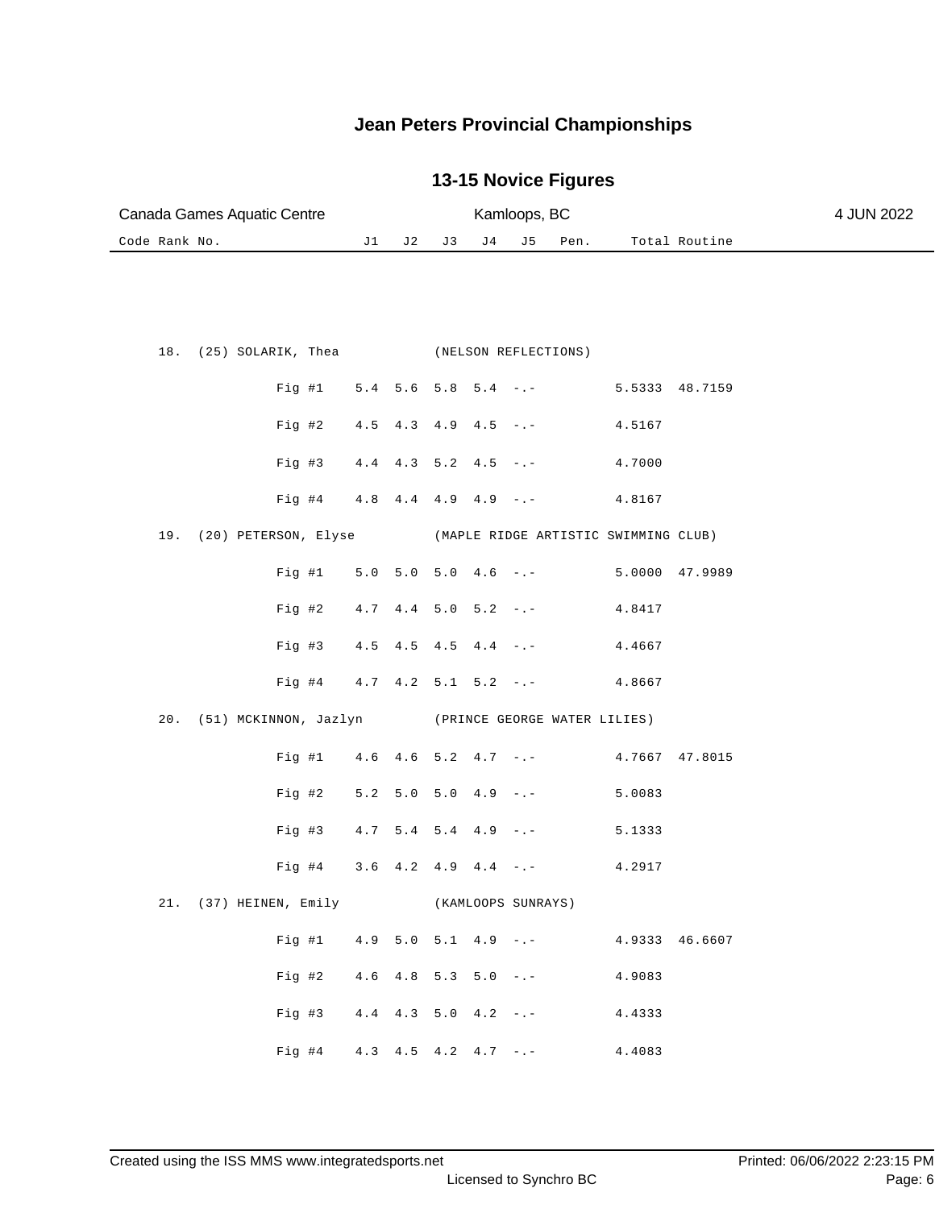# Jean Peters Provincial Championships

## 13-15 Novice Figures

Canada Games Aquatic Centre — Kamloops, BC — 4 JUN 2022

| Code Rank No. | | J1 | J2 | J3 | J4 | J5 | Pen. | Total | Routine |
|---|---|---|---|---|---|---|---|---|---|
| 18. (25) SOLARIK, Thea | (NELSON REFLECTIONS) | | | | | | | | |
| | Fig #1 | 5.4 | 5.6 | 5.8 | 5.4 | -.- | | 5.5333 | 48.7159 |
| | Fig #2 | 4.5 | 4.3 | 4.9 | 4.5 | -.- | | 4.5167 | |
| | Fig #3 | 4.4 | 4.3 | 5.2 | 4.5 | -.- | | 4.7000 | |
| | Fig #4 | 4.8 | 4.4 | 4.9 | 4.9 | -.- | | 4.8167 | |
| 19. (20) PETERSON, Elyse | (MAPLE RIDGE ARTISTIC SWIMMING CLUB) | | | | | | | | |
| | Fig #1 | 5.0 | 5.0 | 5.0 | 4.6 | -.- | | 5.0000 | 47.9989 |
| | Fig #2 | 4.7 | 4.4 | 5.0 | 5.2 | -.- | | 4.8417 | |
| | Fig #3 | 4.5 | 4.5 | 4.5 | 4.4 | -.- | | 4.4667 | |
| | Fig #4 | 4.7 | 4.2 | 5.1 | 5.2 | -.- | | 4.8667 | |
| 20. (51) MCKINNON, Jazlyn | (PRINCE GEORGE WATER LILIES) | | | | | | | | |
| | Fig #1 | 4.6 | 4.6 | 5.2 | 4.7 | -.- | | 4.7667 | 47.8015 |
| | Fig #2 | 5.2 | 5.0 | 5.0 | 4.9 | -.- | | 5.0083 | |
| | Fig #3 | 4.7 | 5.4 | 5.4 | 4.9 | -.- | | 5.1333 | |
| | Fig #4 | 3.6 | 4.2 | 4.9 | 4.4 | -.- | | 4.2917 | |
| 21. (37) HEINEN, Emily | (KAMLOOPS SUNRAYS) | | | | | | | | |
| | Fig #1 | 4.9 | 5.0 | 5.1 | 4.9 | -.- | | 4.9333 | 46.6607 |
| | Fig #2 | 4.6 | 4.8 | 5.3 | 5.0 | -.- | | 4.9083 | |
| | Fig #3 | 4.4 | 4.3 | 5.0 | 4.2 | -.- | | 4.4333 | |
| | Fig #4 | 4.3 | 4.5 | 4.2 | 4.7 | -.- | | 4.4083 | |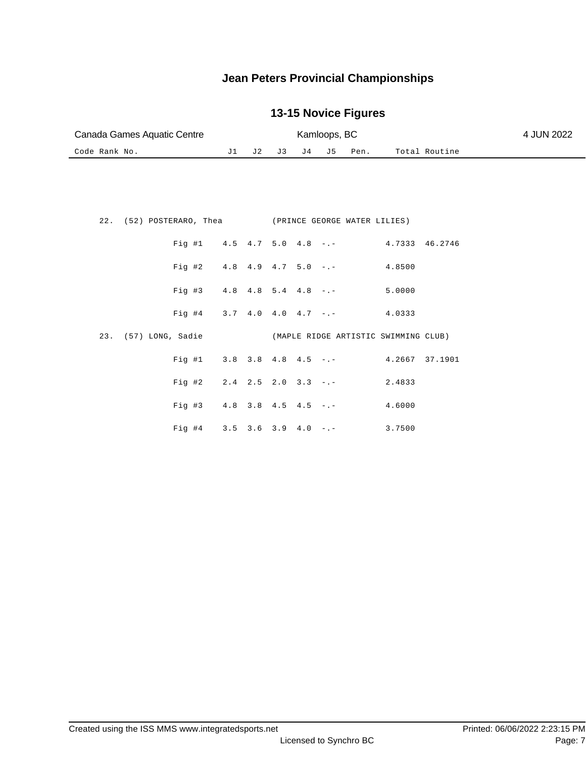# Jean Peters Provincial Championships

## 13-15 Novice Figures

Canada Games Aquatic Centre — Kamloops, BC — 4 JUN 2022

| Code Rank No. | | J1 | J2 | J3 | J4 | J5 | Pen. | Total | Routine |
|---|---|---|---|---|---|---|---|---|---|
| 22. (52) POSTERARO, Thea | (PRINCE GEORGE WATER LILIES) | | | | | | | | |
| | Fig #1 | 4.5 | 4.7 | 5.0 | 4.8 | -.- | | 4.7333 | 46.2746 |
| | Fig #2 | 4.8 | 4.9 | 4.7 | 5.0 | -.- | | 4.8500 | |
| | Fig #3 | 4.8 | 4.8 | 5.4 | 4.8 | -.- | | 5.0000 | |
| | Fig #4 | 3.7 | 4.0 | 4.0 | 4.7 | -.- | | 4.0333 | |
| 23. (57) LONG, Sadie | (MAPLE RIDGE ARTISTIC SWIMMING CLUB) | | | | | | | | |
| | Fig #1 | 3.8 | 3.8 | 4.8 | 4.5 | -.- | | 4.2667 | 37.1901 |
| | Fig #2 | 2.4 | 2.5 | 2.0 | 3.3 | -.- | | 2.4833 | |
| | Fig #3 | 4.8 | 3.8 | 4.5 | 4.5 | -.- | | 4.6000 | |
| | Fig #4 | 3.5 | 3.6 | 3.9 | 4.0 | -.- | | 3.7500 | |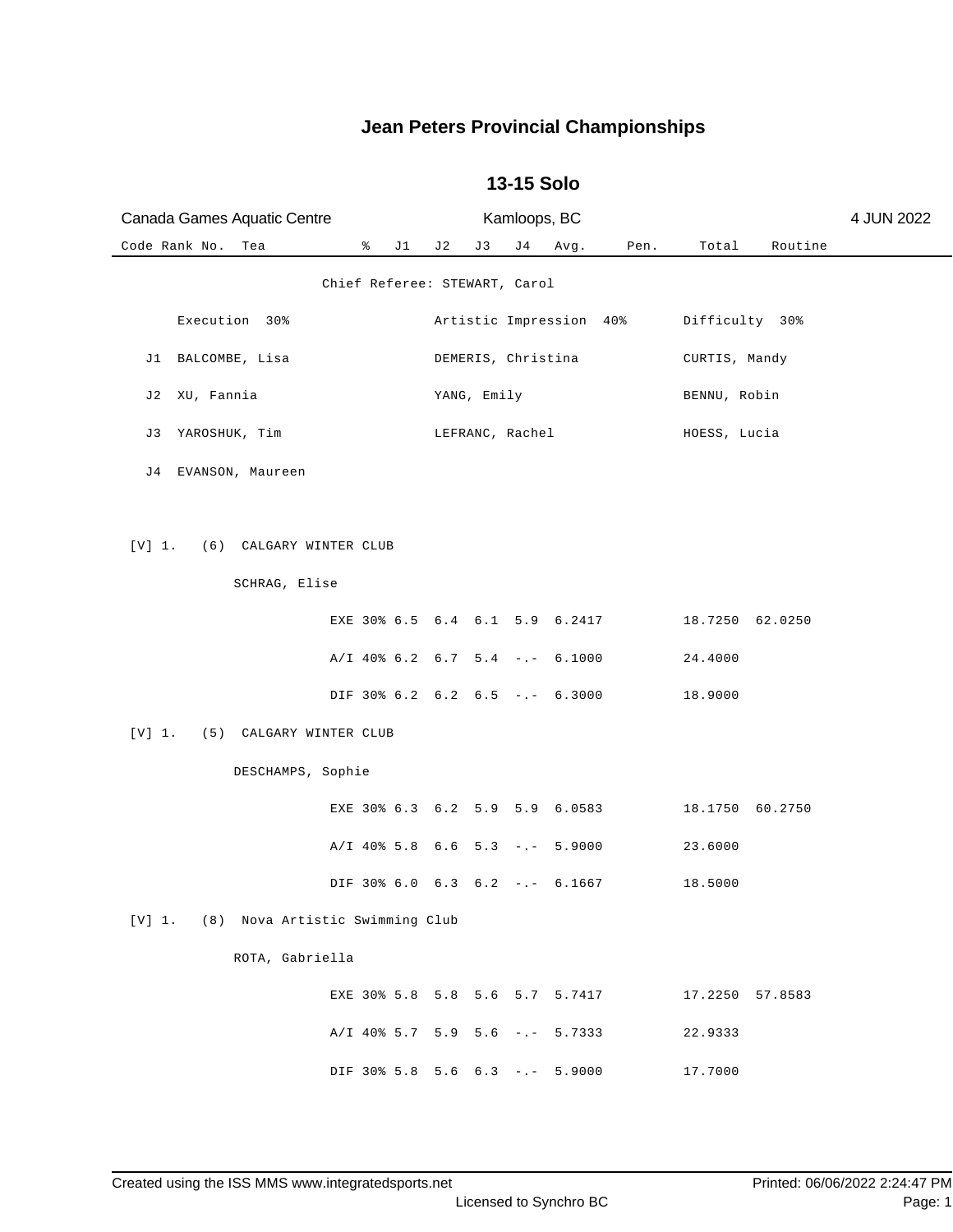# Jean Peters Provincial Championships

## 13-15 Solo

Canada Games Aquatic Centre | Kamloops, BC | 4 JUN 2022

| Code | Rank | No. | Tea | % | J1 | J2 | J3 | J4 | Avg. | Pen. | Total | Routine |
|---|---|---|---|---|---|---|---|---|---|---|---|---|

Chief Referee: STEWART, Carol

| | Execution 30% | Artistic Impression 40% | Difficulty 30% |
|---|---|---|---|
| J1 | BALCOMBE, Lisa | DEMERIS, Christina | CURTIS, Mandy |
| J2 | XU, Fannia | YANG, Emily | BENNU, Robin |
| J3 | YAROSHUK, Tim | LEFRANC, Rachel | HOESS, Lucia |
| J4 | EVANSON, Maureen | | |

[V] 1. (6) CALGARY WINTER CLUB

SCHRAG, Elise

| | % | J1 | J2 | J3 | J4 | Avg. | Pen. | Total | Routine |
|---|---|---|---|---|---|---|---|---|---|
| EXE | 30% | 6.5 | 6.4 | 6.1 | 5.9 | 6.2417 | | 18.7250 | 62.0250 |
| A/I | 40% | 6.2 | 6.7 | 5.4 | -.- | 6.1000 | | 24.4000 | |
| DIF | 30% | 6.2 | 6.2 | 6.5 | -.- | 6.3000 | | 18.9000 | |

[V] 1. (5) CALGARY WINTER CLUB

DESCHAMPS, Sophie

| | % | J1 | J2 | J3 | J4 | Avg. | Pen. | Total | Routine |
|---|---|---|---|---|---|---|---|---|---|
| EXE | 30% | 6.3 | 6.2 | 5.9 | 5.9 | 6.0583 | | 18.1750 | 60.2750 |
| A/I | 40% | 5.8 | 6.6 | 5.3 | -.- | 5.9000 | | 23.6000 | |
| DIF | 30% | 6.0 | 6.3 | 6.2 | -.- | 6.1667 | | 18.5000 | |

[V] 1. (8) Nova Artistic Swimming Club

ROTA, Gabriella

| | % | J1 | J2 | J3 | J4 | Avg. | Pen. | Total | Routine |
|---|---|---|---|---|---|---|---|---|---|
| EXE | 30% | 5.8 | 5.8 | 5.6 | 5.7 | 5.7417 | | 17.2250 | 57.8583 |
| A/I | 40% | 5.7 | 5.9 | 5.6 | -.- | 5.7333 | | 22.9333 | |
| DIF | 30% | 5.8 | 5.6 | 6.3 | -.- | 5.9000 | | 17.7000 | |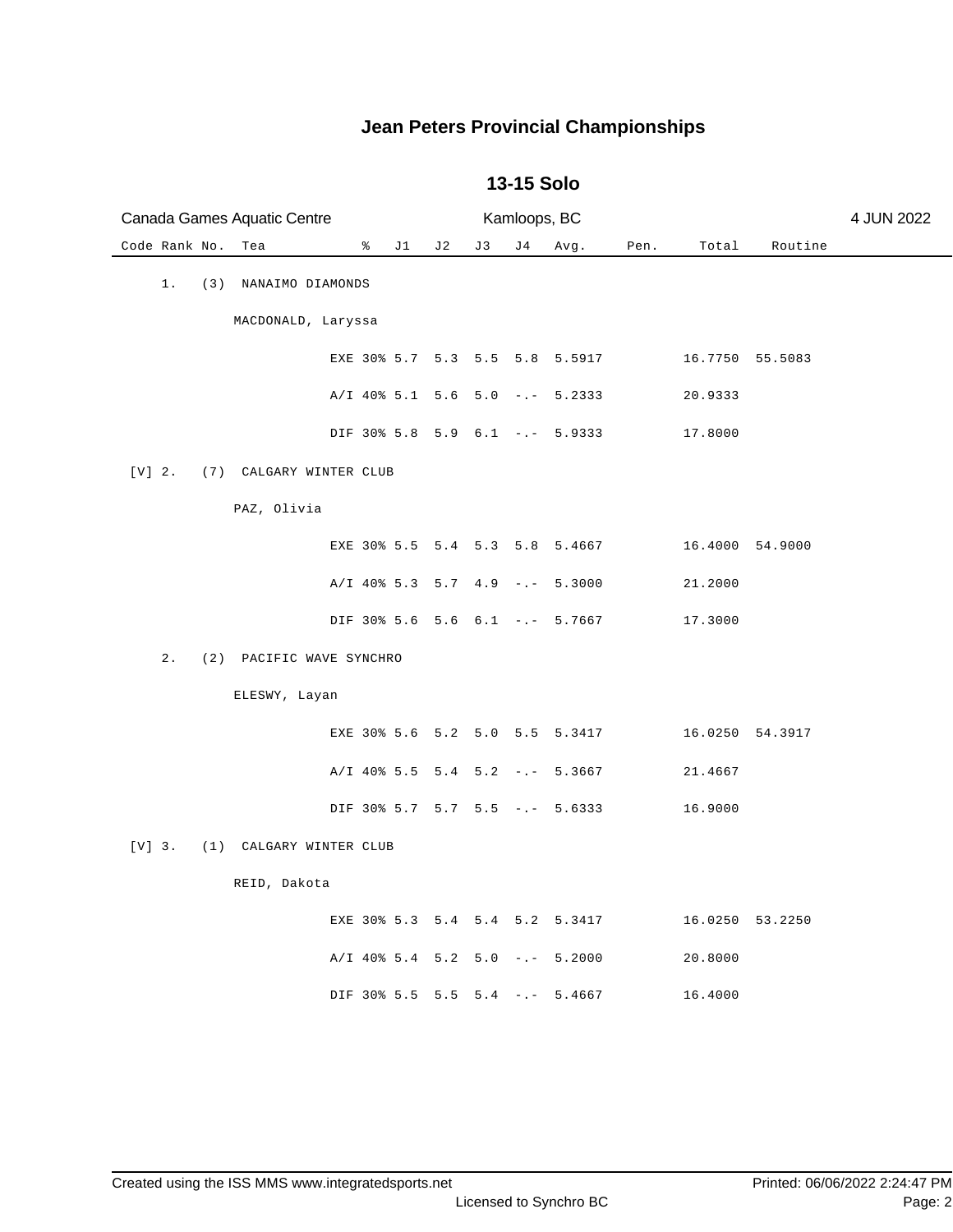# Jean Peters Provincial Championships

## 13-15 Solo

Canada Games Aquatic Centre — Kamloops, BC — 4 JUN 2022

| Code | Rank | No. | Tea | | % | J1 | J2 | J3 | J4 | Avg. | Pen. | Total | Routine |
|---|---|---|---|---|---|---|---|---|---|---|---|---|---|
| | 1. | (3) | NANAIMO DIAMONDS | | | | | | | | | | |
| | | | MACDONALD, Laryssa | | | | | | | | | | |
| | | | | EXE | 30% | 5.7 | 5.3 | 5.5 | 5.8 | 5.5917 | | 16.7750 | 55.5083 |
| | | | | A/I | 40% | 5.1 | 5.6 | 5.0 | -.- | 5.2333 | | 20.9333 | |
| | | | | DIF | 30% | 5.8 | 5.9 | 6.1 | -.- | 5.9333 | | 17.8000 | |
| [V] | 2. | (7) | CALGARY WINTER CLUB | | | | | | | | | | |
| | | | PAZ, Olivia | | | | | | | | | | |
| | | | | EXE | 30% | 5.5 | 5.4 | 5.3 | 5.8 | 5.4667 | | 16.4000 | 54.9000 |
| | | | | A/I | 40% | 5.3 | 5.7 | 4.9 | -.- | 5.3000 | | 21.2000 | |
| | | | | DIF | 30% | 5.6 | 5.6 | 6.1 | -.- | 5.7667 | | 17.3000 | |
| | 2. | (2) | PACIFIC WAVE SYNCHRO | | | | | | | | | | |
| | | | ELESWY, Layan | | | | | | | | | | |
| | | | | EXE | 30% | 5.6 | 5.2 | 5.0 | 5.5 | 5.3417 | | 16.0250 | 54.3917 |
| | | | | A/I | 40% | 5.5 | 5.4 | 5.2 | -.- | 5.3667 | | 21.4667 | |
| | | | | DIF | 30% | 5.7 | 5.7 | 5.5 | -.- | 5.6333 | | 16.9000 | |
| [V] | 3. | (1) | CALGARY WINTER CLUB | | | | | | | | | | |
| | | | REID, Dakota | | | | | | | | | | |
| | | | | EXE | 30% | 5.3 | 5.4 | 5.4 | 5.2 | 5.3417 | | 16.0250 | 53.2250 |
| | | | | A/I | 40% | 5.4 | 5.2 | 5.0 | -.- | 5.2000 | | 20.8000 | |
| | | | | DIF | 30% | 5.5 | 5.5 | 5.4 | -.- | 5.4667 | | 16.4000 | |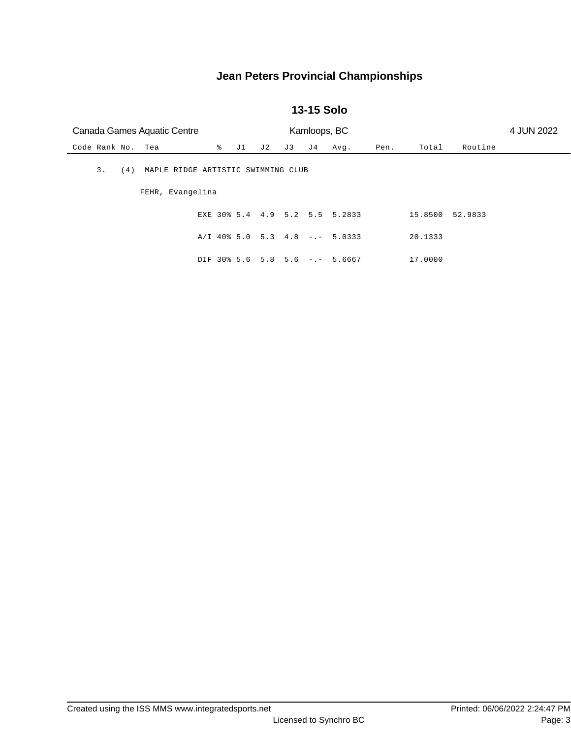# Jean Peters Provincial Championships

## 13-15 Solo

Canada Games Aquatic Centre | Kamloops, BC | 4 JUN 2022

| Code | Rank | No. | Tea | | % | J1 | J2 | J3 | J4 | Avg. | Pen. | Total | Routine |
|---|---|---|---|---|---|---|---|---|---|---|---|---|---|
| | 3. | (4) | MAPLE RIDGE ARTISTIC SWIMMING CLUB | | | | | | | | | | |
| | | | FEHR, Evangelina | | | | | | | | | | |
| | | | | EXE | 30% | 5.4 | 4.9 | 5.2 | 5.5 | 5.2833 | | 15.8500 | 52.9833 |
| | | | | A/I | 40% | 5.0 | 5.3 | 4.8 | -.- | 5.0333 | | 20.1333 | |
| | | | | DIF | 30% | 5.6 | 5.8 | 5.6 | -.- | 5.6667 | | 17.0000 | |

Created using the ISS MMS www.integratedsports.net

Licensed to Synchro BC

Printed: 06/06/2022 2:24:47 PM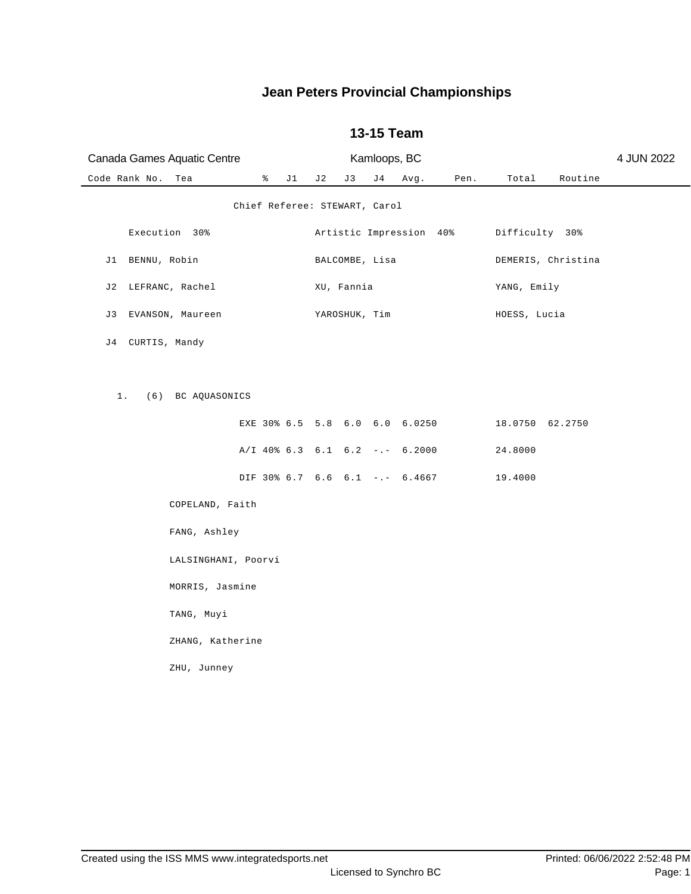# Jean Peters Provincial Championships

## 13-15 Team

Canada Games Aquatic Centre | Kamloops, BC | 4 JUN 2022

Chief Referee: STEWART, Carol

| | Execution 30% | Artistic Impression 40% | Difficulty 30% |
|---|---|---|---|
| J1 | BENNU, Robin | BALCOMBE, Lisa | DEMERIS, Christina |
| J2 | LEFRANC, Rachel | XU, Fannia | YANG, Emily |
| J3 | EVANSON, Maureen | YAROSHUK, Tim | HOESS, Lucia |
| J4 | CURTIS, Mandy | | |

| Code | Rank | No. | Tea | % | J1 | J2 | J3 | J4 | Avg. | Pen. | Total | Routine |
|---|---|---|---|---|---|---|---|---|---|---|---|---|
| | 1. | (6) | BC AQUASONICS | | | | | | | | | |
| | | | EXE | 30% | 6.5 | 5.8 | 6.0 | 6.0 | 6.0250 | | 18.0750 | 62.2750 |
| | | | A/I | 40% | 6.3 | 6.1 | 6.2 | -.- | 6.2000 | | 24.8000 | |
| | | | DIF | 30% | 6.7 | 6.6 | 6.1 | -.- | 6.4667 | | 19.4000 | |

COPELAND, Faith

FANG, Ashley

LALSINGHANI, Poorvi

MORRIS, Jasmine

TANG, Muyi

ZHANG, Katherine

ZHU, Junney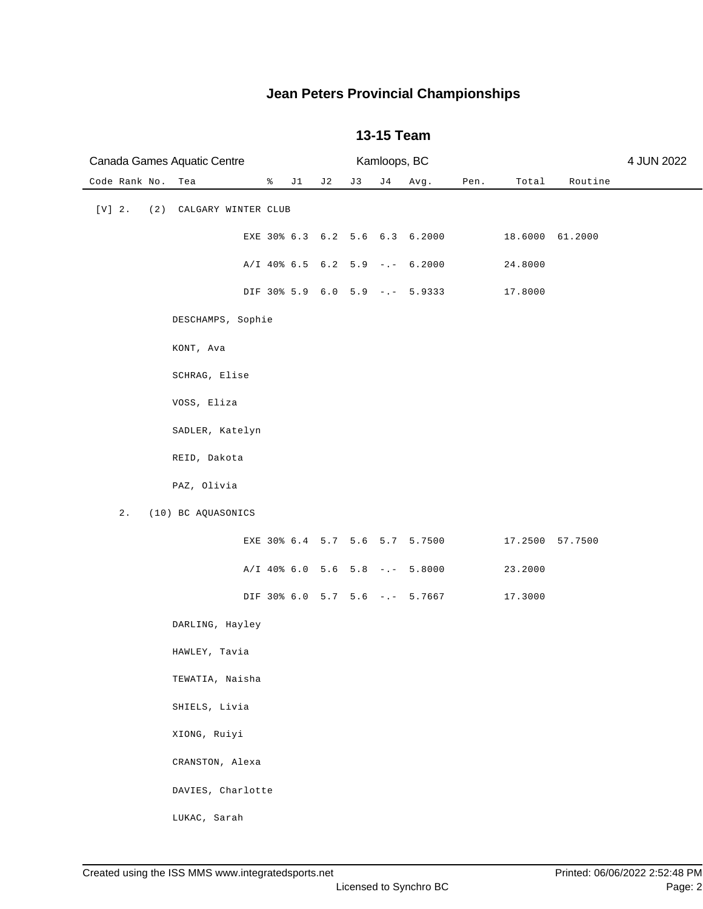# Jean Peters Provincial Championships

## 13-15 Team

Canada Games Aquatic Centre — Kamloops, BC — 4 JUN 2022

| Code | Rank | No. | Tea | | % | J1 | J2 | J3 | J4 | Avg. | Pen. | Total | Routine |
|---|---|---|---|---|---|---|---|---|---|---|---|---|---|
| [V] | 2. | (2) | CALGARY WINTER CLUB | | | | | | | | | | |
| | | | | EXE | 30% | 6.3 | 6.2 | 5.6 | 6.3 | 6.2000 | | 18.6000 | 61.2000 |
| | | | | A/I | 40% | 6.5 | 6.2 | 5.9 | -.- | 6.2000 | | 24.8000 | |
| | | | | DIF | 30% | 5.9 | 6.0 | 5.9 | -.- | 5.9333 | | 17.8000 | |
| | | | DESCHAMPS, Sophie | | | | | | | | | | |
| | | | KONT, Ava | | | | | | | | | | |
| | | | SCHRAG, Elise | | | | | | | | | | |
| | | | VOSS, Eliza | | | | | | | | | | |
| | | | SADLER, Katelyn | | | | | | | | | | |
| | | | REID, Dakota | | | | | | | | | | |
| | | | PAZ, Olivia | | | | | | | | | | |
| | 2. | (10) | BC AQUASONICS | | | | | | | | | | |
| | | | | EXE | 30% | 6.4 | 5.7 | 5.6 | 5.7 | 5.7500 | | 17.2500 | 57.7500 |
| | | | | A/I | 40% | 6.0 | 5.6 | 5.8 | -.- | 5.8000 | | 23.2000 | |
| | | | | DIF | 30% | 6.0 | 5.7 | 5.6 | -.- | 5.7667 | | 17.3000 | |
| | | | DARLING, Hayley | | | | | | | | | | |
| | | | HAWLEY, Tavia | | | | | | | | | | |
| | | | TEWATIA, Naisha | | | | | | | | | | |
| | | | SHIELS, Livia | | | | | | | | | | |
| | | | XIONG, Ruiyi | | | | | | | | | | |
| | | | CRANSTON, Alexa | | | | | | | | | | |
| | | | DAVIES, Charlotte | | | | | | | | | | |
| | | | LUKAC, Sarah | | | | | | | | | | |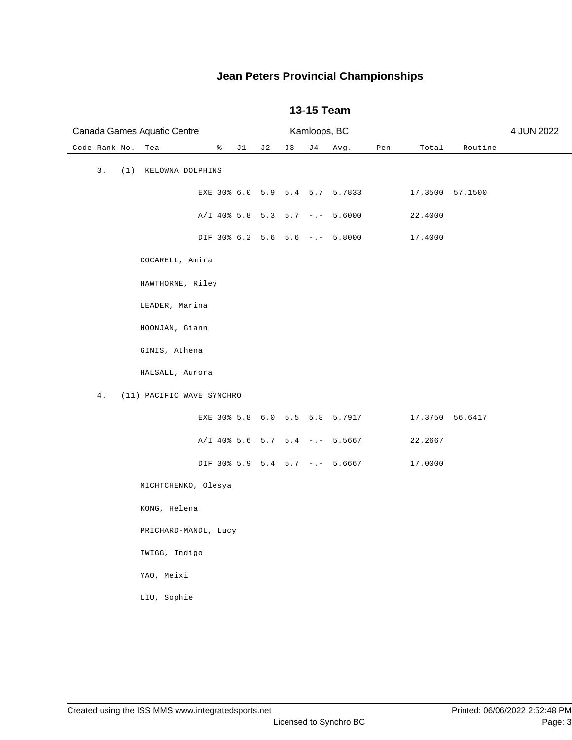# Jean Peters Provincial Championships

## 13-15 Team

Canada Games Aquatic Centre — Kamloops, BC — 4 JUN 2022

| Code | Rank | No. | Tea | % | J1 | J2 | J3 | J4 | Avg. | Pen. | Total | Routine |
|---|---|---|---|---|---|---|---|---|---|---|---|---|
| | 3. | (1) | KELOWNA DOLPHINS | | | | | | | | | |
| | | | EXE | 30% | 6.0 | 5.9 | 5.4 | 5.7 | 5.7833 | | 17.3500 | 57.1500 |
| | | | A/I | 40% | 5.8 | 5.3 | 5.7 | -.- | 5.6000 | | 22.4000 | |
| | | | DIF | 30% | 6.2 | 5.6 | 5.6 | -.- | 5.8000 | | 17.4000 | |
| | | | COCARELL, Amira | | | | | | | | | |
| | | | HAWTHORNE, Riley | | | | | | | | | |
| | | | LEADER, Marina | | | | | | | | | |
| | | | HOONJAN, Giann | | | | | | | | | |
| | | | GINIS, Athena | | | | | | | | | |
| | | | HALSALL, Aurora | | | | | | | | | |
| | 4. | (11) | PACIFIC WAVE SYNCHRO | | | | | | | | | |
| | | | EXE | 30% | 5.8 | 6.0 | 5.5 | 5.8 | 5.7917 | | 17.3750 | 56.6417 |
| | | | A/I | 40% | 5.6 | 5.7 | 5.4 | -.- | 5.5667 | | 22.2667 | |
| | | | DIF | 30% | 5.9 | 5.4 | 5.7 | -.- | 5.6667 | | 17.0000 | |
| | | | MICHTCHENKO, Olesya | | | | | | | | | |
| | | | KONG, Helena | | | | | | | | | |
| | | | PRICHARD-MANDL, Lucy | | | | | | | | | |
| | | | TWIGG, Indigo | | | | | | | | | |
| | | | YAO, Meixi | | | | | | | | | |
| | | | LIU, Sophie | | | | | | | | | |

Created using the ISS MMS www.integratedsports.net — Licensed to Synchro BC — Printed: 06/06/2022 2:52:48 PM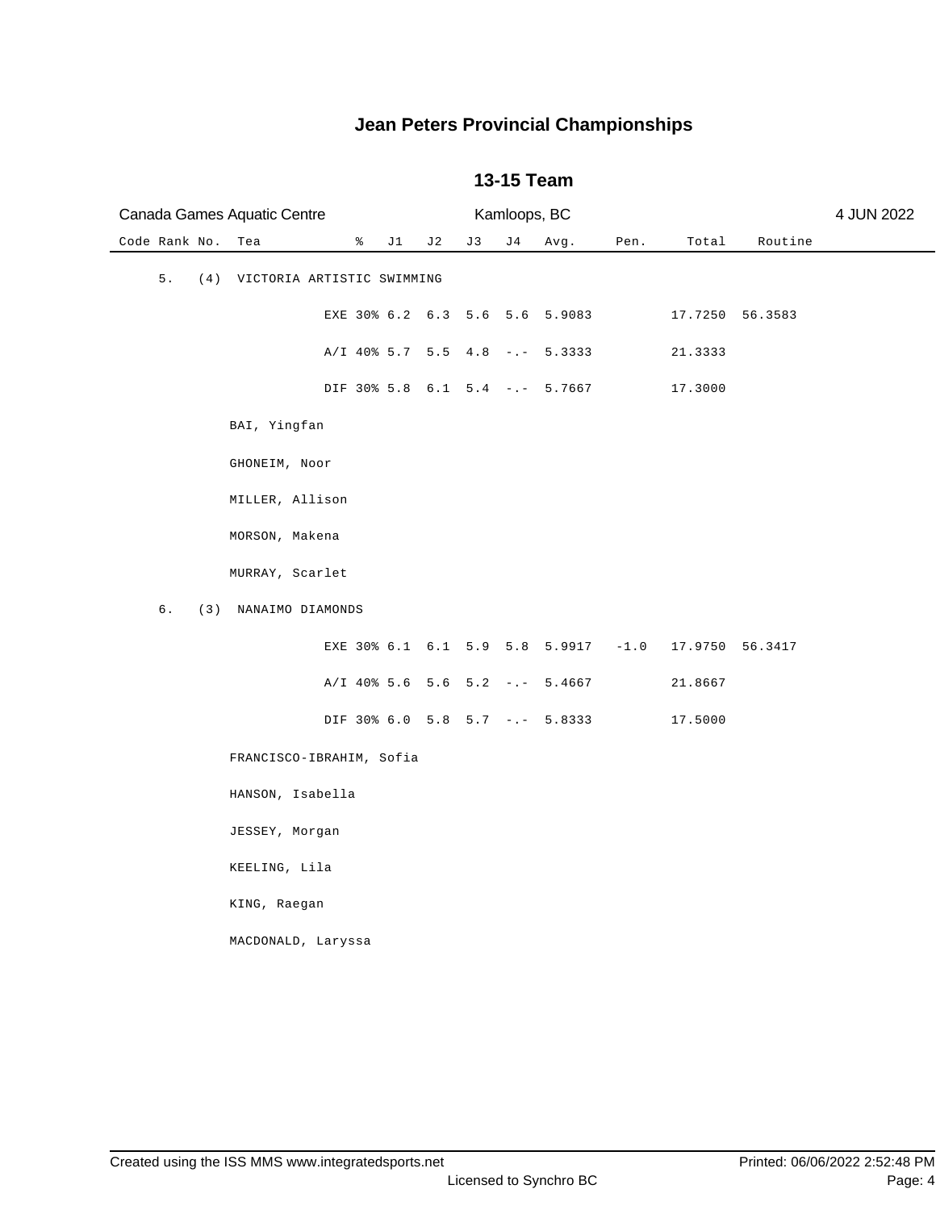# Jean Peters Provincial Championships

## 13-15 Team

Canada Games Aquatic Centre — Kamloops, BC — 4 JUN 2022

| Code | Rank | No. | Tea | % | J1 | J2 | J3 | J4 | Avg. | Pen. | Total | Routine |
|---|---|---|---|---|---|---|---|---|---|---|---|---|
| | 5. | (4) | VICTORIA ARTISTIC SWIMMING | | | | | | | | | |
| | | | | EXE 30% | 6.2 | 6.3 | 5.6 | 5.6 | 5.9083 | | 17.7250 | 56.3583 |
| | | | | A/I 40% | 5.7 | 5.5 | 4.8 | -.- | 5.3333 | | 21.3333 | |
| | | | | DIF 30% | 5.8 | 6.1 | 5.4 | -.- | 5.7667 | | 17.3000 | |
| | | | BAI, Yingfan | | | | | | | | | |
| | | | GHONEIM, Noor | | | | | | | | | |
| | | | MILLER, Allison | | | | | | | | | |
| | | | MORSON, Makena | | | | | | | | | |
| | | | MURRAY, Scarlet | | | | | | | | | |
| | 6. | (3) | NANAIMO DIAMONDS | | | | | | | | | |
| | | | | EXE 30% | 6.1 | 6.1 | 5.9 | 5.8 | 5.9917 | -1.0 | 17.9750 | 56.3417 |
| | | | | A/I 40% | 5.6 | 5.6 | 5.2 | -.- | 5.4667 | | 21.8667 | |
| | | | | DIF 30% | 6.0 | 5.8 | 5.7 | -.- | 5.8333 | | 17.5000 | |
| | | | FRANCISCO-IBRAHIM, Sofia | | | | | | | | | |
| | | | HANSON, Isabella | | | | | | | | | |
| | | | JESSEY, Morgan | | | | | | | | | |
| | | | KEELING, Lila | | | | | | | | | |
| | | | KING, Raegan | | | | | | | | | |
| | | | MACDONALD, Laryssa | | | | | | | | | |

Created using the ISS MMS www.integratedsports.net — Licensed to Synchro BC — Printed: 06/06/2022 2:52:48 PM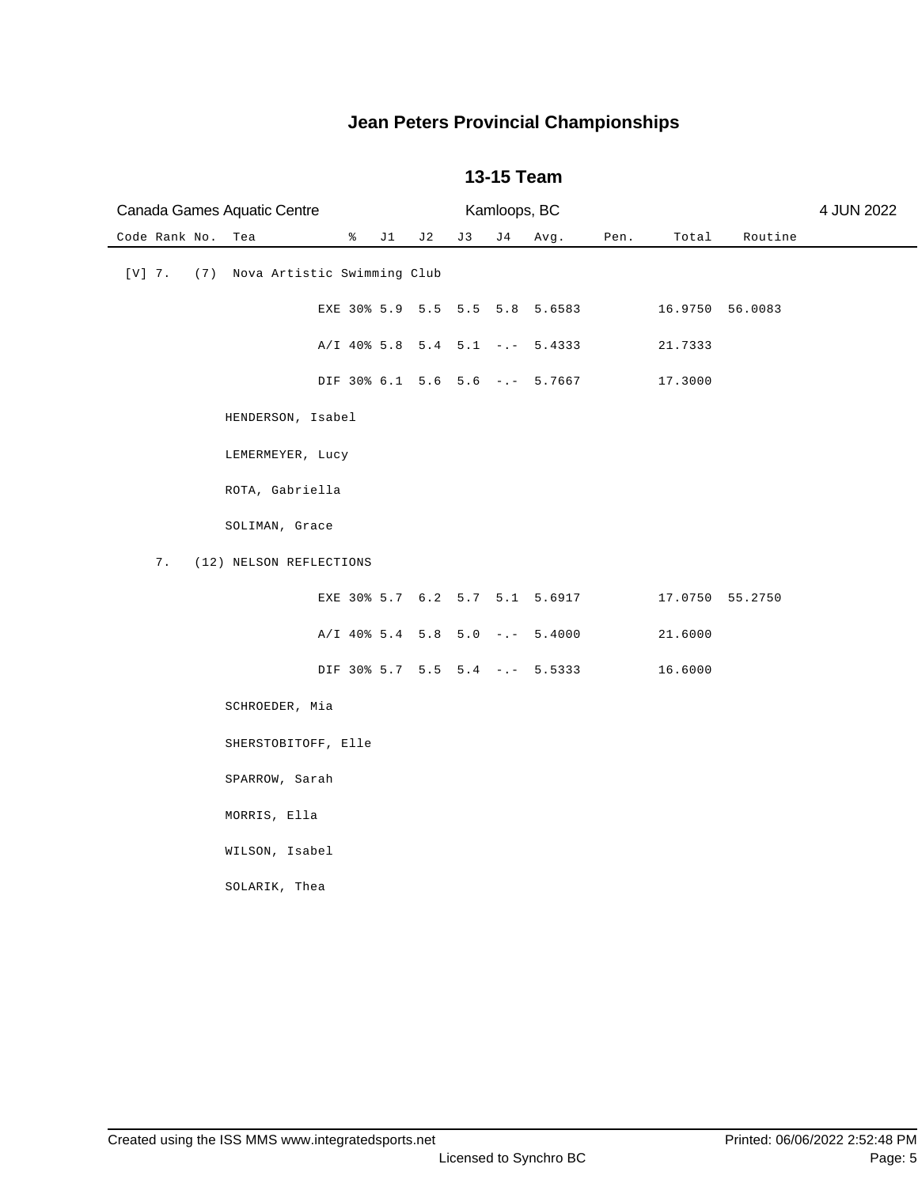# Jean Peters Provincial Championships

## 13-15 Team

Canada Games Aquatic Centre — Kamloops, BC — 4 JUN 2022

| Code | Rank | No. | Tea | % | J1 | J2 | J3 | J4 | Avg. | Pen. | Total | Routine |
|---|---|---|---|---|---|---|---|---|---|---|---|---|
| [V] | 7. | (7) | Nova Artistic Swimming Club | | | | | | | | | |
| | | | | EXE 30% | 5.9 | 5.5 | 5.5 | 5.8 | 5.6583 | | 16.9750 | 56.0083 |
| | | | | A/I 40% | 5.8 | 5.4 | 5.1 | -.- | 5.4333 | | 21.7333 | |
| | | | | DIF 30% | 6.1 | 5.6 | 5.6 | -.- | 5.7667 | | 17.3000 | |
| | | | HENDERSON, Isabel | | | | | | | | | |
| | | | LEMERMEYER, Lucy | | | | | | | | | |
| | | | ROTA, Gabriella | | | | | | | | | |
| | | | SOLIMAN, Grace | | | | | | | | | |
| | 7. | (12) | NELSON REFLECTIONS | | | | | | | | | |
| | | | | EXE 30% | 5.7 | 6.2 | 5.7 | 5.1 | 5.6917 | | 17.0750 | 55.2750 |
| | | | | A/I 40% | 5.4 | 5.8 | 5.0 | -.- | 5.4000 | | 21.6000 | |
| | | | | DIF 30% | 5.7 | 5.5 | 5.4 | -.- | 5.5333 | | 16.6000 | |
| | | | SCHROEDER, Mia | | | | | | | | | |
| | | | SHERSTOBITOFF, Elle | | | | | | | | | |
| | | | SPARROW, Sarah | | | | | | | | | |
| | | | MORRIS, Ella | | | | | | | | | |
| | | | WILSON, Isabel | | | | | | | | | |
| | | | SOLARIK, Thea | | | | | | | | | |

Created using the ISS MMS www.integratedsports.net — Licensed to Synchro BC — Printed: 06/06/2022 2:52:48 PM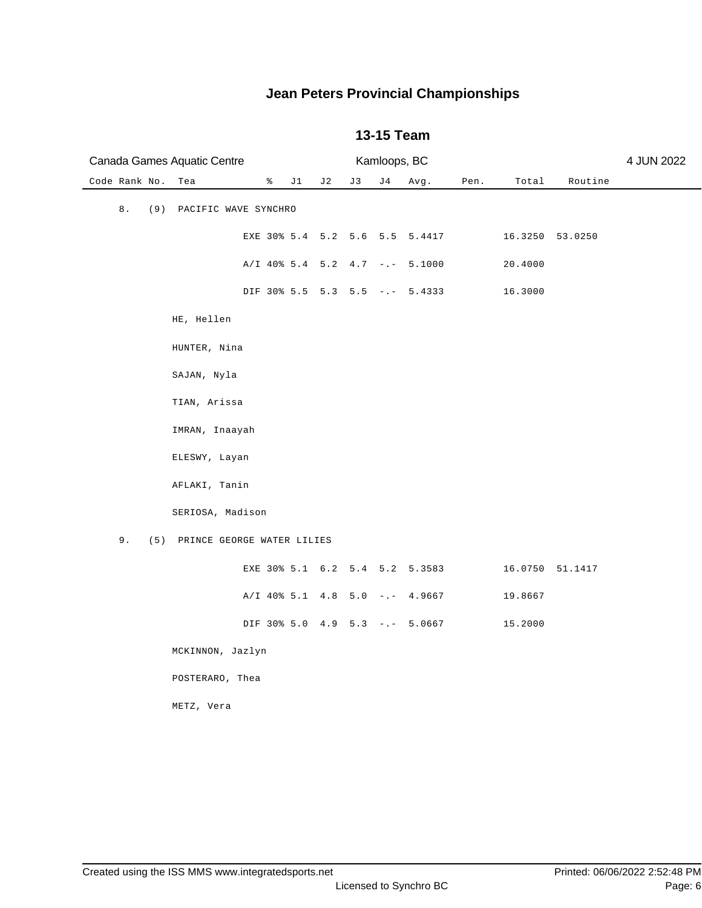# Jean Peters Provincial Championships

## 13-15 Team

Canada Games Aquatic Centre | Kamloops, BC | 4 JUN 2022

| Code | Rank | No. | Tea | | % | J1 | J2 | J3 | J4 | Avg. | Pen. | Total | Routine |
|---|---|---|---|---|---|---|---|---|---|---|---|---|---|
| | 8. | (9) | PACIFIC WAVE SYNCHRO | | | | | | | | | | |
| | | | | EXE | 30% | 5.4 | 5.2 | 5.6 | 5.5 | 5.4417 | | 16.3250 | 53.0250 |
| | | | | A/I | 40% | 5.4 | 5.2 | 4.7 | -.- | 5.1000 | | 20.4000 | |
| | | | | DIF | 30% | 5.5 | 5.3 | 5.5 | -.- | 5.4333 | | 16.3000 | |
| | | | HE, Hellen | | | | | | | | | | |
| | | | HUNTER, Nina | | | | | | | | | | |
| | | | SAJAN, Nyla | | | | | | | | | | |
| | | | TIAN, Arissa | | | | | | | | | | |
| | | | IMRAN, Inaayah | | | | | | | | | | |
| | | | ELESWY, Layan | | | | | | | | | | |
| | | | AFLAKI, Tanin | | | | | | | | | | |
| | | | SERIOSA, Madison | | | | | | | | | | |
| | 9. | (5) | PRINCE GEORGE WATER LILIES | | | | | | | | | | |
| | | | | EXE | 30% | 5.1 | 6.2 | 5.4 | 5.2 | 5.3583 | | 16.0750 | 51.1417 |
| | | | | A/I | 40% | 5.1 | 4.8 | 5.0 | -.- | 4.9667 | | 19.8667 | |
| | | | | DIF | 30% | 5.0 | 4.9 | 5.3 | -.- | 5.0667 | | 15.2000 | |
| | | | MCKINNON, Jazlyn | | | | | | | | | | |
| | | | POSTERARO, Thea | | | | | | | | | | |
| | | | METZ, Vera | | | | | | | | | | |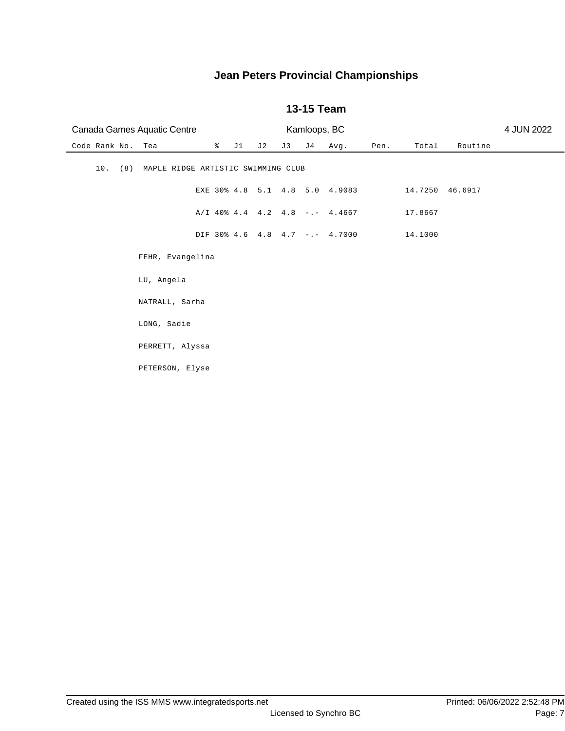# Jean Peters Provincial Championships

## 13-15 Team

Canada Games Aquatic Centre | Kamloops, BC | 4 JUN 2022

| Code | Rank | No. | Tea | % | J1 | J2 | J3 | J4 | Avg. | Pen. | Total | Routine |
|---|---|---|---|---|---|---|---|---|---|---|---|---|
| | 10. | (8) | MAPLE RIDGE ARTISTIC SWIMMING CLUB | | | | | | | | | |
| | | | | EXE 30% | 4.8 | 5.1 | 4.8 | 5.0 | 4.9083 | | 14.7250 | 46.6917 |
| | | | | A/I 40% | 4.4 | 4.2 | 4.8 | -.- | 4.4667 | | 17.8667 | |
| | | | | DIF 30% | 4.6 | 4.8 | 4.7 | -.- | 4.7000 | | 14.1000 | |

FEHR, Evangelina

LU, Angela

NATRALL, Sarha

LONG, Sadie

PERRETT, Alyssa

PETERSON, Elyse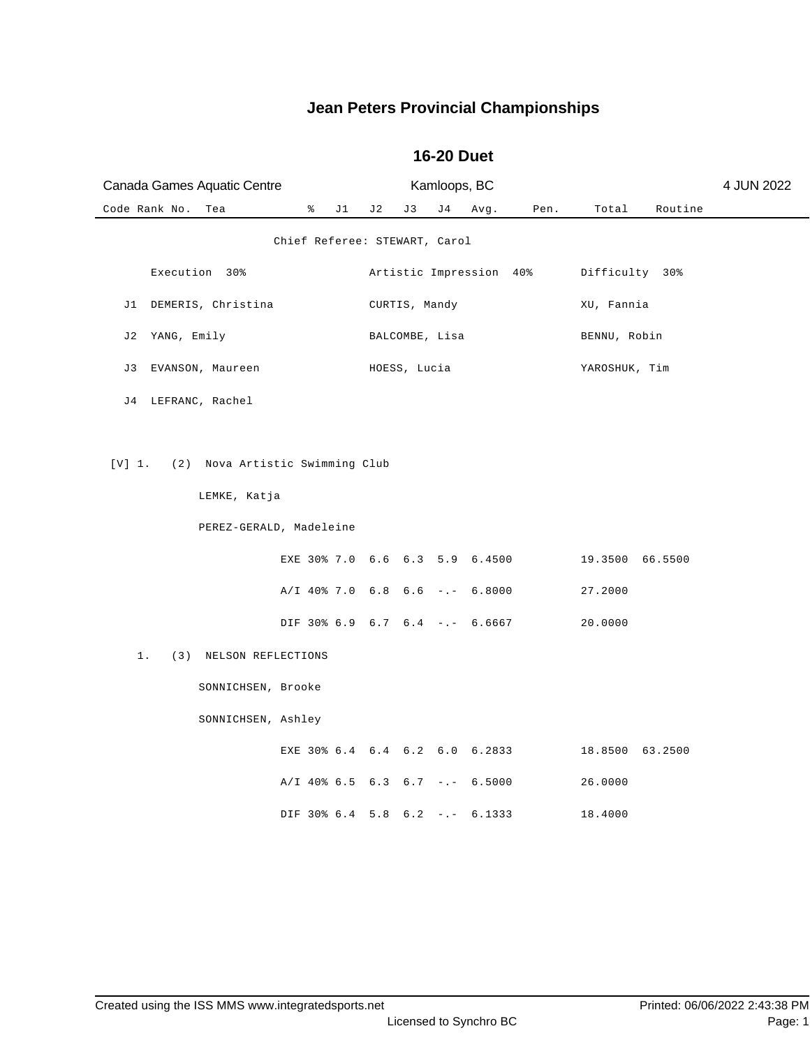# Jean Peters Provincial Championships

## 16-20 Duet

Canada Games Aquatic Centre | Kamloops, BC | 4 JUN 2022

Chief Referee: STEWART, Carol

| | Execution 30% | Artistic Impression 40% | Difficulty 30% |
|---|---|---|---|
| J1 | DEMERIS, Christina | CURTIS, Mandy | XU, Fannia |
| J2 | YANG, Emily | BALCOMBE, Lisa | BENNU, Robin |
| J3 | EVANSON, Maureen | HOESS, Lucia | YAROSHUK, Tim |
| J4 | LEFRANC, Rachel | | |

| Code | Rank | No. | Tea | % | J1 | J2 | J3 | J4 | Avg. | Pen. | Total | Routine |
|---|---|---|---|---|---|---|---|---|---|---|---|---|
| [V] | 1. | (2) | Nova Artistic Swimming Club | | | | | | | | | |
| | | | LEMKE, Katja | | | | | | | | | |
| | | | PEREZ-GERALD, Madeleine | | | | | | | | | |
| | | | | EXE 30% | 7.0 | 6.6 | 6.3 | 5.9 | 6.4500 | | 19.3500 | 66.5500 |
| | | | | A/I 40% | 7.0 | 6.8 | 6.6 | -.- | 6.8000 | | 27.2000 | |
| | | | | DIF 30% | 6.9 | 6.7 | 6.4 | -.- | 6.6667 | | 20.0000 | |
| | 1. | (3) | NELSON REFLECTIONS | | | | | | | | | |
| | | | SONNICHSEN, Brooke | | | | | | | | | |
| | | | SONNICHSEN, Ashley | | | | | | | | | |
| | | | | EXE 30% | 6.4 | 6.4 | 6.2 | 6.0 | 6.2833 | | 18.8500 | 63.2500 |
| | | | | A/I 40% | 6.5 | 6.3 | 6.7 | -.- | 6.5000 | | 26.0000 | |
| | | | | DIF 30% | 6.4 | 5.8 | 6.2 | -.- | 6.1333 | | 18.4000 | |

Created using the ISS MMS www.integratedsports.net | Licensed to Synchro BC | Printed: 06/06/2022 2:43:38 PM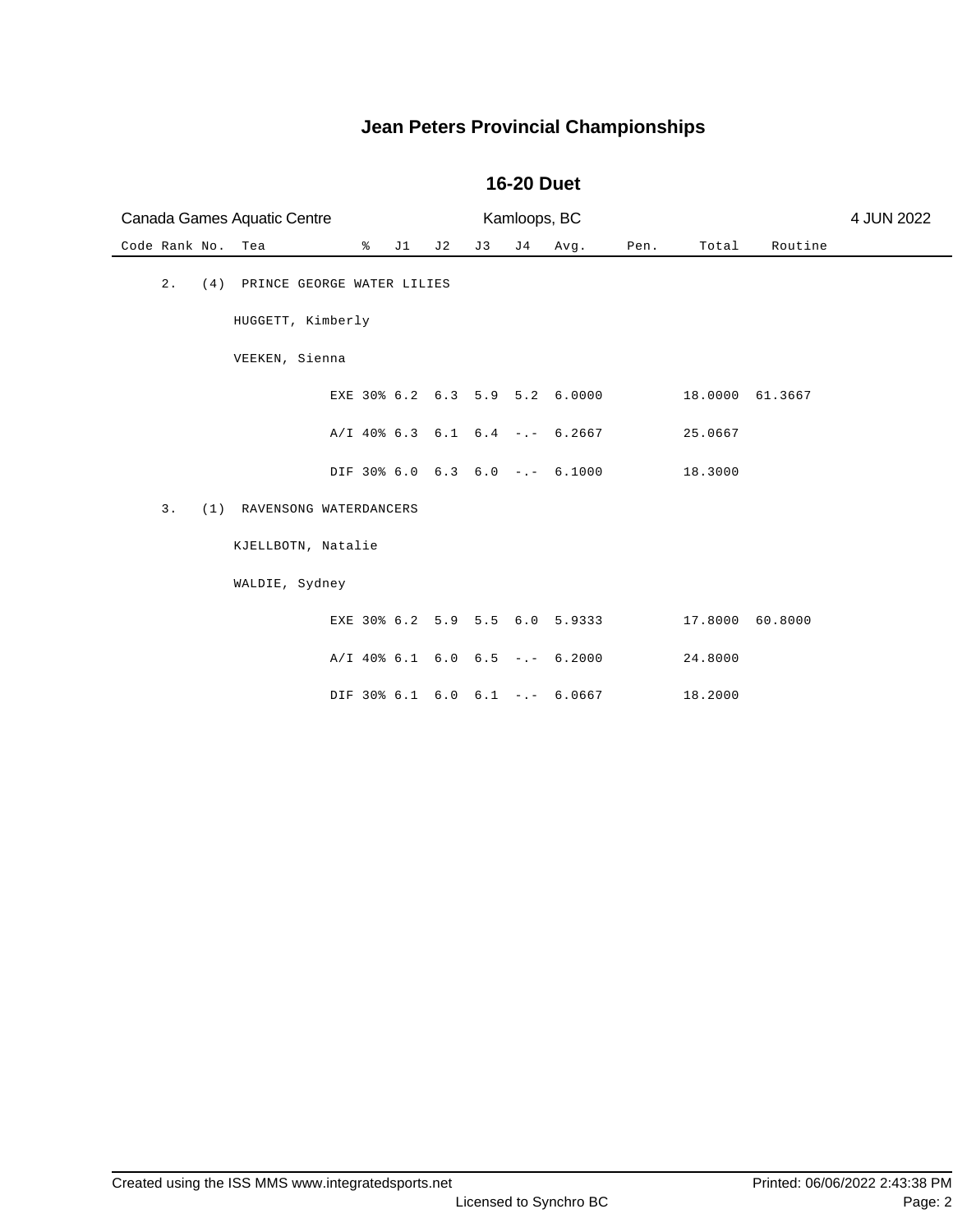# Jean Peters Provincial Championships

## 16-20 Duet

Canada Games Aquatic Centre — Kamloops, BC — 4 JUN 2022

| Code | Rank | No. | Tea | % | J1 | J2 | J3 | J4 | Avg. | Pen. | Total | Routine |
|---|---|---|---|---|---|---|---|---|---|---|---|---|
| | 2. | (4) | PRINCE GEORGE WATER LILIES | | | | | | | | | |
| | | | HUGGETT, Kimberly | | | | | | | | | |
| | | | VEEKEN, Sienna | | | | | | | | | |
| | | | | EXE 30% | 6.2 | 6.3 | 5.9 | 5.2 | 6.0000 | | 18.0000 | 61.3667 |
| | | | | A/I 40% | 6.3 | 6.1 | 6.4 | -.- | 6.2667 | | 25.0667 | |
| | | | | DIF 30% | 6.0 | 6.3 | 6.0 | -.- | 6.1000 | | 18.3000 | |
| | 3. | (1) | RAVENSONG WATERDANCERS | | | | | | | | | |
| | | | KJELLBOTN, Natalie | | | | | | | | | |
| | | | WALDIE, Sydney | | | | | | | | | |
| | | | | EXE 30% | 6.2 | 5.9 | 5.5 | 6.0 | 5.9333 | | 17.8000 | 60.8000 |
| | | | | A/I 40% | 6.1 | 6.0 | 6.5 | -.- | 6.2000 | | 24.8000 | |
| | | | | DIF 30% | 6.1 | 6.0 | 6.1 | -.- | 6.0667 | | 18.2000 | |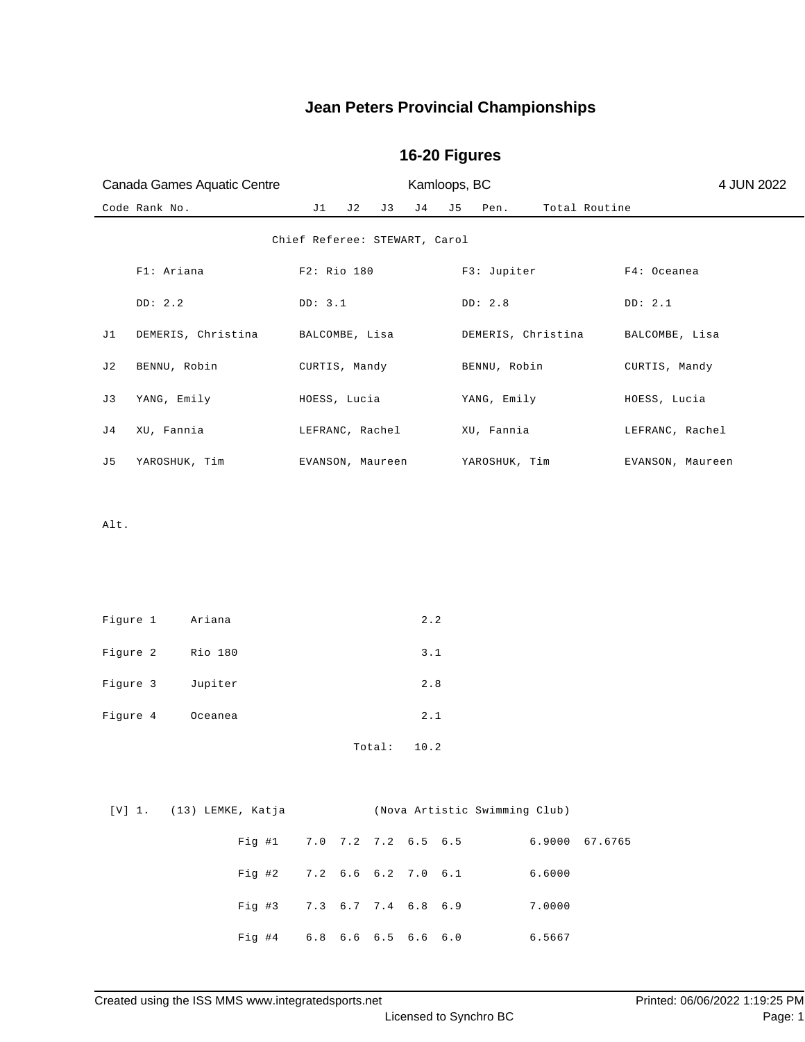# Jean Peters Provincial Championships

## 16-20 Figures

Canada Games Aquatic Centre | Kamloops, BC | 4 JUN 2022

| Code | Rank | No. | | J1 | J2 | J3 | J4 | J5 | Pen. | Total | Routine |
|---|---|---|---|---|---|---|---|---|---|---|---|

Chief Referee: STEWART, Carol

| | F1: Ariana | F2: Rio 180 | F3: Jupiter | F4: Oceanea |
|---|---|---|---|---|
| | DD: 2.2 | DD: 3.1 | DD: 2.8 | DD: 2.1 |
| J1 | DEMERIS, Christina | BALCOMBE, Lisa | DEMERIS, Christina | BALCOMBE, Lisa |
| J2 | BENNU, Robin | CURTIS, Mandy | BENNU, Robin | CURTIS, Mandy |
| J3 | YANG, Emily | HOESS, Lucia | YANG, Emily | HOESS, Lucia |
| J4 | XU, Fannia | LEFRANC, Rachel | XU, Fannia | LEFRANC, Rachel |
| J5 | YAROSHUK, Tim | EVANSON, Maureen | YAROSHUK, Tim | EVANSON, Maureen |

Alt.

| Figure | Name | DD |
|---|---|---|
| Figure 1 | Ariana | 2.2 |
| Figure 2 | Rio 180 | 3.1 |
| Figure 3 | Jupiter | 2.8 |
| Figure 4 | Oceanea | 2.1 |
| | Total: | 10.2 |

[V] 1. (13) LEMKE, Katja (Nova Artistic Swimming Club)

| | J1 | J2 | J3 | J4 | J5 | Pen. | Total | Routine |
|---|---|---|---|---|---|---|---|---|
| Fig #1 | 7.0 | 7.2 | 7.2 | 6.5 | 6.5 | | 6.9000 | 67.6765 |
| Fig #2 | 7.2 | 6.6 | 6.2 | 7.0 | 6.1 | | 6.6000 | |
| Fig #3 | 7.3 | 6.7 | 7.4 | 6.8 | 6.9 | | 7.0000 | |
| Fig #4 | 6.8 | 6.6 | 6.5 | 6.6 | 6.0 | | 6.5667 | |

Created using the ISS MMS www.integratedsports.net | Printed: 06/06/2022 1:19:25 PM

Licensed to Synchro BC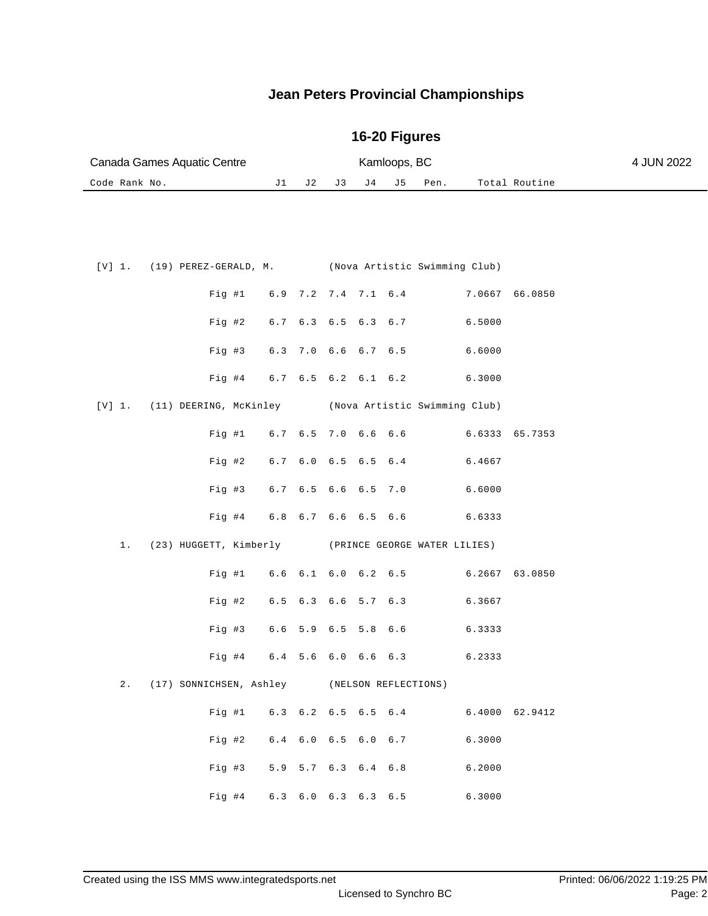# Jean Peters Provincial Championships

## 16-20 Figures

Canada Games Aquatic Centre — Kamloops, BC — 4 JUN 2022

| Code | Rank | No. | Name / Figure | Club | J1 | J2 | J3 | J4 | J5 | Pen. | Total | Routine |
|---|---|---|---|---|---|---|---|---|---|---|---|---|
| [V] | 1. | (19) | PEREZ-GERALD, M. | (Nova Artistic Swimming Club) | | | | | | | | |
| | | | Fig #1 | | 6.9 | 7.2 | 7.4 | 7.1 | 6.4 | | 7.0667 | 66.0850 |
| | | | Fig #2 | | 6.7 | 6.3 | 6.5 | 6.3 | 6.7 | | 6.5000 | |
| | | | Fig #3 | | 6.3 | 7.0 | 6.6 | 6.7 | 6.5 | | 6.6000 | |
| | | | Fig #4 | | 6.7 | 6.5 | 6.2 | 6.1 | 6.2 | | 6.3000 | |
| [V] | 1. | (11) | DEERING, McKinley | (Nova Artistic Swimming Club) | | | | | | | | |
| | | | Fig #1 | | 6.7 | 6.5 | 7.0 | 6.6 | 6.6 | | 6.6333 | 65.7353 |
| | | | Fig #2 | | 6.7 | 6.0 | 6.5 | 6.5 | 6.4 | | 6.4667 | |
| | | | Fig #3 | | 6.7 | 6.5 | 6.6 | 6.5 | 7.0 | | 6.6000 | |
| | | | Fig #4 | | 6.8 | 6.7 | 6.6 | 6.5 | 6.6 | | 6.6333 | |
| | 1. | (23) | HUGGETT, Kimberly | (PRINCE GEORGE WATER LILIES) | | | | | | | | |
| | | | Fig #1 | | 6.6 | 6.1 | 6.0 | 6.2 | 6.5 | | 6.2667 | 63.0850 |
| | | | Fig #2 | | 6.5 | 6.3 | 6.6 | 5.7 | 6.3 | | 6.3667 | |
| | | | Fig #3 | | 6.6 | 5.9 | 6.5 | 5.8 | 6.6 | | 6.3333 | |
| | | | Fig #4 | | 6.4 | 5.6 | 6.0 | 6.6 | 6.3 | | 6.2333 | |
| | 2. | (17) | SONNICHSEN, Ashley | (NELSON REFLECTIONS) | | | | | | | | |
| | | | Fig #1 | | 6.3 | 6.2 | 6.5 | 6.5 | 6.4 | | 6.4000 | 62.9412 |
| | | | Fig #2 | | 6.4 | 6.0 | 6.5 | 6.0 | 6.7 | | 6.3000 | |
| | | | Fig #3 | | 5.9 | 5.7 | 6.3 | 6.4 | 6.8 | | 6.2000 | |
| | | | Fig #4 | | 6.3 | 6.0 | 6.3 | 6.3 | 6.5 | | 6.3000 | |

Created using the ISS MMS www.integratedsports.net — Licensed to Synchro BC — Printed: 06/06/2022 1:19:25 PM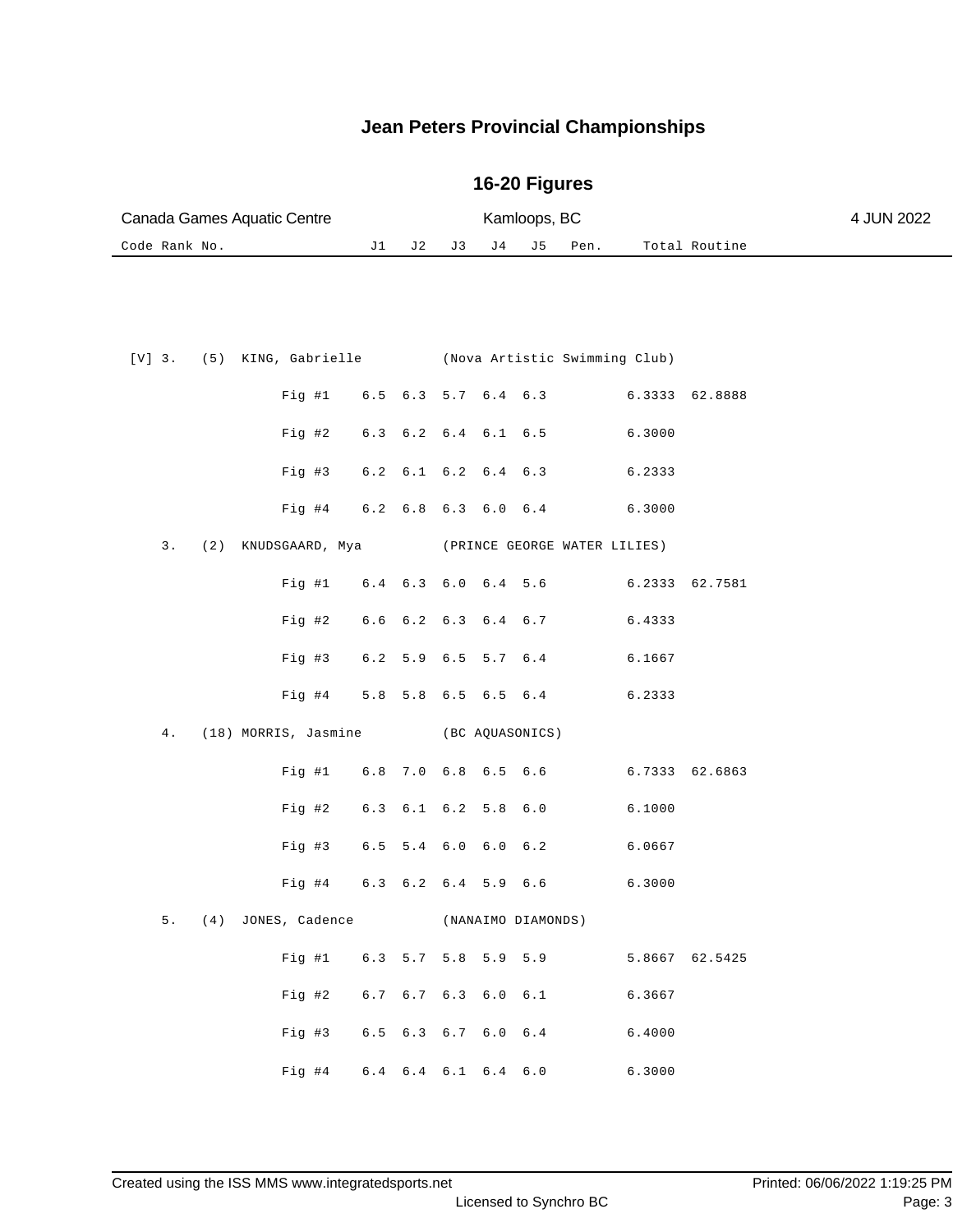# Jean Peters Provincial Championships

## 16-20 Figures

Canada Games Aquatic Centre | Kamloops, BC | 4 JUN 2022

| Code | Rank | No. | Name / Figure | J1 | J2 | J3 | J4 | J5 | Pen. | Total | Routine |
|---|---|---|---|---|---|---|---|---|---|---|---|
| [V] | 3. | (5) | KING, Gabrielle (Nova Artistic Swimming Club) | | | | | | | | |
| | | | Fig #1 | 6.5 | 6.3 | 5.7 | 6.4 | 6.3 | | 6.3333 | 62.8888 |
| | | | Fig #2 | 6.3 | 6.2 | 6.4 | 6.1 | 6.5 | | 6.3000 | |
| | | | Fig #3 | 6.2 | 6.1 | 6.2 | 6.4 | 6.3 | | 6.2333 | |
| | | | Fig #4 | 6.2 | 6.8 | 6.3 | 6.0 | 6.4 | | 6.3000 | |
| | 3. | (2) | KNUDSGAARD, Mya (PRINCE GEORGE WATER LILIES) | | | | | | | | |
| | | | Fig #1 | 6.4 | 6.3 | 6.0 | 6.4 | 5.6 | | 6.2333 | 62.7581 |
| | | | Fig #2 | 6.6 | 6.2 | 6.3 | 6.4 | 6.7 | | 6.4333 | |
| | | | Fig #3 | 6.2 | 5.9 | 6.5 | 5.7 | 6.4 | | 6.1667 | |
| | | | Fig #4 | 5.8 | 5.8 | 6.5 | 6.5 | 6.4 | | 6.2333 | |
| | 4. | (18) | MORRIS, Jasmine (BC AQUASONICS) | | | | | | | | |
| | | | Fig #1 | 6.8 | 7.0 | 6.8 | 6.5 | 6.6 | | 6.7333 | 62.6863 |
| | | | Fig #2 | 6.3 | 6.1 | 6.2 | 5.8 | 6.0 | | 6.1000 | |
| | | | Fig #3 | 6.5 | 5.4 | 6.0 | 6.0 | 6.2 | | 6.0667 | |
| | | | Fig #4 | 6.3 | 6.2 | 6.4 | 5.9 | 6.6 | | 6.3000 | |
| | 5. | (4) | JONES, Cadence (NANAIMO DIAMONDS) | | | | | | | | |
| | | | Fig #1 | 6.3 | 5.7 | 5.8 | 5.9 | 5.9 | | 5.8667 | 62.5425 |
| | | | Fig #2 | 6.7 | 6.7 | 6.3 | 6.0 | 6.1 | | 6.3667 | |
| | | | Fig #3 | 6.5 | 6.3 | 6.7 | 6.0 | 6.4 | | 6.4000 | |
| | | | Fig #4 | 6.4 | 6.4 | 6.1 | 6.4 | 6.0 | | 6.3000 | |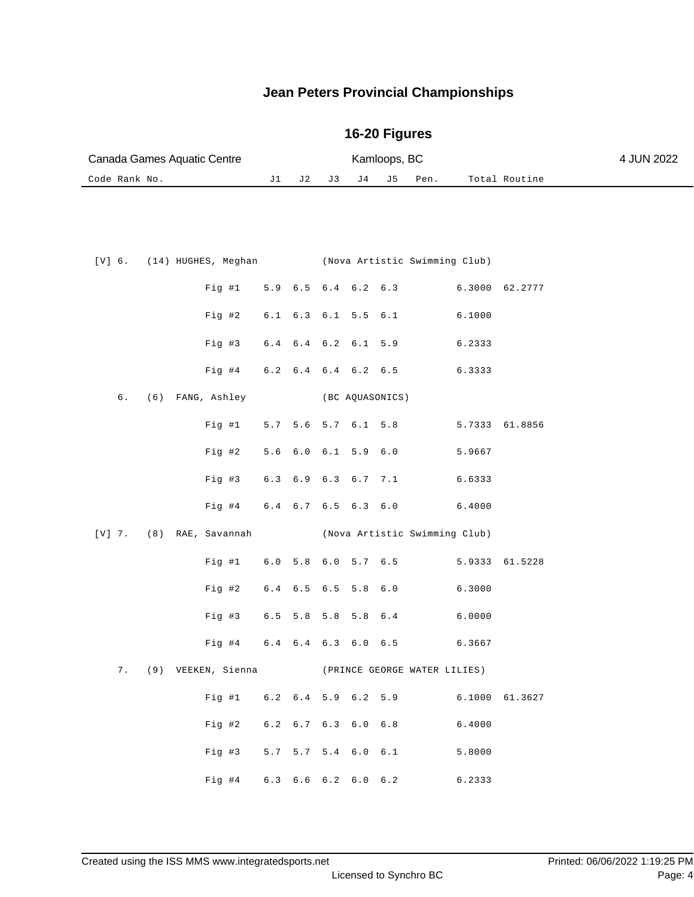# Jean Peters Provincial Championships

## 16-20 Figures

Canada Games Aquatic Centre — Kamloops, BC — 4 JUN 2022

| Code | Rank | No. | Name | Club / Figure | J1 | J2 | J3 | J4 | J5 | Pen. | Total | Routine |
|---|---|---|---|---|---|---|---|---|---|---|---|---|
| [V] | 6. | (14) | HUGHES, Meghan | (Nova Artistic Swimming Club) | | | | | | | | |
| | | | | Fig #1 | 5.9 | 6.5 | 6.4 | 6.2 | 6.3 | | 6.3000 | 62.2777 |
| | | | | Fig #2 | 6.1 | 6.3 | 6.1 | 5.5 | 6.1 | | 6.1000 | |
| | | | | Fig #3 | 6.4 | 6.4 | 6.2 | 6.1 | 5.9 | | 6.2333 | |
| | | | | Fig #4 | 6.2 | 6.4 | 6.4 | 6.2 | 6.5 | | 6.3333 | |
| | 6. | (6) | FANG, Ashley | (BC AQUASONICS) | | | | | | | | |
| | | | | Fig #1 | 5.7 | 5.6 | 5.7 | 6.1 | 5.8 | | 5.7333 | 61.8856 |
| | | | | Fig #2 | 5.6 | 6.0 | 6.1 | 5.9 | 6.0 | | 5.9667 | |
| | | | | Fig #3 | 6.3 | 6.9 | 6.3 | 6.7 | 7.1 | | 6.6333 | |
| | | | | Fig #4 | 6.4 | 6.7 | 6.5 | 6.3 | 6.0 | | 6.4000 | |
| [V] | 7. | (8) | RAE, Savannah | (Nova Artistic Swimming Club) | | | | | | | | |
| | | | | Fig #1 | 6.0 | 5.8 | 6.0 | 5.7 | 6.5 | | 5.9333 | 61.5228 |
| | | | | Fig #2 | 6.4 | 6.5 | 6.5 | 5.8 | 6.0 | | 6.3000 | |
| | | | | Fig #3 | 6.5 | 5.8 | 5.8 | 5.8 | 6.4 | | 6.0000 | |
| | | | | Fig #4 | 6.4 | 6.4 | 6.3 | 6.0 | 6.5 | | 6.3667 | |
| | 7. | (9) | VEEKEN, Sienna | (PRINCE GEORGE WATER LILIES) | | | | | | | | |
| | | | | Fig #1 | 6.2 | 6.4 | 5.9 | 6.2 | 5.9 | | 6.1000 | 61.3627 |
| | | | | Fig #2 | 6.2 | 6.7 | 6.3 | 6.0 | 6.8 | | 6.4000 | |
| | | | | Fig #3 | 5.7 | 5.7 | 5.4 | 6.0 | 6.1 | | 5.8000 | |
| | | | | Fig #4 | 6.3 | 6.6 | 6.2 | 6.0 | 6.2 | | 6.2333 | |

Created using the ISS MMS www.integratedsports.net — Licensed to Synchro BC — Printed: 06/06/2022 1:19:25 PM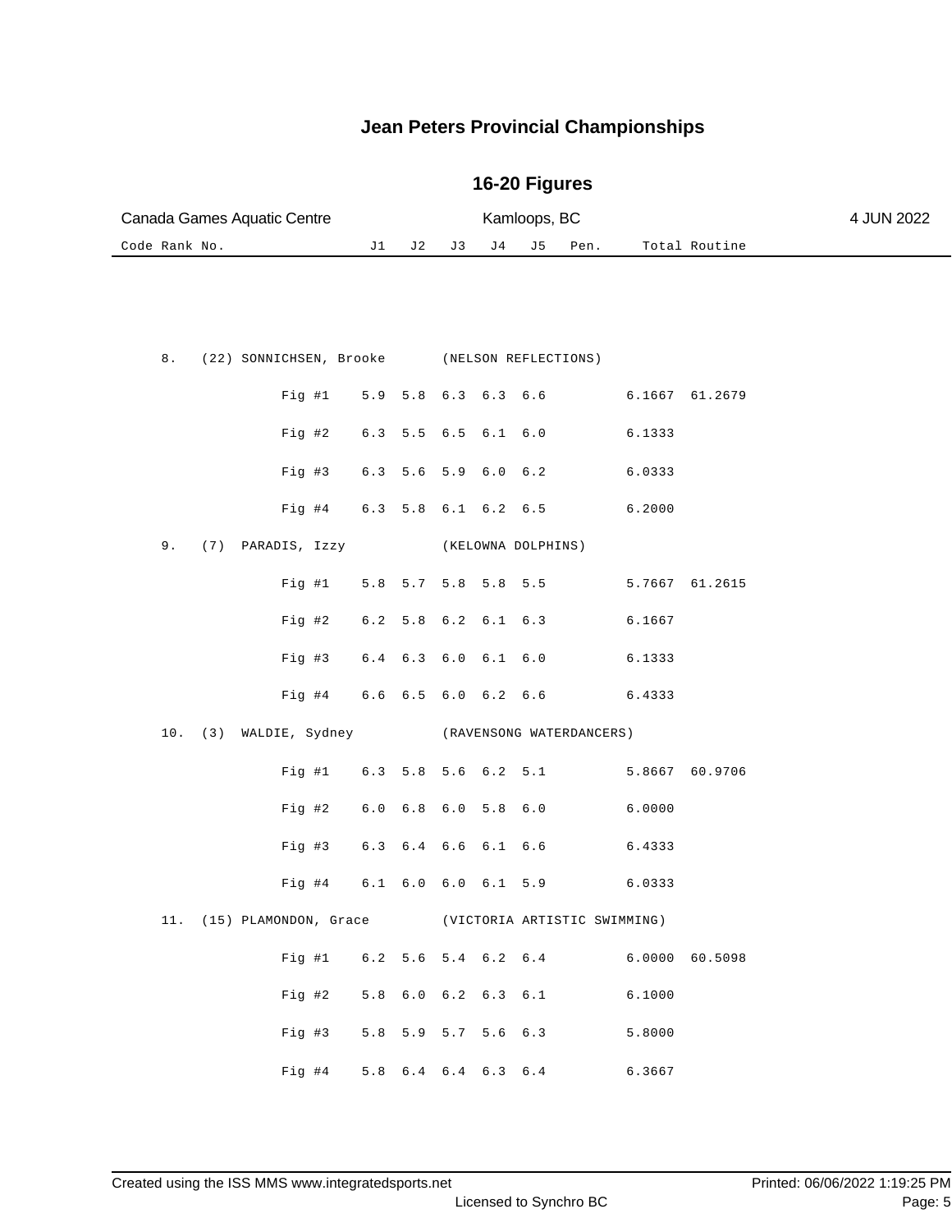# Jean Peters Provincial Championships

## 16-20 Figures

Canada Games Aquatic Centre | Kamloops, BC | 4 JUN 2022

| Code | Rank | No. | | J1 | J2 | J3 | J4 | J5 | Pen. | Total | Routine |
|---|---|---|---|---|---|---|---|---|---|---|---|
| | 8. | (22) | SONNICHSEN, Brooke (NELSON REFLECTIONS) | | | | | | | | |
| | | | Fig #1 | 5.9 | 5.8 | 6.3 | 6.3 | 6.6 | | 6.1667 | 61.2679 |
| | | | Fig #2 | 6.3 | 5.5 | 6.5 | 6.1 | 6.0 | | 6.1333 | |
| | | | Fig #3 | 6.3 | 5.6 | 5.9 | 6.0 | 6.2 | | 6.0333 | |
| | | | Fig #4 | 6.3 | 5.8 | 6.1 | 6.2 | 6.5 | | 6.2000 | |
| | 9. | (7) | PARADIS, Izzy (KELOWNA DOLPHINS) | | | | | | | | |
| | | | Fig #1 | 5.8 | 5.7 | 5.8 | 5.8 | 5.5 | | 5.7667 | 61.2615 |
| | | | Fig #2 | 6.2 | 5.8 | 6.2 | 6.1 | 6.3 | | 6.1667 | |
| | | | Fig #3 | 6.4 | 6.3 | 6.0 | 6.1 | 6.0 | | 6.1333 | |
| | | | Fig #4 | 6.6 | 6.5 | 6.0 | 6.2 | 6.6 | | 6.4333 | |
| | 10. | (3) | WALDIE, Sydney (RAVENSONG WATERDANCERS) | | | | | | | | |
| | | | Fig #1 | 6.3 | 5.8 | 5.6 | 6.2 | 5.1 | | 5.8667 | 60.9706 |
| | | | Fig #2 | 6.0 | 6.8 | 6.0 | 5.8 | 6.0 | | 6.0000 | |
| | | | Fig #3 | 6.3 | 6.4 | 6.6 | 6.1 | 6.6 | | 6.4333 | |
| | | | Fig #4 | 6.1 | 6.0 | 6.0 | 6.1 | 5.9 | | 6.0333 | |
| | 11. | (15) | PLAMONDON, Grace (VICTORIA ARTISTIC SWIMMING) | | | | | | | | |
| | | | Fig #1 | 6.2 | 5.6 | 5.4 | 6.2 | 6.4 | | 6.0000 | 60.5098 |
| | | | Fig #2 | 5.8 | 6.0 | 6.2 | 6.3 | 6.1 | | 6.1000 | |
| | | | Fig #3 | 5.8 | 5.9 | 5.7 | 5.6 | 6.3 | | 5.8000 | |
| | | | Fig #4 | 5.8 | 6.4 | 6.4 | 6.3 | 6.4 | | 6.3667 | |

Created using the ISS MMS www.integratedsports.net | Licensed to Synchro BC | Printed: 06/06/2022 1:19:25 PM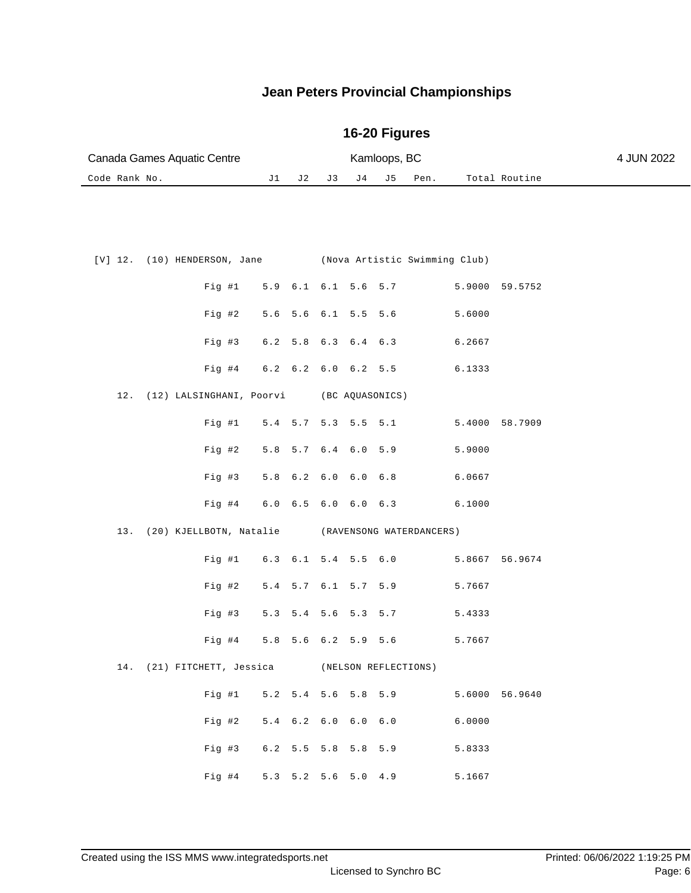# Jean Peters Provincial Championships

## 16-20 Figures

Canada Games Aquatic Centre | Kamloops, BC | 4 JUN 2022

| Code | Rank | No. | Name / Figure | Club | J1 | J2 | J3 | J4 | J5 | Pen. | Total | Routine |
|---|---|---|---|---|---|---|---|---|---|---|---|---|
| [V] | 12. | (10) | HENDERSON, Jane | (Nova Artistic Swimming Club) | | | | | | | | |
| | | | Fig #1 | | 5.9 | 6.1 | 6.1 | 5.6 | 5.7 | | 5.9000 | 59.5752 |
| | | | Fig #2 | | 5.6 | 5.6 | 6.1 | 5.5 | 5.6 | | 5.6000 | |
| | | | Fig #3 | | 6.2 | 5.8 | 6.3 | 6.4 | 6.3 | | 6.2667 | |
| | | | Fig #4 | | 6.2 | 6.2 | 6.0 | 6.2 | 5.5 | | 6.1333 | |
| | 12. | (12) | LALSINGHANI, Poorvi | (BC AQUASONICS) | | | | | | | | |
| | | | Fig #1 | | 5.4 | 5.7 | 5.3 | 5.5 | 5.1 | | 5.4000 | 58.7909 |
| | | | Fig #2 | | 5.8 | 5.7 | 6.4 | 6.0 | 5.9 | | 5.9000 | |
| | | | Fig #3 | | 5.8 | 6.2 | 6.0 | 6.0 | 6.8 | | 6.0667 | |
| | | | Fig #4 | | 6.0 | 6.5 | 6.0 | 6.0 | 6.3 | | 6.1000 | |
| | 13. | (20) | KJELLBOTN, Natalie | (RAVENSONG WATERDANCERS) | | | | | | | | |
| | | | Fig #1 | | 6.3 | 6.1 | 5.4 | 5.5 | 6.0 | | 5.8667 | 56.9674 |
| | | | Fig #2 | | 5.4 | 5.7 | 6.1 | 5.7 | 5.9 | | 5.7667 | |
| | | | Fig #3 | | 5.3 | 5.4 | 5.6 | 5.3 | 5.7 | | 5.4333 | |
| | | | Fig #4 | | 5.8 | 5.6 | 6.2 | 5.9 | 5.6 | | 5.7667 | |
| | 14. | (21) | FITCHETT, Jessica | (NELSON REFLECTIONS) | | | | | | | | |
| | | | Fig #1 | | 5.2 | 5.4 | 5.6 | 5.8 | 5.9 | | 5.6000 | 56.9640 |
| | | | Fig #2 | | 5.4 | 6.2 | 6.0 | 6.0 | 6.0 | | 6.0000 | |
| | | | Fig #3 | | 6.2 | 5.5 | 5.8 | 5.8 | 5.9 | | 5.8333 | |
| | | | Fig #4 | | 5.3 | 5.2 | 5.6 | 5.0 | 4.9 | | 5.1667 | |

Created using the ISS MMS www.integratedsports.net — Licensed to Synchro BC — Printed: 06/06/2022 1:19:25 PM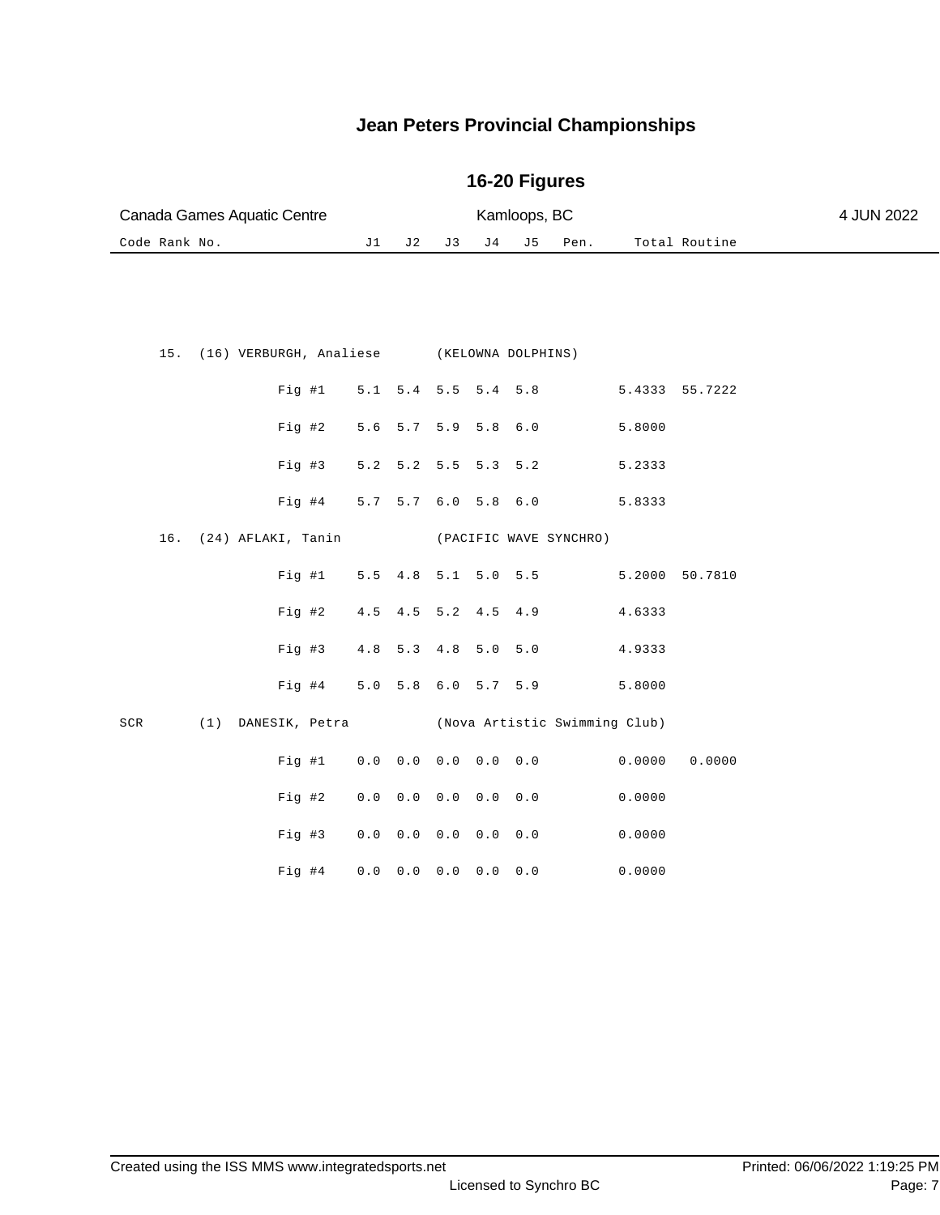# Jean Peters Provincial Championships

## 16-20 Figures

Canada Games Aquatic Centre — Kamloops, BC — 4 JUN 2022

| Code | Rank | No. | Name / Figure | Club | J1 | J2 | J3 | J4 | J5 | Pen. | Total | Routine |
|---|---|---|---|---|---|---|---|---|---|---|---|---|
| | 15. | (16) | VERBURGH, Analiese | (KELOWNA DOLPHINS) | | | | | | | | |
| | | | Fig #1 | | 5.1 | 5.4 | 5.5 | 5.4 | 5.8 | | 5.4333 | 55.7222 |
| | | | Fig #2 | | 5.6 | 5.7 | 5.9 | 5.8 | 6.0 | | 5.8000 | |
| | | | Fig #3 | | 5.2 | 5.2 | 5.5 | 5.3 | 5.2 | | 5.2333 | |
| | | | Fig #4 | | 5.7 | 5.7 | 6.0 | 5.8 | 6.0 | | 5.8333 | |
| | 16. | (24) | AFLAKI, Tanin | (PACIFIC WAVE SYNCHRO) | | | | | | | | |
| | | | Fig #1 | | 5.5 | 4.8 | 5.1 | 5.0 | 5.5 | | 5.2000 | 50.7810 |
| | | | Fig #2 | | 4.5 | 4.5 | 5.2 | 4.5 | 4.9 | | 4.6333 | |
| | | | Fig #3 | | 4.8 | 5.3 | 4.8 | 5.0 | 5.0 | | 4.9333 | |
| | | | Fig #4 | | 5.0 | 5.8 | 6.0 | 5.7 | 5.9 | | 5.8000 | |
| SCR | | (1) | DANESIK, Petra | (Nova Artistic Swimming Club) | | | | | | | | |
| | | | Fig #1 | | 0.0 | 0.0 | 0.0 | 0.0 | 0.0 | | 0.0000 | 0.0000 |
| | | | Fig #2 | | 0.0 | 0.0 | 0.0 | 0.0 | 0.0 | | 0.0000 | |
| | | | Fig #3 | | 0.0 | 0.0 | 0.0 | 0.0 | 0.0 | | 0.0000 | |
| | | | Fig #4 | | 0.0 | 0.0 | 0.0 | 0.0 | 0.0 | | 0.0000 | |

Created using the ISS MMS www.integratedsports.net — Licensed to Synchro BC — Printed: 06/06/2022 1:19:25 PM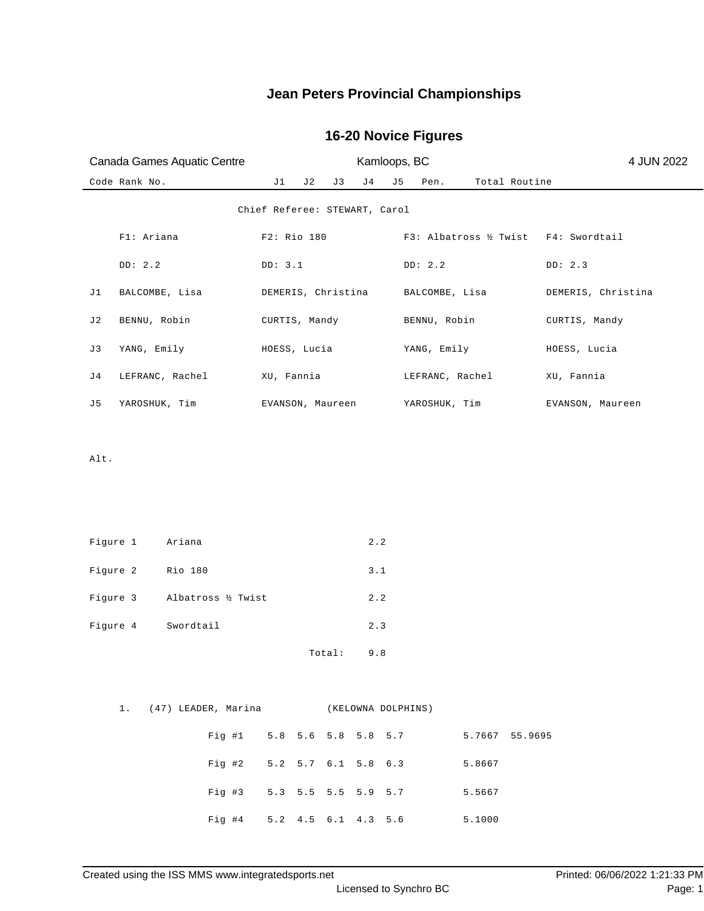# Jean Peters Provincial Championships

## 16-20 Novice Figures

Canada Games Aquatic Centre — Kamloops, BC — 4 JUN 2022

Code Rank No. | J1 | J2 | J3 | J4 | J5 | Pen. | Total Routine

Chief Referee: STEWART, Carol

| | F1: Ariana | F2: Rio 180 | F3: Albatross ½ Twist | F4: Swordtail |
|---|---|---|---|---|
| | DD: 2.2 | DD: 3.1 | DD: 2.2 | DD: 2.3 |
| J1 | BALCOMBE, Lisa | DEMERIS, Christina | BALCOMBE, Lisa | DEMERIS, Christina |
| J2 | BENNU, Robin | CURTIS, Mandy | BENNU, Robin | CURTIS, Mandy |
| J3 | YANG, Emily | HOESS, Lucia | YANG, Emily | HOESS, Lucia |
| J4 | LEFRANC, Rachel | XU, Fannia | LEFRANC, Rachel | XU, Fannia |
| J5 | YAROSHUK, Tim | EVANSON, Maureen | YAROSHUK, Tim | EVANSON, Maureen |

Alt.

| | | |
|---|---|---|
| Figure 1 | Ariana | 2.2 |
| Figure 2 | Rio 180 | 3.1 |
| Figure 3 | Albatross ½ Twist | 2.2 |
| Figure 4 | Swordtail | 2.3 |
| | Total: | 9.8 |

1. (47) LEADER, Marina (KELOWNA DOLPHINS)

| | J1 | J2 | J3 | J4 | J5 | Pen. | Total | Routine |
|---|---|---|---|---|---|---|---|---|
| Fig #1 | 5.8 | 5.6 | 5.8 | 5.8 | 5.7 | | 5.7667 | 55.9695 |
| Fig #2 | 5.2 | 5.7 | 6.1 | 5.8 | 6.3 | | 5.8667 | |
| Fig #3 | 5.3 | 5.5 | 5.5 | 5.9 | 5.7 | | 5.5667 | |
| Fig #4 | 5.2 | 4.5 | 6.1 | 4.3 | 5.6 | | 5.1000 | |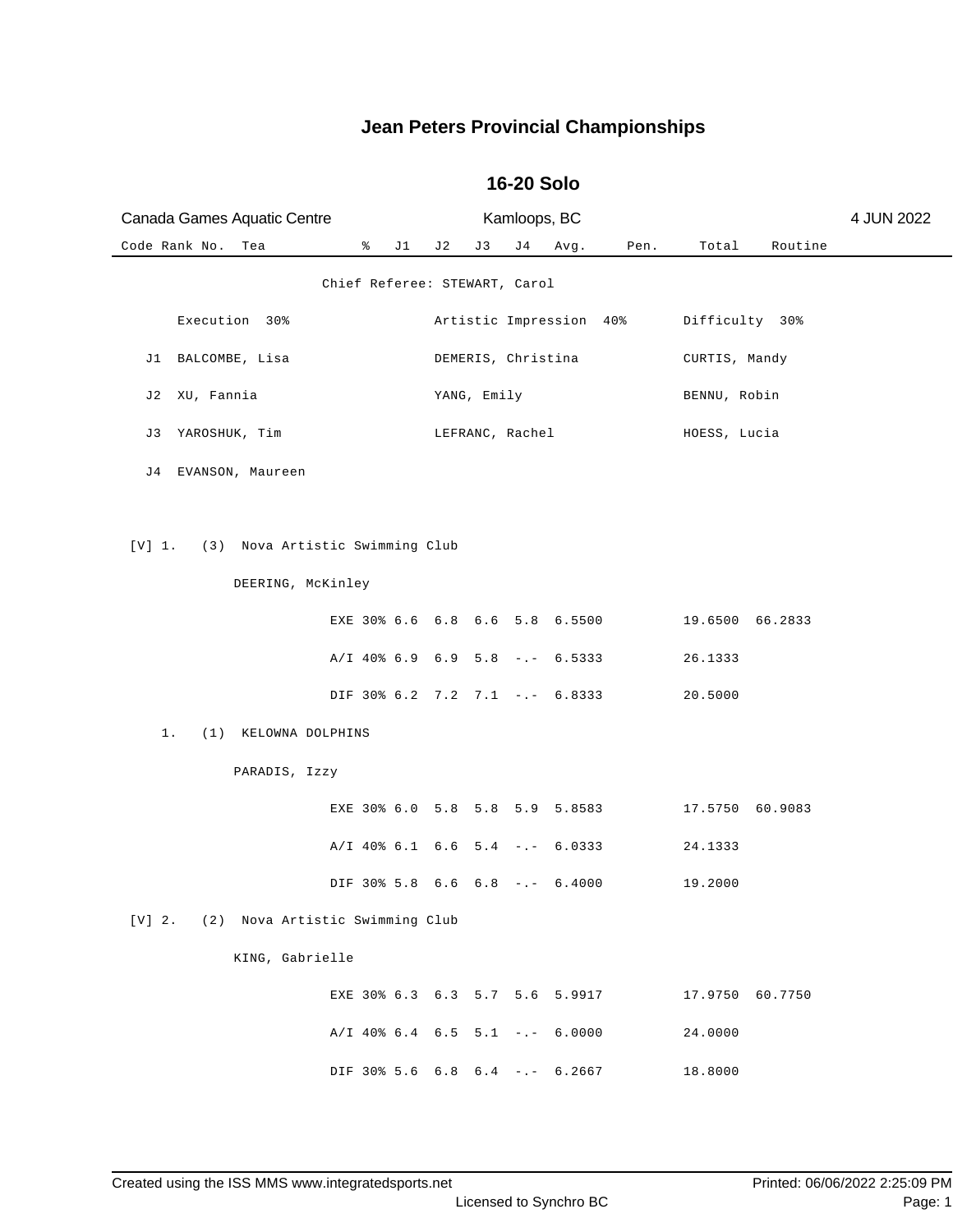# Jean Peters Provincial Championships

## 16-20 Solo

Canada Games Aquatic Centre | Kamloops, BC | 4 JUN 2022

| Code | Rank | No. | Tea | % | J1 | J2 | J3 | J4 | Avg. | Pen. | Total | Routine |
|---|---|---|---|---|---|---|---|---|---|---|---|---|

Chief Referee: STEWART, Carol

| | Execution 30% | Artistic Impression 40% | Difficulty 30% |
|---|---|---|---|
| J1 | BALCOMBE, Lisa | DEMERIS, Christina | CURTIS, Mandy |
| J2 | XU, Fannia | YANG, Emily | BENNU, Robin |
| J3 | YAROSHUK, Tim | LEFRANC, Rachel | HOESS, Lucia |
| J4 | EVANSON, Maureen | | |

| Code | Rank | No. | Team / Athlete | % | J1 | J2 | J3 | J4 | Avg. | Pen. | Total | Routine |
|---|---|---|---|---|---|---|---|---|---|---|---|---|
| [V] | 1. | (3) | Nova Artistic Swimming Club | | | | | | | | | |
| | | | DEERING, McKinley | | | | | | | | | |
| | | | | EXE 30% | 6.6 | 6.8 | 6.6 | 5.8 | 6.5500 | | 19.6500 | 66.2833 |
| | | | | A/I 40% | 6.9 | 6.9 | 5.8 | -.- | 6.5333 | | 26.1333 | |
| | | | | DIF 30% | 6.2 | 7.2 | 7.1 | -.- | 6.8333 | | 20.5000 | |
| | 1. | (1) | KELOWNA DOLPHINS | | | | | | | | | |
| | | | PARADIS, Izzy | | | | | | | | | |
| | | | | EXE 30% | 6.0 | 5.8 | 5.8 | 5.9 | 5.8583 | | 17.5750 | 60.9083 |
| | | | | A/I 40% | 6.1 | 6.6 | 5.4 | -.- | 6.0333 | | 24.1333 | |
| | | | | DIF 30% | 5.8 | 6.6 | 6.8 | -.- | 6.4000 | | 19.2000 | |
| [V] | 2. | (2) | Nova Artistic Swimming Club | | | | | | | | | |
| | | | KING, Gabrielle | | | | | | | | | |
| | | | | EXE 30% | 6.3 | 6.3 | 5.7 | 5.6 | 5.9917 | | 17.9750 | 60.7750 |
| | | | | A/I 40% | 6.4 | 6.5 | 5.1 | -.- | 6.0000 | | 24.0000 | |
| | | | | DIF 30% | 5.6 | 6.8 | 6.4 | -.- | 6.2667 | | 18.8000 | |

Created using the ISS MMS www.integratedsports.net | Licensed to Synchro BC | Printed: 06/06/2022 2:25:09 PM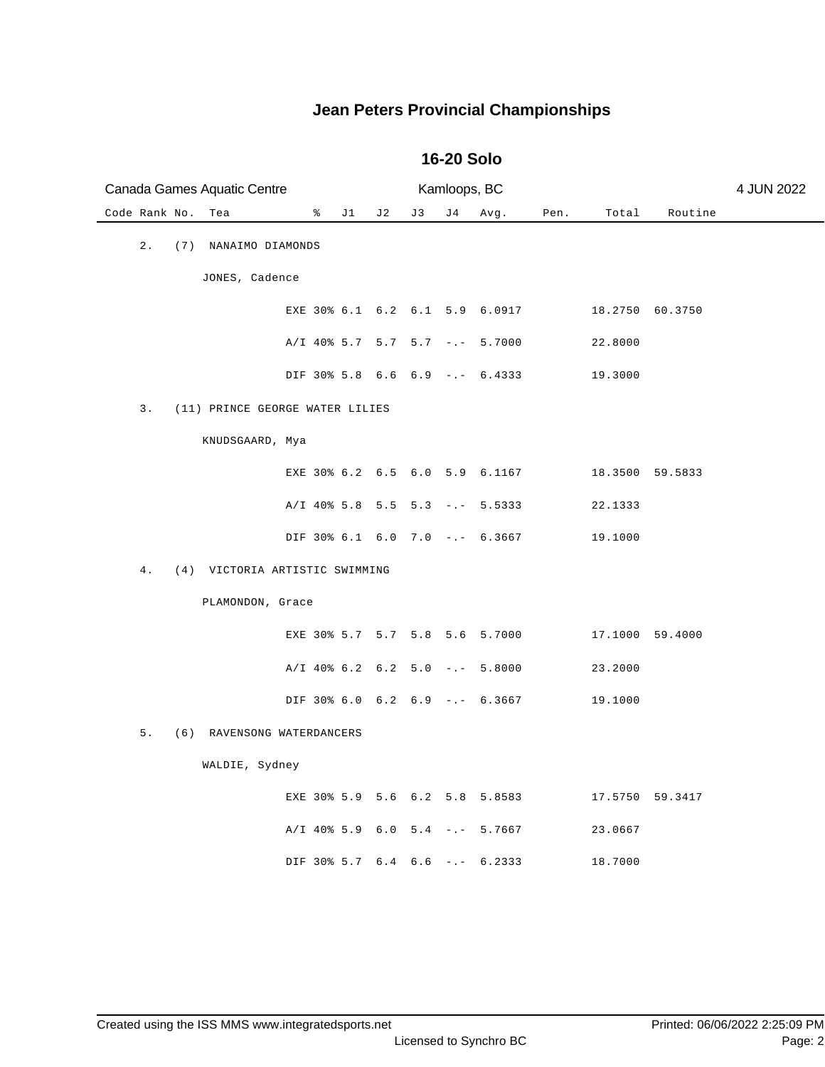# Jean Peters Provincial Championships

## 16-20 Solo

Canada Games Aquatic Centre — Kamloops, BC — 4 JUN 2022

| Code | Rank | No. | Tea | % | J1 | J2 | J3 | J4 | Avg. | Pen. | Total | Routine |
|---|---|---|---|---|---|---|---|---|---|---|---|---|
| | 2. | (7) | NANAIMO DIAMONDS | | | | | | | | | |
| | | | JONES, Cadence | | | | | | | | | |
| | | | | EXE 30% | 6.1 | 6.2 | 6.1 | 5.9 | 6.0917 | | 18.2750 | 60.3750 |
| | | | | A/I 40% | 5.7 | 5.7 | 5.7 | -.- | 5.7000 | | 22.8000 | |
| | | | | DIF 30% | 5.8 | 6.6 | 6.9 | -.- | 6.4333 | | 19.3000 | |
| | 3. | (11) | PRINCE GEORGE WATER LILIES | | | | | | | | | |
| | | | KNUDSGAARD, Mya | | | | | | | | | |
| | | | | EXE 30% | 6.2 | 6.5 | 6.0 | 5.9 | 6.1167 | | 18.3500 | 59.5833 |
| | | | | A/I 40% | 5.8 | 5.5 | 5.3 | -.- | 5.5333 | | 22.1333 | |
| | | | | DIF 30% | 6.1 | 6.0 | 7.0 | -.- | 6.3667 | | 19.1000 | |
| | 4. | (4) | VICTORIA ARTISTIC SWIMMING | | | | | | | | | |
| | | | PLAMONDON, Grace | | | | | | | | | |
| | | | | EXE 30% | 5.7 | 5.7 | 5.8 | 5.6 | 5.7000 | | 17.1000 | 59.4000 |
| | | | | A/I 40% | 6.2 | 6.2 | 5.0 | -.- | 5.8000 | | 23.2000 | |
| | | | | DIF 30% | 6.0 | 6.2 | 6.9 | -.- | 6.3667 | | 19.1000 | |
| | 5. | (6) | RAVENSONG WATERDANCERS | | | | | | | | | |
| | | | WALDIE, Sydney | | | | | | | | | |
| | | | | EXE 30% | 5.9 | 5.6 | 6.2 | 5.8 | 5.8583 | | 17.5750 | 59.3417 |
| | | | | A/I 40% | 5.9 | 6.0 | 5.4 | -.- | 5.7667 | | 23.0667 | |
| | | | | DIF 30% | 5.7 | 6.4 | 6.6 | -.- | 6.2333 | | 18.7000 | |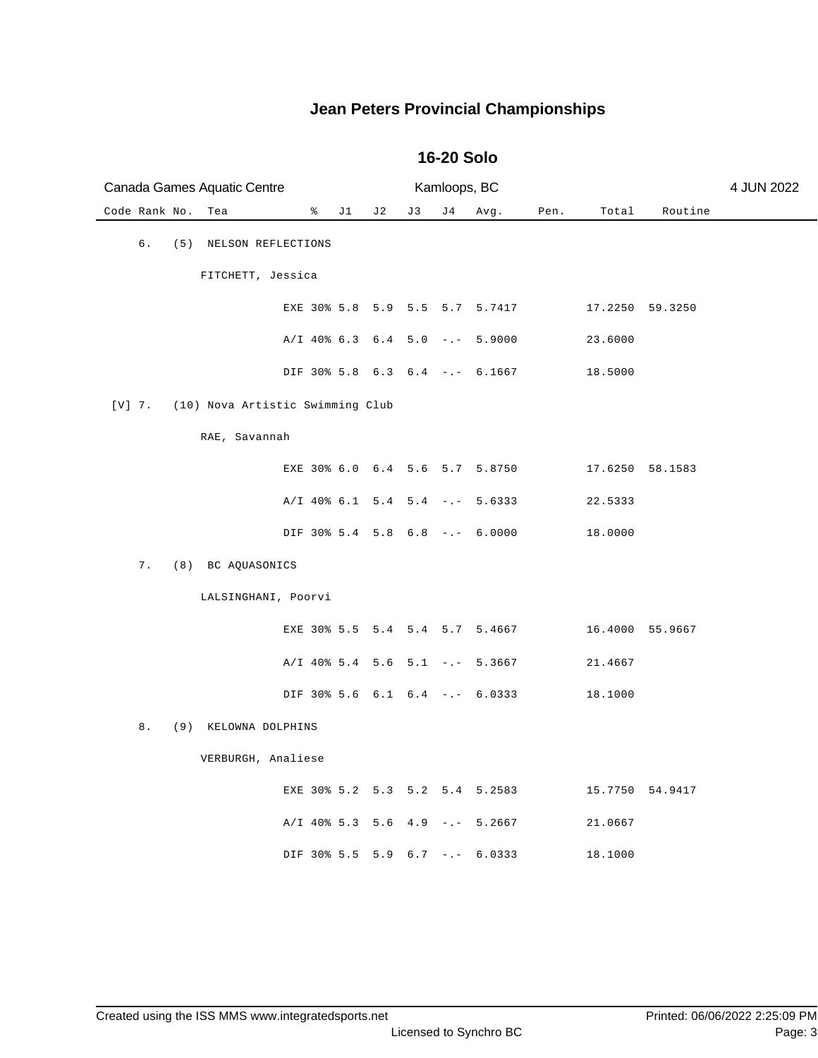# Jean Peters Provincial Championships

## 16-20 Solo

Canada Games Aquatic Centre | Kamloops, BC | 4 JUN 2022

| Code | Rank | No. | Tea | % | J1 | J2 | J3 | J4 | Avg. | Pen. | Total | Routine |
|---|---|---|---|---|---|---|---|---|---|---|---|---|
| | 6. | (5) | NELSON REFLECTIONS | | | | | | | | | |
| | | | FITCHETT, Jessica | | | | | | | | | |
| | | | EXE | 30% | 5.8 | 5.9 | 5.5 | 5.7 | 5.7417 | | 17.2250 | 59.3250 |
| | | | A/I | 40% | 6.3 | 6.4 | 5.0 | -.- | 5.9000 | | 23.6000 | |
| | | | DIF | 30% | 5.8 | 6.3 | 6.4 | -.- | 6.1667 | | 18.5000 | |
| [V] | 7. | (10) | Nova Artistic Swimming Club | | | | | | | | | |
| | | | RAE, Savannah | | | | | | | | | |
| | | | EXE | 30% | 6.0 | 6.4 | 5.6 | 5.7 | 5.8750 | | 17.6250 | 58.1583 |
| | | | A/I | 40% | 6.1 | 5.4 | 5.4 | -.- | 5.6333 | | 22.5333 | |
| | | | DIF | 30% | 5.4 | 5.8 | 6.8 | -.- | 6.0000 | | 18.0000 | |
| | 7. | (8) | BC AQUASONICS | | | | | | | | | |
| | | | LALSINGHANI, Poorvi | | | | | | | | | |
| | | | EXE | 30% | 5.5 | 5.4 | 5.4 | 5.7 | 5.4667 | | 16.4000 | 55.9667 |
| | | | A/I | 40% | 5.4 | 5.6 | 5.1 | -.- | 5.3667 | | 21.4667 | |
| | | | DIF | 30% | 5.6 | 6.1 | 6.4 | -.- | 6.0333 | | 18.1000 | |
| | 8. | (9) | KELOWNA DOLPHINS | | | | | | | | | |
| | | | VERBURGH, Analiese | | | | | | | | | |
| | | | EXE | 30% | 5.2 | 5.3 | 5.2 | 5.4 | 5.2583 | | 15.7750 | 54.9417 |
| | | | A/I | 40% | 5.3 | 5.6 | 4.9 | -.- | 5.2667 | | 21.0667 | |
| | | | DIF | 30% | 5.5 | 5.9 | 6.7 | -.- | 6.0333 | | 18.1000 | |

Created using the ISS MMS www.integratedsports.net | Licensed to Synchro BC | Printed: 06/06/2022 2:25:09 PM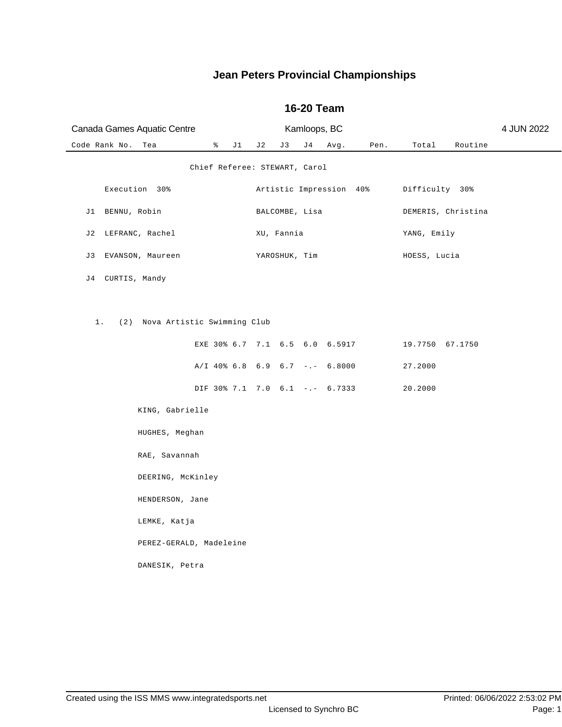# Jean Peters Provincial Championships

## 16-20 Team

Canada Games Aquatic Centre — Kamloops, BC — 4 JUN 2022

Chief Referee: STEWART, Carol

| | Execution 30% | Artistic Impression 40% | Difficulty 30% |
|---|---|---|---|
| J1 | BENNU, Robin | BALCOMBE, Lisa | DEMERIS, Christina |
| J2 | LEFRANC, Rachel | XU, Fannia | YANG, Emily |
| J3 | EVANSON, Maureen | YAROSHUK, Tim | HOESS, Lucia |
| J4 | CURTIS, Mandy | | |

| Code | Rank | No. | Team | | % | J1 | J2 | J3 | J4 | Avg. | Pen. | Total | Routine |
|---|---|---|---|---|---|---|---|---|---|---|---|---|---|
| | 1. | (2) | Nova Artistic Swimming Club | | | | | | | | | | |
| | | | | EXE | 30% | 6.7 | 7.1 | 6.5 | 6.0 | 6.5917 | | 19.7750 | 67.1750 |
| | | | | A/I | 40% | 6.8 | 6.9 | 6.7 | -.- | 6.8000 | | 27.2000 | |
| | | | | DIF | 30% | 7.1 | 7.0 | 6.1 | -.- | 6.7333 | | 20.2000 | |

KING, Gabrielle

HUGHES, Meghan

RAE, Savannah

DEERING, McKinley

HENDERSON, Jane

LEMKE, Katja

PEREZ-GERALD, Madeleine

DANESIK, Petra

Created using the ISS MMS www.integratedsports.net — Licensed to Synchro BC — Printed: 06/06/2022 2:53:02 PM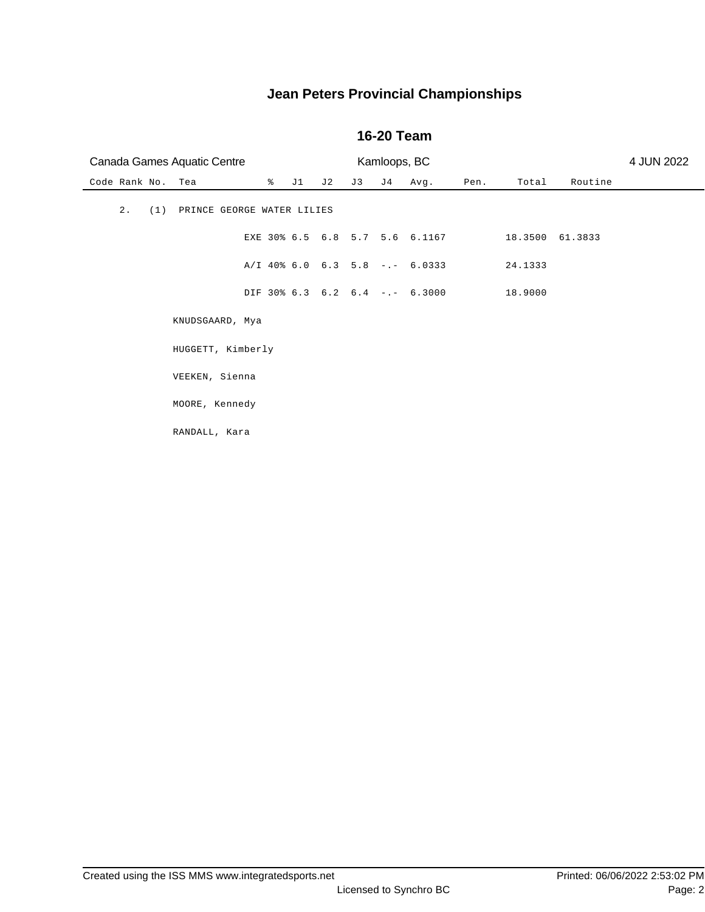# Jean Peters Provincial Championships

## 16-20 Team

Canada Games Aquatic Centre — Kamloops, BC — 4 JUN 2022

| Code | Rank | No. | Tea | % | J1 | J2 | J3 | J4 | Avg. | Pen. | Total | Routine |
|---|---|---|---|---|---|---|---|---|---|---|---|---|
| | 2. | (1) | PRINCE GEORGE WATER LILIES | | | | | | | | | |
| | | | EXE | 30% | 6.5 | 6.8 | 5.7 | 5.6 | 6.1167 | | 18.3500 | 61.3833 |
| | | | A/I | 40% | 6.0 | 6.3 | 5.8 | -.- | 6.0333 | | 24.1333 | |
| | | | DIF | 30% | 6.3 | 6.2 | 6.4 | -.- | 6.3000 | | 18.9000 | |

KNUDSGAARD, Mya

HUGGETT, Kimberly

VEEKEN, Sienna

MOORE, Kennedy

RANDALL, Kara